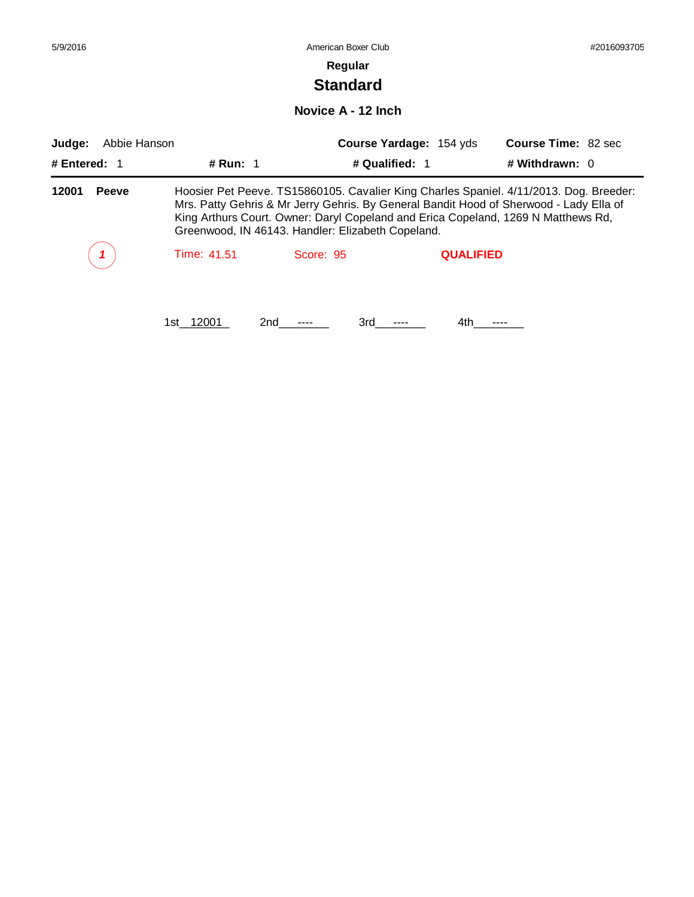**Regular**

# Standard

## Novice A - 12 Inch

**Judge:** Abbie Hanson | **Course Yardage:** 154 yds | **Course Time:** 82 sec

**# Entered:** 1 | **# Run:** 1 | **# Qualified:** 1 | **# Withdrawn:** 0

---

**12001** **Peeve**

Hoosier Pet Peeve. TS15860105. Cavalier King Charles Spaniel. 4/11/2013. Dog. Breeder: Mrs. Patty Gehris & Mr Jerry Gehris. By General Bandit Hood of Sherwood - Lady Ella of King Arthurs Court. Owner: Daryl Copeland and Erica Copeland, 1269 N Matthews Rd, Greenwood, IN 46143. Handler: Elizabeth Copeland.

*1* Time: 41.51 Score: 95 **QUALIFIED**

1st\_\_12001\_\_ 2nd\_\_\_----\_\_\_ 3rd\_\_\_----\_\_\_ 4th\_\_\_----\_\_\_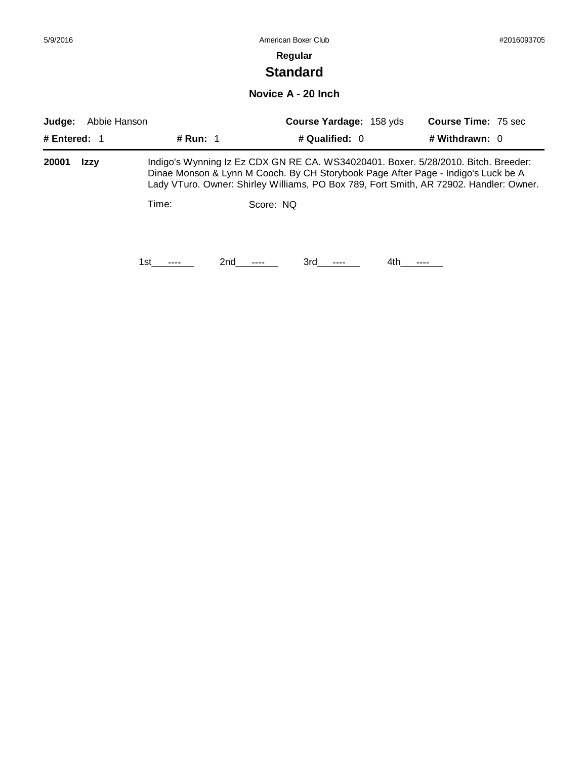**Regular**

## Standard

### Novice A - 20 Inch

**Judge:** Abbie Hanson | **Course Yardage:** 158 yds | **Course Time:** 75 sec

**# Entered:** 1 | **# Run:** 1 | **# Qualified:** 0 | **# Withdrawn:** 0

---

**20001 Izzy** Indigo's Wynning Iz Ez CDX GN RE CA. WS34020401. Boxer. 5/28/2010. Bitch. Breeder: Dinae Monson & Lynn M Cooch. By CH Storybook Page After Page - Indigo's Luck be A Lady VTuro. Owner: Shirley Williams, PO Box 789, Fort Smith, AR 72902. Handler: Owner.

Time: Score: NQ

1st\_\_\_----\_\_\_ 2nd\_\_\_----\_\_\_ 3rd\_\_\_----\_\_\_ 4th\_\_\_----\_\_\_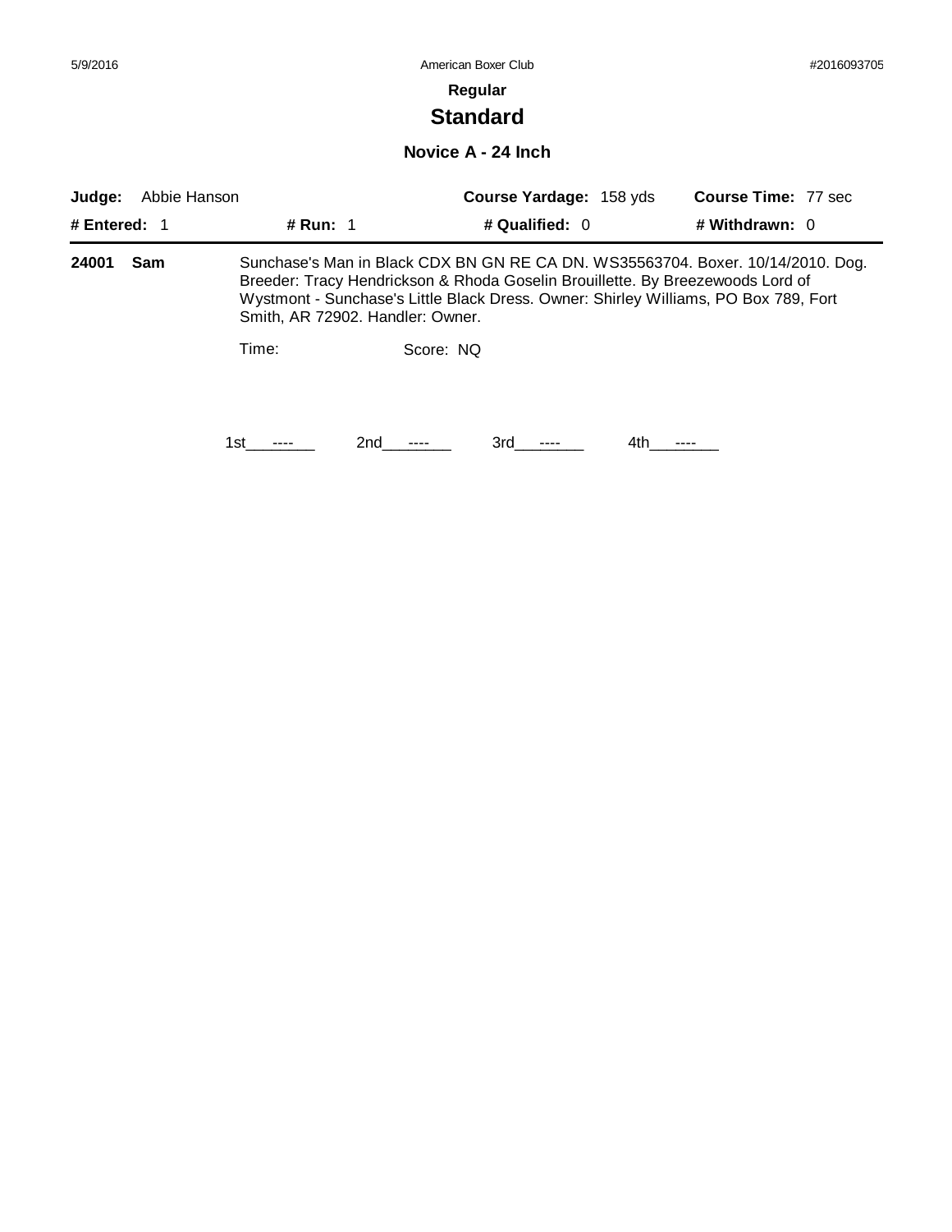5/9/2016 American Boxer Club #2016093705

**Regular**

## Standard

### Novice A - 24 Inch

| **Judge:** Abbie Hanson | | **Course Yardage:** 158 yds | **Course Time:** 77 sec |
|---|---|---|---|
| **# Entered:** 1 | **# Run:** 1 | **# Qualified:** 0 | **# Withdrawn:** 0 |

**24001 Sam** — Sunchase's Man in Black CDX BN GN RE CA DN. WS35563704. Boxer. 10/14/2010. Dog. Breeder: Tracy Hendrickson & Rhoda Goselin Brouillette. By Breezewoods Lord of Wystmont - Sunchase's Little Black Dress. Owner: Shirley Williams, PO Box 789, Fort Smith, AR 72902. Handler: Owner.

Time: Score: NQ

1st\_\_\_----\_\_\_ 2nd\_\_\_----\_\_\_ 3rd\_\_\_----\_\_\_ 4th\_\_\_----\_\_\_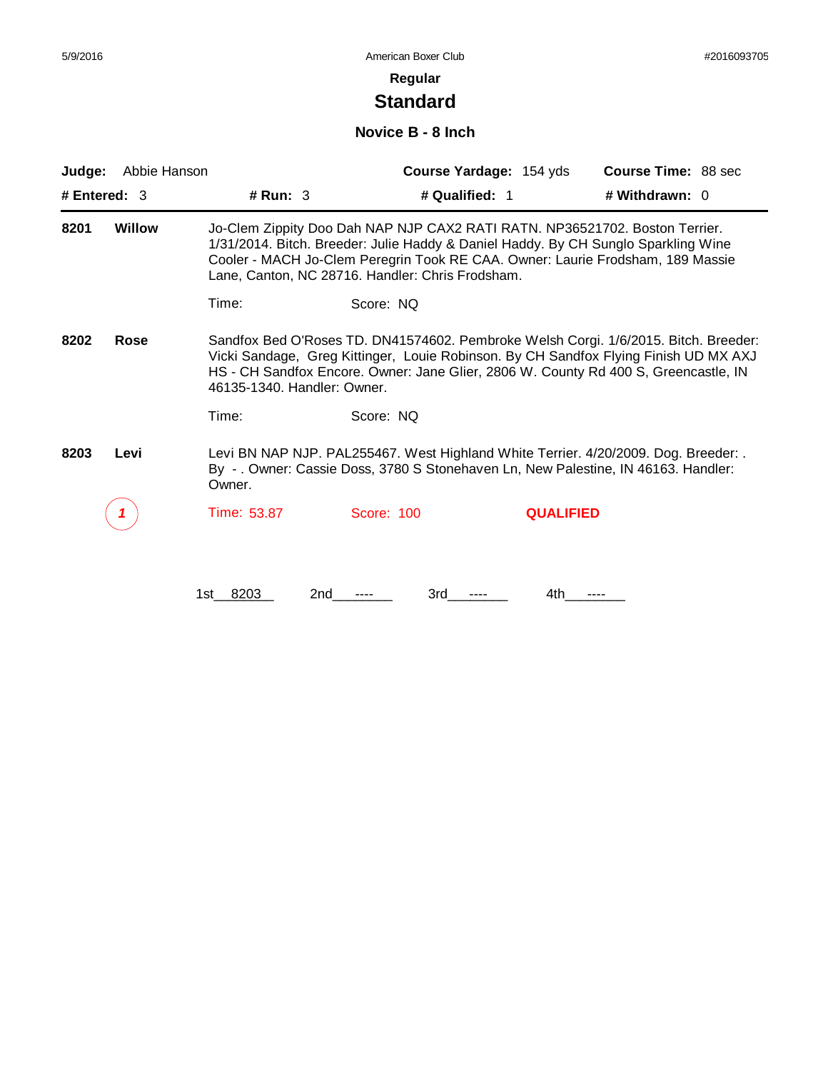5/9/2016 American Boxer Club #2016093705

## Regular

# Standard

### Novice B - 8 Inch

**Judge:** Abbie Hanson **Course Yardage:** 154 yds **Course Time:** 88 sec

**# Entered:** 3 **# Run:** 3 **# Qualified:** 1 **# Withdrawn:** 0

---

**8201** **Willow** Jo-Clem Zippity Doo Dah NAP NJP CAX2 RATI RATN. NP36521702. Boston Terrier. 1/31/2014. Bitch. Breeder: Julie Haddy & Daniel Haddy. By CH Sunglo Sparkling Wine Cooler - MACH Jo-Clem Peregrin Took RE CAA. Owner: Laurie Frodsham, 189 Massie Lane, Canton, NC 28716. Handler: Chris Frodsham.

Time: Score: NQ

**8202** **Rose** Sandfox Bed O'Roses TD. DN41574602. Pembroke Welsh Corgi. 1/6/2015. Bitch. Breeder: Vicki Sandage, Greg Kittinger, Louie Robinson. By CH Sandfox Flying Finish UD MX AXJ HS - CH Sandfox Encore. Owner: Jane Glier, 2806 W. County Rd 400 S, Greencastle, IN 46135-1340. Handler: Owner.

Time: Score: NQ

**8203** **Levi** Levi BN NAP NJP. PAL255467. West Highland White Terrier. 4/20/2009. Dog. Breeder: . By - . Owner: Cassie Doss, 3780 S Stonehaven Ln, New Palestine, IN 46163. Handler: Owner.

*1* Time: 53.87 Score: 100 **QUALIFIED**

1st 8203 2nd ---- 3rd ---- 4th ----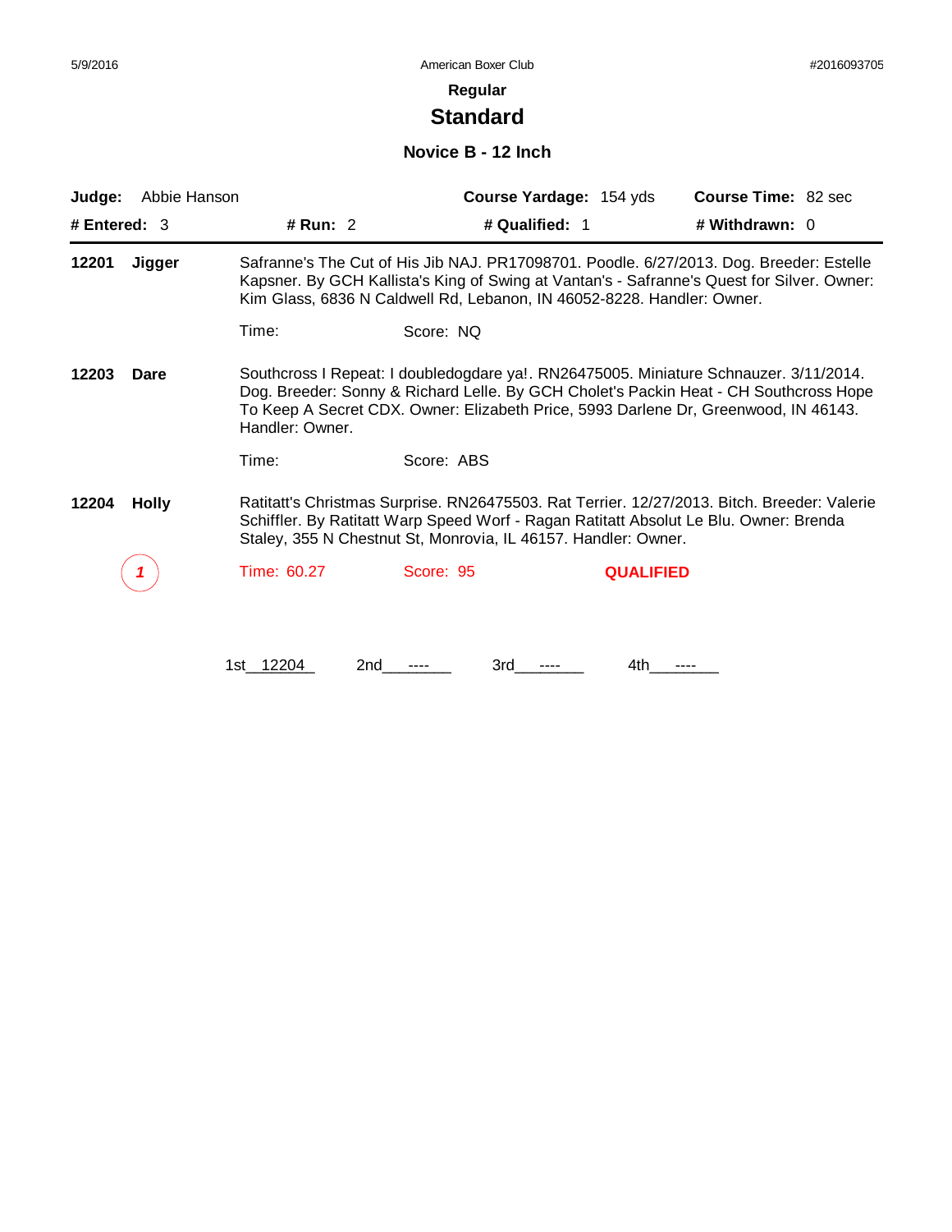# Regular

## Standard

### Novice B - 12 Inch

**Judge:** Abbie Hanson **Course Yardage:** 154 yds **Course Time:** 82 sec

**# Entered:** 3 **# Run:** 2 **# Qualified:** 1 **# Withdrawn:** 0

---

**12201 Jigger**

Safranne's The Cut of His Jib NAJ. PR17098701. Poodle. 6/27/2013. Dog. Breeder: Estelle Kapsner. By GCH Kallista's King of Swing at Vantan's - Safranne's Quest for Silver. Owner: Kim Glass, 6836 N Caldwell Rd, Lebanon, IN 46052-8228. Handler: Owner.

Time: Score: NQ

**12203 Dare**

Southcross I Repeat: I doubledogdare ya!. RN26475005. Miniature Schnauzer. 3/11/2014. Dog. Breeder: Sonny & Richard Lelle. By GCH Cholet's Packin Heat - CH Southcross Hope To Keep A Secret CDX. Owner: Elizabeth Price, 5993 Darlene Dr, Greenwood, IN 46143. Handler: Owner.

Time: Score: ABS

**12204 Holly**

Ratitatt's Christmas Surprise. RN26475503. Rat Terrier. 12/27/2013. Bitch. Breeder: Valerie Schiffler. By Ratitatt Warp Speed Worf - Ragan Ratitatt Absolut Le Blu. Owner: Brenda Staley, 355 N Chestnut St, Monrovia, IL 46157. Handler: Owner.

*1* Time: 60.27 Score: 95 **QUALIFIED**

1st 12204 2nd ---- 3rd ---- 4th ----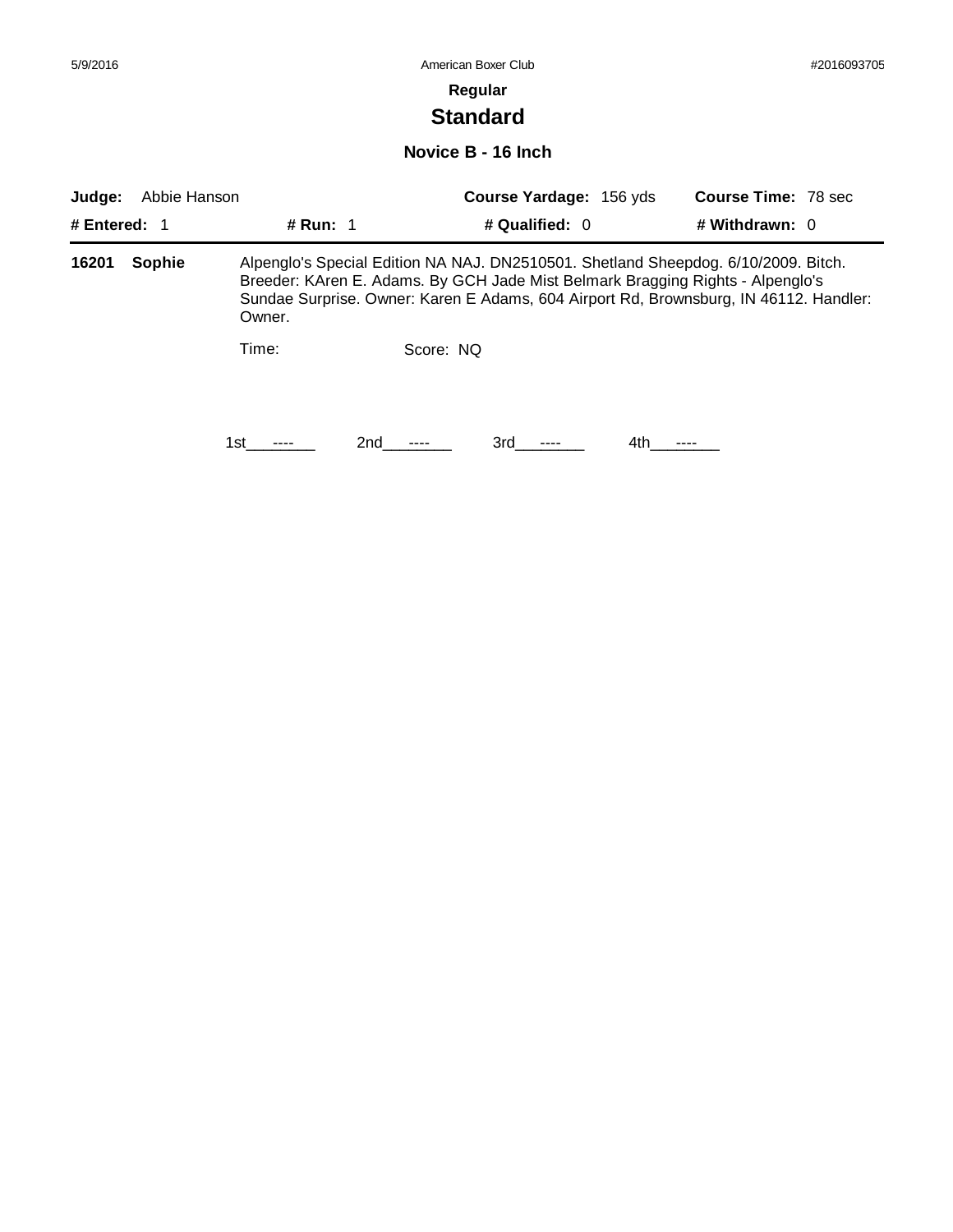**Regular**

# Standard

### Novice B - 16 Inch

| **Judge:** Abbie Hanson | | **Course Yardage:** 156 yds | **Course Time:** 78 sec |
|---|---|---|---|
| **# Entered:** 1 | **# Run:** 1 | **# Qualified:** 0 | **# Withdrawn:** 0 |

**16201 Sophie** Alpenglo's Special Edition NA NAJ. DN2510501. Shetland Sheepdog. 6/10/2009. Bitch. Breeder: KAren E. Adams. By GCH Jade Mist Belmark Bragging Rights - Alpenglo's Sundae Surprise. Owner: Karen E Adams, 604 Airport Rd, Brownsburg, IN 46112. Handler: Owner.

Time: Score: NQ

1st\_\_\_----\_\_\_ 2nd\_\_\_----\_\_\_ 3rd\_\_\_----\_\_\_ 4th\_\_\_----\_\_\_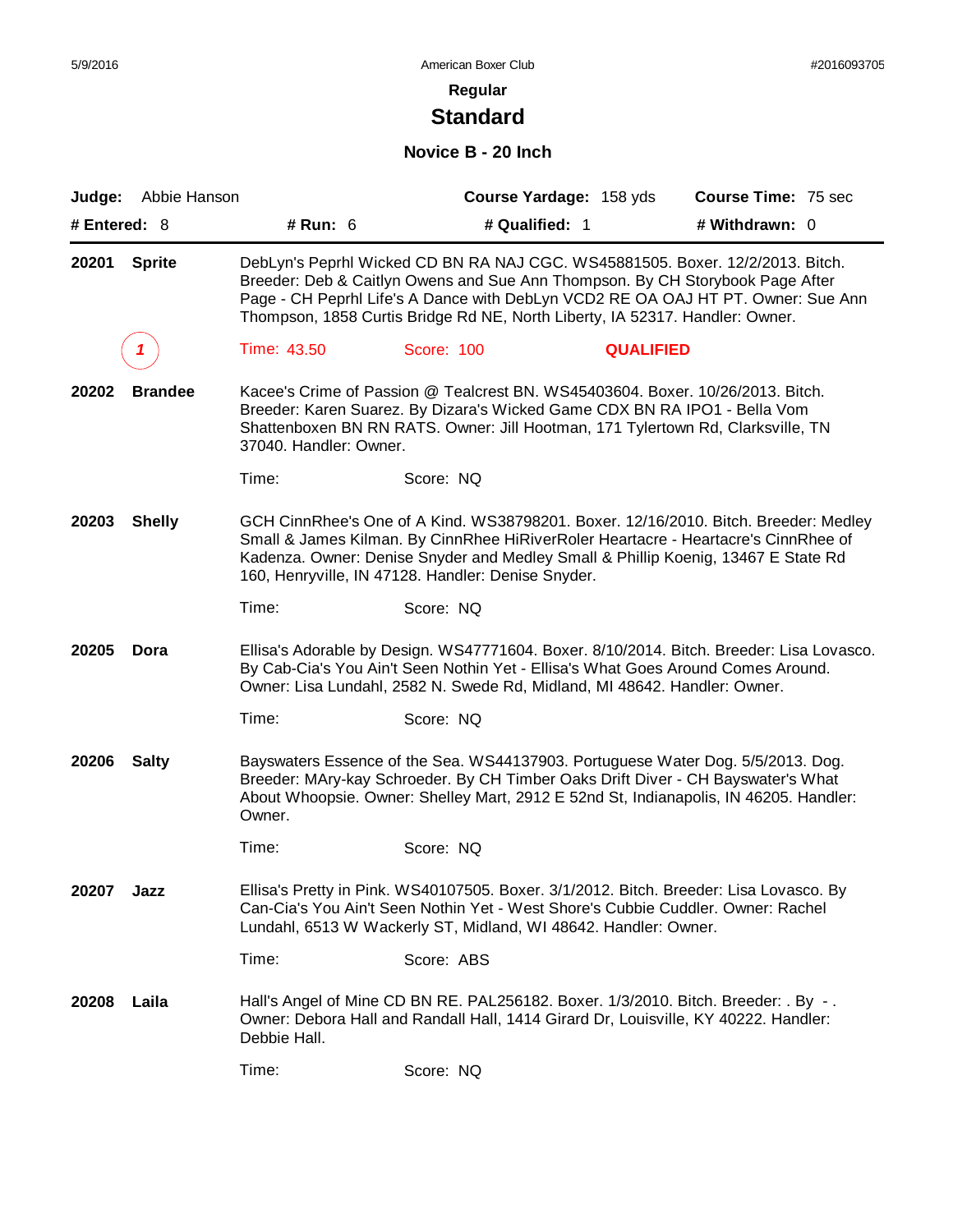**Regular**

## Standard

### Novice B - 20 Inch

**Judge:** Abbie Hanson | **Course Yardage:** 158 yds | **Course Time:** 75 sec

**# Entered:** 8 | **# Run:** 6 | **# Qualified:** 1 | **# Withdrawn:** 0

---

**20201 Sprite** — DebLyn's Peprhl Wicked CD BN RA NAJ CGC. WS45881505. Boxer. 12/2/2013. Bitch. Breeder: Deb & Caitlyn Owens and Sue Ann Thompson. By CH Storybook Page After Page - CH Peprhl Life's A Dance with DebLyn VCD2 RE OA OAJ HT PT. Owner: Sue Ann Thompson, 1858 Curtis Bridge Rd NE, North Liberty, IA 52317. Handler: Owner.

*1* — Time: 43.50 — Score: 100 — **QUALIFIED**

**20202 Brandee** — Kacee's Crime of Passion @ Tealcrest BN. WS45403604. Boxer. 10/26/2013. Bitch. Breeder: Karen Suarez. By Dizara's Wicked Game CDX BN RA IPO1 - Bella Vom Shattenboxen BN RN RATS. Owner: Jill Hootman, 171 Tylertown Rd, Clarksville, TN 37040. Handler: Owner.

Time: — Score: NQ

**20203 Shelly** — GCH CinnRhee's One of A Kind. WS38798201. Boxer. 12/16/2010. Bitch. Breeder: Medley Small & James Kilman. By CinnRhee HiRiverRoler Heartacre - Heartacre's CinnRhee of Kadenza. Owner: Denise Snyder and Medley Small & Phillip Koenig, 13467 E State Rd 160, Henryville, IN 47128. Handler: Denise Snyder.

Time: — Score: NQ

**20205 Dora** — Ellisa's Adorable by Design. WS47771604. Boxer. 8/10/2014. Bitch. Breeder: Lisa Lovasco. By Cab-Cia's You Ain't Seen Nothin Yet - Ellisa's What Goes Around Comes Around. Owner: Lisa Lundahl, 2582 N. Swede Rd, Midland, MI 48642. Handler: Owner.

Time: — Score: NQ

**20206 Salty** — Bayswaters Essence of the Sea. WS44137903. Portuguese Water Dog. 5/5/2013. Dog. Breeder: MAry-kay Schroeder. By CH Timber Oaks Drift Diver - CH Bayswater's What About Whoopsie. Owner: Shelley Mart, 2912 E 52nd St, Indianapolis, IN 46205. Handler: Owner.

Time: — Score: NQ

**20207 Jazz** — Ellisa's Pretty in Pink. WS40107505. Boxer. 3/1/2012. Bitch. Breeder: Lisa Lovasco. By Can-Cia's You Ain't Seen Nothin Yet - West Shore's Cubbie Cuddler. Owner: Rachel Lundahl, 6513 W Wackerly ST, Midland, WI 48642. Handler: Owner.

Time: — Score: ABS

**20208 Laila** — Hall's Angel of Mine CD BN RE. PAL256182. Boxer. 1/3/2010. Bitch. Breeder: . By - . Owner: Debora Hall and Randall Hall, 1414 Girard Dr, Louisville, KY 40222. Handler: Debbie Hall.

Time: — Score: NQ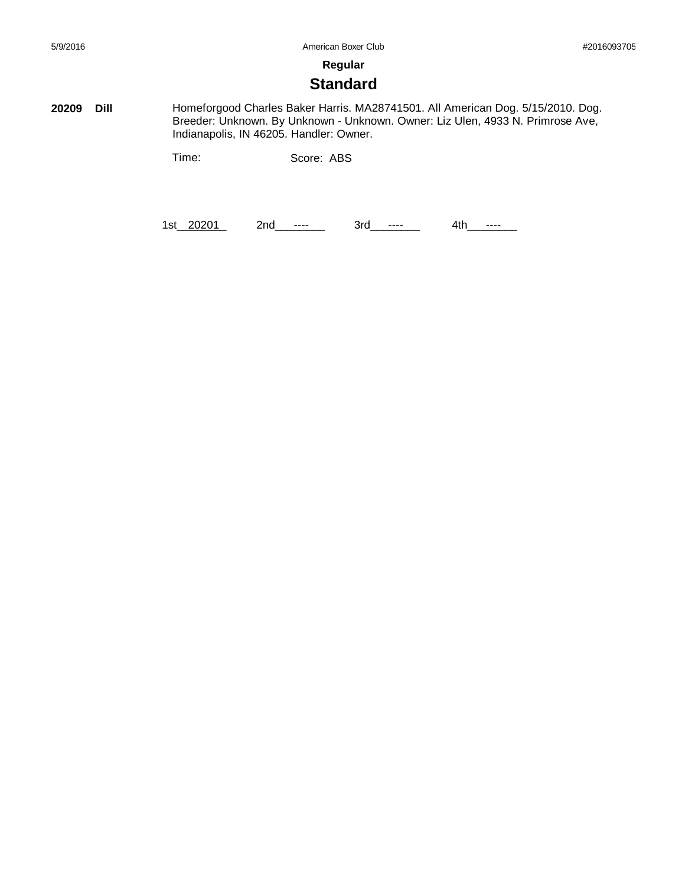**Regular**

## Standard

**20209** **Dill** Homeforgood Charles Baker Harris. MA28741501. All American Dog. 5/15/2010. Dog. Breeder: Unknown. By Unknown - Unknown. Owner: Liz Ulen, 4933 N. Primrose Ave, Indianapolis, IN 46205. Handler: Owner.

Time: Score: ABS

1st__20201__ 2nd___----___ 3rd___----___ 4th___----___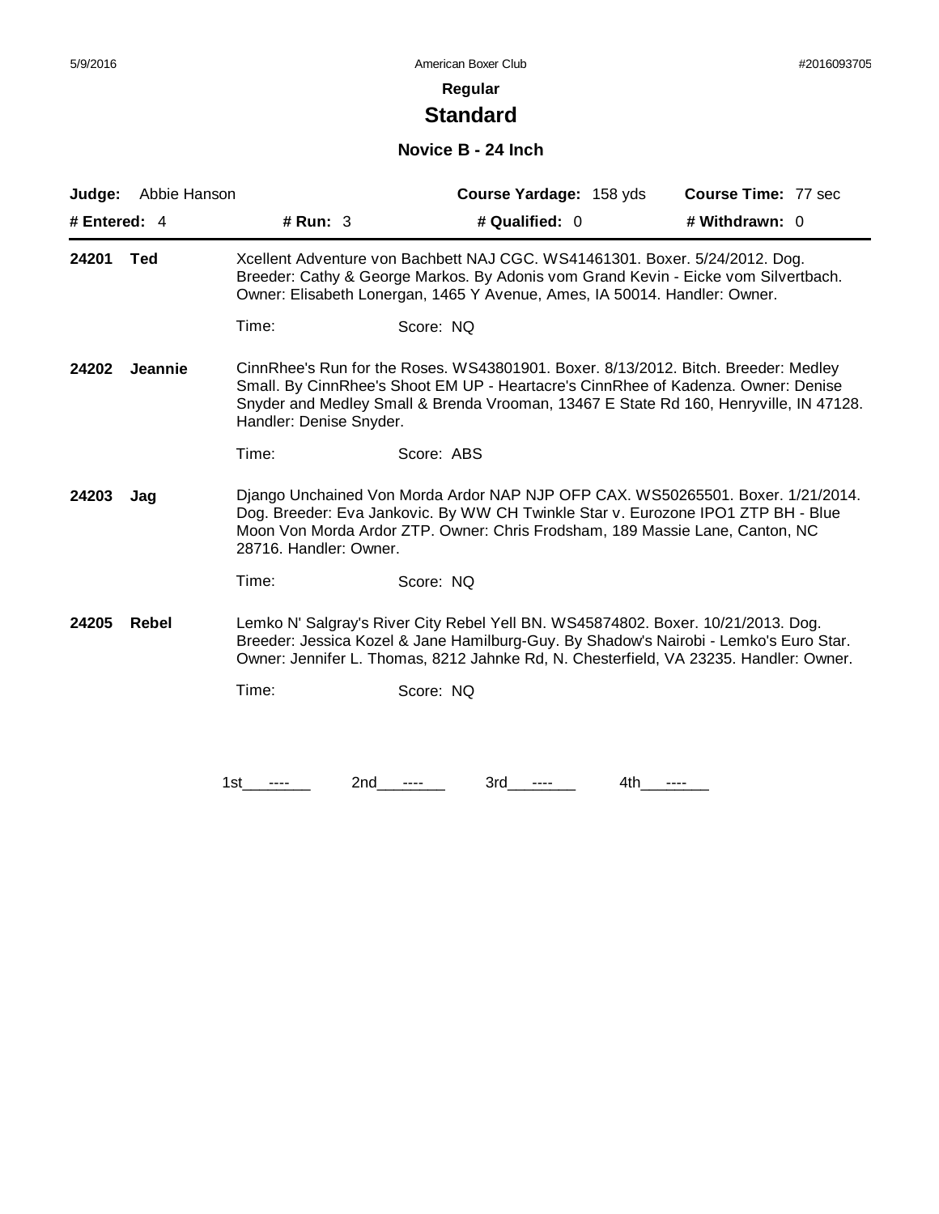**Regular**

# Standard

## Novice B - 24 Inch

| **Judge:** Abbie Hanson | | **Course Yardage:** 158 yds | **Course Time:** 77 sec |
|---|---|---|---|
| **# Entered:** 4 | **# Run:** 3 | **# Qualified:** 0 | **# Withdrawn:** 0 |

**24201 Ted**

Xcellent Adventure von Bachbett NAJ CGC. WS41461301. Boxer. 5/24/2012. Dog. Breeder: Cathy & George Markos. By Adonis vom Grand Kevin - Eicke vom Silvertbach. Owner: Elisabeth Lonergan, 1465 Y Avenue, Ames, IA 50014. Handler: Owner.

Time: Score: NQ

**24202 Jeannie**

CinnRhee's Run for the Roses. WS43801901. Boxer. 8/13/2012. Bitch. Breeder: Medley Small. By CinnRhee's Shoot EM UP - Heartacre's CinnRhee of Kadenza. Owner: Denise Snyder and Medley Small & Brenda Vrooman, 13467 E State Rd 160, Henryville, IN 47128. Handler: Denise Snyder.

Time: Score: ABS

**24203 Jag**

Django Unchained Von Morda Ardor NAP NJP OFP CAX. WS50265501. Boxer. 1/21/2014. Dog. Breeder: Eva Jankovic. By WW CH Twinkle Star v. Eurozone IPO1 ZTP BH - Blue Moon Von Morda Ardor ZTP. Owner: Chris Frodsham, 189 Massie Lane, Canton, NC 28716. Handler: Owner.

Time: Score: NQ

**24205 Rebel**

Lemko N' Salgray's River City Rebel Yell BN. WS45874802. Boxer. 10/21/2013. Dog. Breeder: Jessica Kozel & Jane Hamilburg-Guy. By Shadow's Nairobi - Lemko's Euro Star. Owner: Jennifer L. Thomas, 8212 Jahnke Rd, N. Chesterfield, VA 23235. Handler: Owner.

Time: Score: NQ

1st ---- 2nd ---- 3rd ---- 4th ----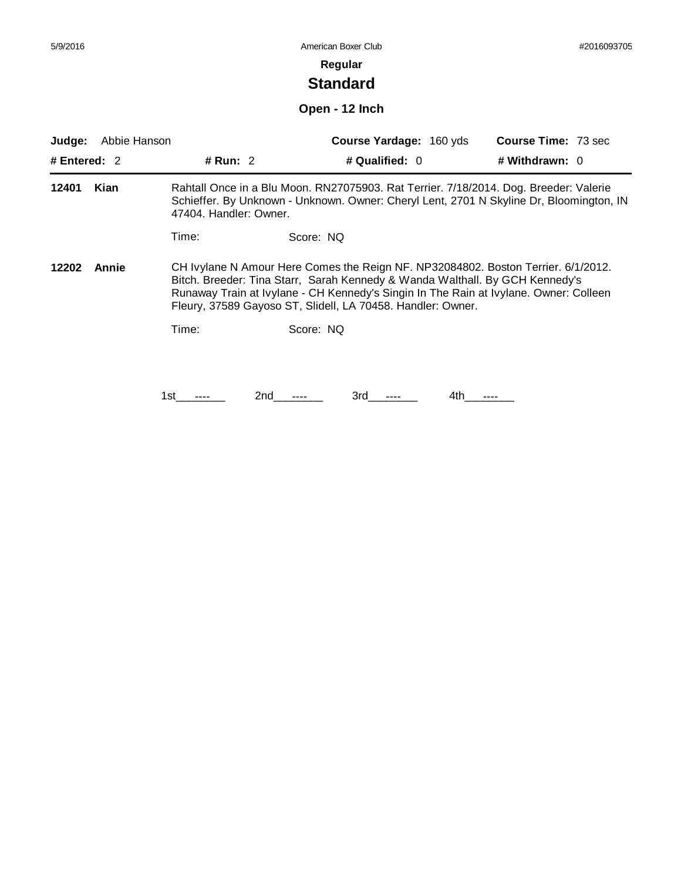**Regular**

## Standard

### Open - 12 Inch

**Judge:** Abbie Hanson **Course Yardage:** 160 yds **Course Time:** 73 sec

**# Entered:** 2 **# Run:** 2 **# Qualified:** 0 **# Withdrawn:** 0

---

**12401 Kian**

Rahtall Once in a Blu Moon. RN27075903. Rat Terrier. 7/18/2014. Dog. Breeder: Valerie Schieffer. By Unknown - Unknown. Owner: Cheryl Lent, 2701 N Skyline Dr, Bloomington, IN 47404. Handler: Owner.

Time: Score: NQ

**12202 Annie**

CH Ivylane N Amour Here Comes the Reign NF. NP32084802. Boston Terrier. 6/1/2012. Bitch. Breeder: Tina Starr, Sarah Kennedy & Wanda Walthall. By GCH Kennedy's Runaway Train at Ivylane - CH Kennedy's Singin In The Rain at Ivylane. Owner: Colleen Fleury, 37589 Gayoso ST, Slidell, LA 70458. Handler: Owner.

Time: Score: NQ

1st\_\_\_----\_\_\_ 2nd\_\_\_----\_\_\_ 3rd\_\_\_----\_\_\_ 4th\_\_\_----\_\_\_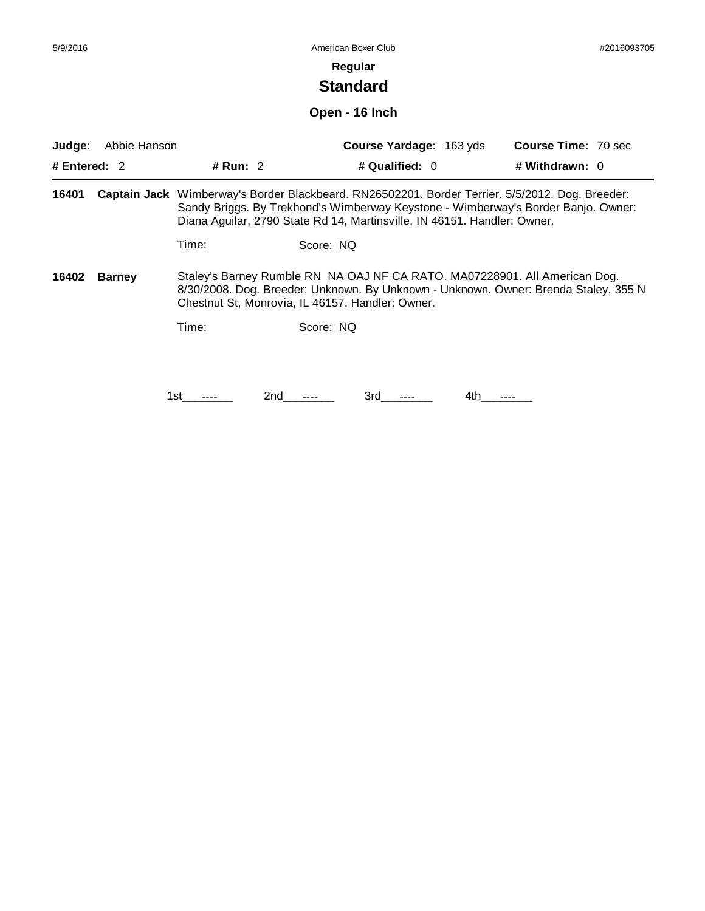**Regular**

## Standard

### Open - 16 Inch

**Judge:** Abbie Hanson | **Course Yardage:** 163 yds | **Course Time:** 70 sec

**# Entered:** 2 | **# Run:** 2 | **# Qualified:** 0 | **# Withdrawn:** 0

---

**16401** **Captain Jack** Wimberway's Border Blackbeard. RN26502201. Border Terrier. 5/5/2012. Dog. Breeder: Sandy Briggs. By Trekhond's Wimberway Keystone - Wimberway's Border Banjo. Owner: Diana Aguilar, 2790 State Rd 14, Martinsville, IN 46151. Handler: Owner.

Time: Score: NQ

**16402** **Barney** Staley's Barney Rumble RN NA OAJ NF CA RATO. MA07228901. All American Dog. 8/30/2008. Dog. Breeder: Unknown. By Unknown - Unknown. Owner: Brenda Staley, 355 N Chestnut St, Monrovia, IL 46157. Handler: Owner.

Time: Score: NQ

1st\_\_\_----\_\_\_ 2nd\_\_\_----\_\_\_ 3rd\_\_\_----\_\_\_ 4th\_\_\_----\_\_\_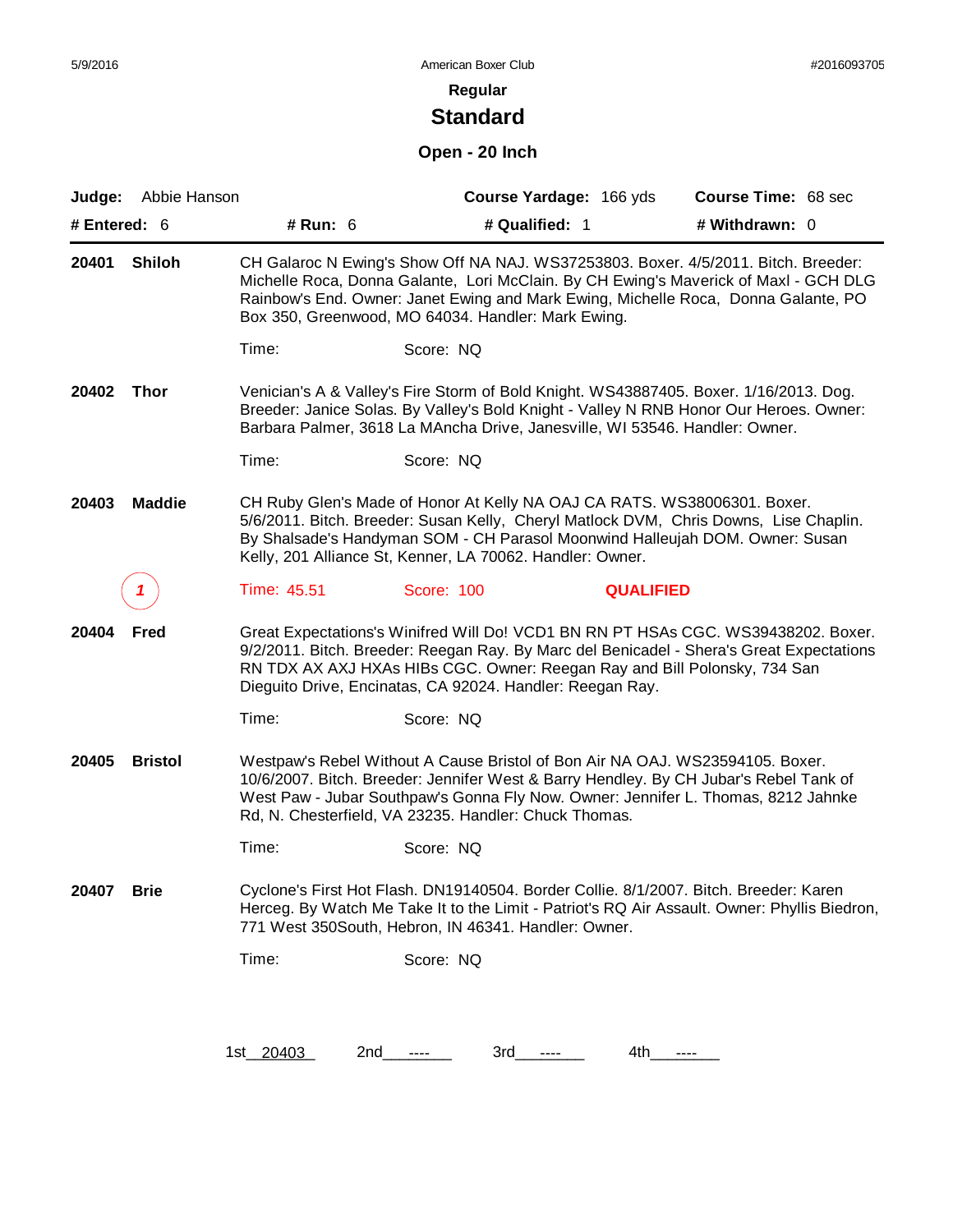American Boxer Club

## Regular

# Standard

### Open - 20 Inch

**Judge:** Abbie Hanson  **Course Yardage:** 166 yds  **Course Time:** 68 sec

**# Entered:** 6  **# Run:** 6  **# Qualified:** 1  **# Withdrawn:** 0

---

**20401 Shiloh** — CH Galaroc N Ewing's Show Off NA NAJ. WS37253803. Boxer. 4/5/2011. Bitch. Breeder: Michelle Roca, Donna Galante, Lori McClain. By CH Ewing's Maverick of Maxl - GCH DLG Rainbow's End. Owner: Janet Ewing and Mark Ewing, Michelle Roca, Donna Galante, PO Box 350, Greenwood, MO 64034. Handler: Mark Ewing.

Time: Score: NQ

**20402 Thor** — Venician's A & Valley's Fire Storm of Bold Knight. WS43887405. Boxer. 1/16/2013. Dog. Breeder: Janice Solas. By Valley's Bold Knight - Valley N RNB Honor Our Heroes. Owner: Barbara Palmer, 3618 La MAncha Drive, Janesville, WI 53546. Handler: Owner.

Time: Score: NQ

**20403 Maddie** — CH Ruby Glen's Made of Honor At Kelly NA OAJ CA RATS. WS38006301. Boxer. 5/6/2011. Bitch. Breeder: Susan Kelly, Cheryl Matlock DVM, Chris Downs, Lise Chaplin. By Shalsade's Handyman SOM - CH Parasol Moonwind Halleujah DOM. Owner: Susan Kelly, 201 Alliance St, Kenner, LA 70062. Handler: Owner.

1 — Time: 45.51 Score: 100 **QUALIFIED**

**20404 Fred** — Great Expectations's Winifred Will Do! VCD1 BN RN PT HSAs CGC. WS39438202. Boxer. 9/2/2011. Bitch. Breeder: Reegan Ray. By Marc del Benicadel - Shera's Great Expectations RN TDX AX AXJ HXAs HIBs CGC. Owner: Reegan Ray and Bill Polonsky, 734 San Dieguito Drive, Encinatas, CA 92024. Handler: Reegan Ray.

Time: Score: NQ

**20405 Bristol** — Westpaw's Rebel Without A Cause Bristol of Bon Air NA OAJ. WS23594105. Boxer. 10/6/2007. Bitch. Breeder: Jennifer West & Barry Hendley. By CH Jubar's Rebel Tank of West Paw - Jubar Southpaw's Gonna Fly Now. Owner: Jennifer L. Thomas, 8212 Jahnke Rd, N. Chesterfield, VA 23235. Handler: Chuck Thomas.

Time: Score: NQ

**20407 Brie** — Cyclone's First Hot Flash. DN19140504. Border Collie. 8/1/2007. Bitch. Breeder: Karen Herceg. By Watch Me Take It to the Limit - Patriot's RQ Air Assault. Owner: Phyllis Biedron, 771 West 350South, Hebron, IN 46341. Handler: Owner.

Time: Score: NQ

1st 20403  2nd ----  3rd ----  4th ----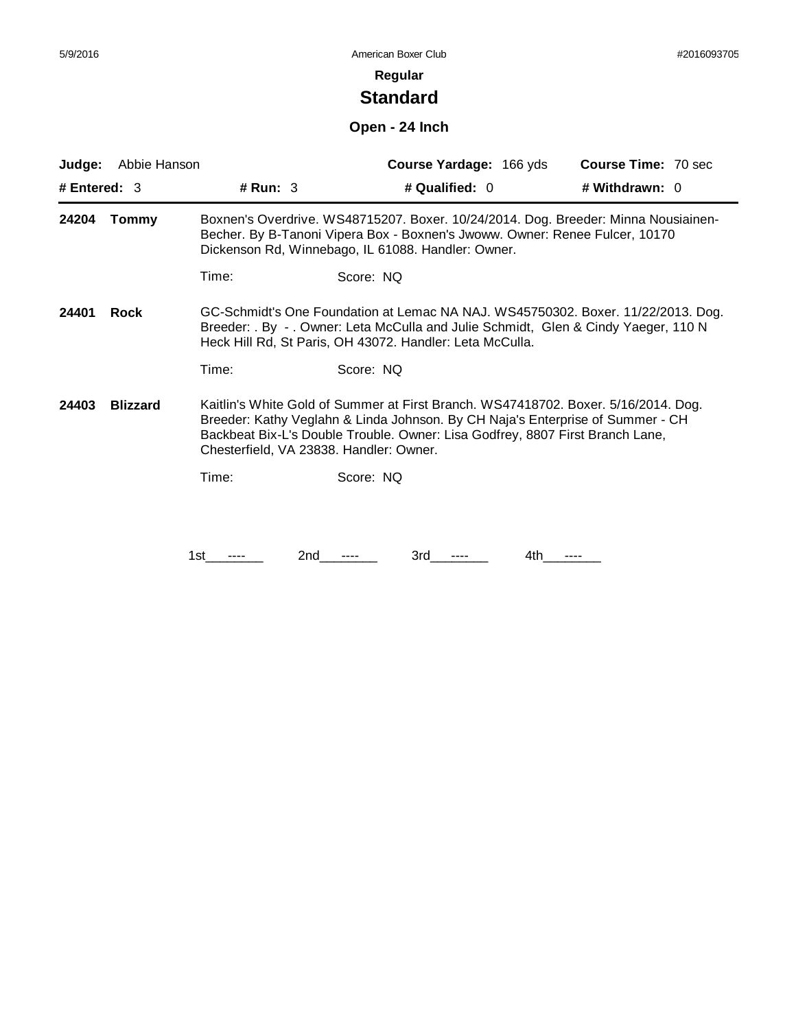American Boxer Club

**Regular**

## Standard

### Open - 24 Inch

**Judge:** Abbie Hanson **Course Yardage:** 166 yds **Course Time:** 70 sec

**# Entered:** 3 **# Run:** 3 **# Qualified:** 0 **# Withdrawn:** 0

---

**24204 Tommy** Boxnen's Overdrive. WS48715207. Boxer. 10/24/2014. Dog. Breeder: Minna Nousiainen-Becher. By B-Tanoni Vipera Box - Boxnen's Jwoww. Owner: Renee Fulcer, 10170 Dickenson Rd, Winnebago, IL 61088. Handler: Owner.

Time: Score: NQ

**24401 Rock** GC-Schmidt's One Foundation at Lemac NA NAJ. WS45750302. Boxer. 11/22/2013. Dog. Breeder: . By - . Owner: Leta McCulla and Julie Schmidt, Glen & Cindy Yaeger, 110 N Heck Hill Rd, St Paris, OH 43072. Handler: Leta McCulla.

Time: Score: NQ

**24403 Blizzard** Kaitlin's White Gold of Summer at First Branch. WS47418702. Boxer. 5/16/2014. Dog. Breeder: Kathy Veglahn & Linda Johnson. By CH Naja's Enterprise of Summer - CH Backbeat Bix-L's Double Trouble. Owner: Lisa Godfrey, 8807 First Branch Lane, Chesterfield, VA 23838. Handler: Owner.

Time: Score: NQ

1st\_\_\_----\_\_\_ 2nd\_\_\_----\_\_\_ 3rd\_\_\_----\_\_\_ 4th\_\_\_----\_\_\_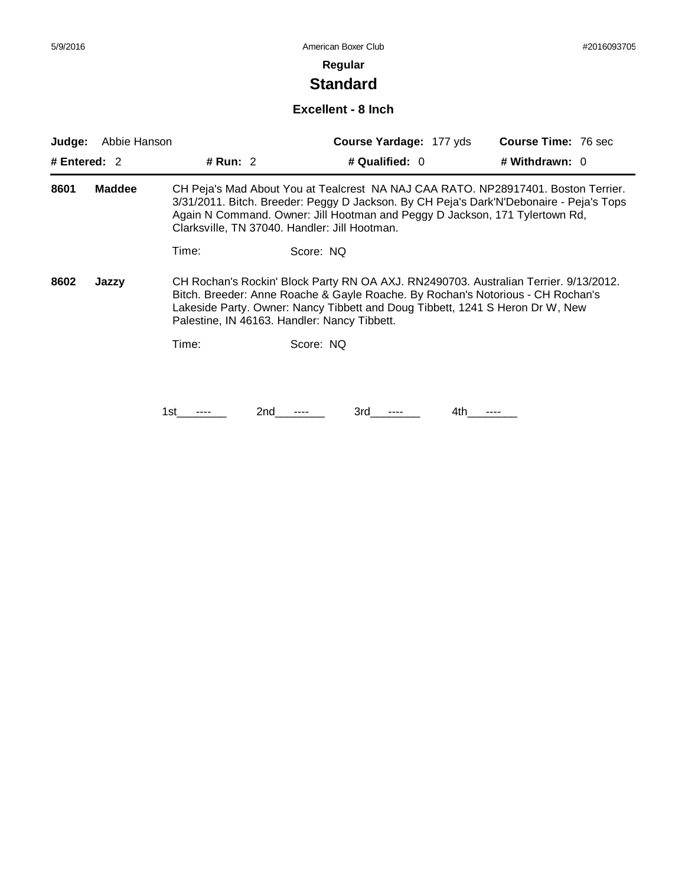**Regular**

## Standard

### Excellent - 8 Inch

**Judge:** Abbie Hanson | **Course Yardage:** 177 yds | **Course Time:** 76 sec

**# Entered:** 2 | **# Run:** 2 | **# Qualified:** 0 | **# Withdrawn:** 0

**8601 Maddee** CH Peja's Mad About You at Tealcrest NA NAJ CAA RATO. NP28917401. Boston Terrier. 3/31/2011. Bitch. Breeder: Peggy D Jackson. By CH Peja's Dark'N'Debonaire - Peja's Tops Again N Command. Owner: Jill Hootman and Peggy D Jackson, 171 Tylertown Rd, Clarksville, TN 37040. Handler: Jill Hootman.

Time: Score: NQ

**8602 Jazzy** CH Rochan's Rockin' Block Party RN OA AXJ. RN2490703. Australian Terrier. 9/13/2012. Bitch. Breeder: Anne Roache & Gayle Roache. By Rochan's Notorious - CH Rochan's Lakeside Party. Owner: Nancy Tibbett and Doug Tibbett, 1241 S Heron Dr W, New Palestine, IN 46163. Handler: Nancy Tibbett.

Time: Score: NQ

1st ---- 2nd ---- 3rd ---- 4th ----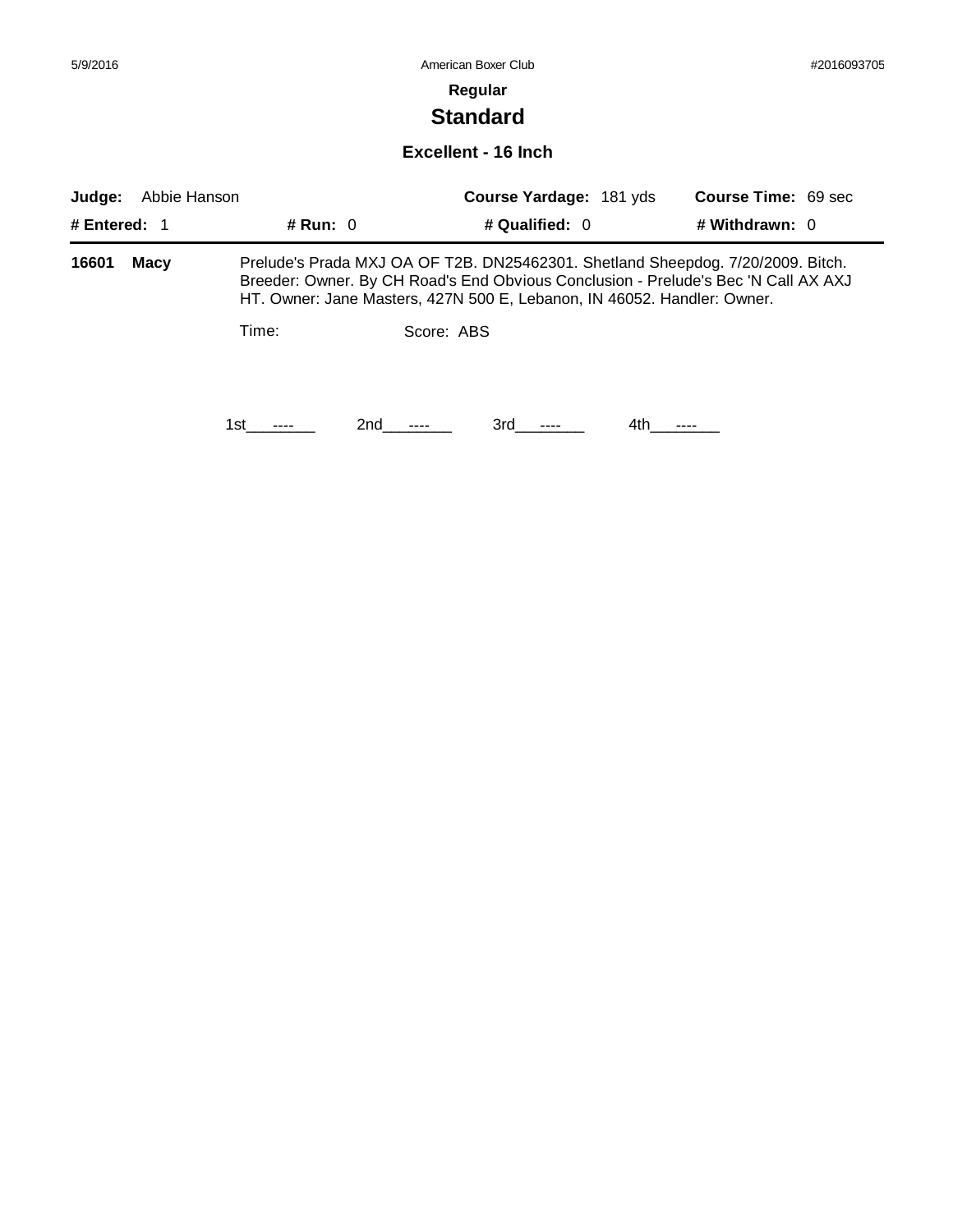**Regular**

# Standard

### Excellent - 16 Inch

| **Judge:** Abbie Hanson | | **Course Yardage:** 181 yds | **Course Time:** 69 sec |
|---|---|---|---|
| **# Entered:** 1 | **# Run:** 0 | **# Qualified:** 0 | **# Withdrawn:** 0 |

**16601** **Macy** Prelude's Prada MXJ OA OF T2B. DN25462301. Shetland Sheepdog. 7/20/2009. Bitch. Breeder: Owner. By CH Road's End Obvious Conclusion - Prelude's Bec 'N Call AX AXJ HT. Owner: Jane Masters, 427N 500 E, Lebanon, IN 46052. Handler: Owner.

Time: Score: ABS

1st\_\_\_----\_\_\_ 2nd\_\_\_----\_\_\_ 3rd\_\_\_----\_\_\_ 4th\_\_\_----\_\_\_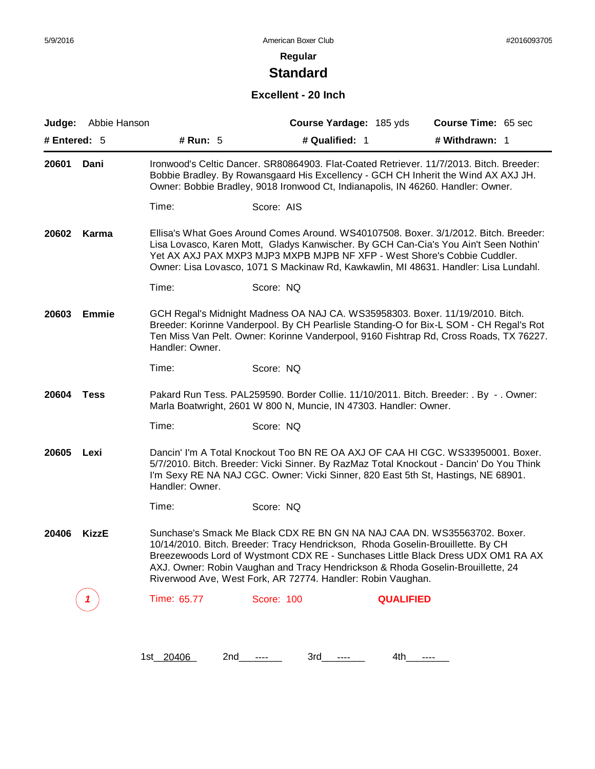## Regular

# Standard

### Excellent - 20 Inch

**Judge:** Abbie Hanson | **Course Yardage:** 185 yds | **Course Time:** 65 sec

**# Entered:** 5 | **# Run:** 5 | **# Qualified:** 1 | **# Withdrawn:** 1

---

**20601 Dani**

Ironwood's Celtic Dancer. SR80864903. Flat-Coated Retriever. 11/7/2013. Bitch. Breeder: Bobbie Bradley. By Rowansgaard His Excellency - GCH CH Inherit the Wind AX AXJ JH. Owner: Bobbie Bradley, 9018 Ironwood Ct, Indianapolis, IN 46260. Handler: Owner.

Time: Score: AIS

**20602 Karma**

Ellisa's What Goes Around Comes Around. WS40107508. Boxer. 3/1/2012. Bitch. Breeder: Lisa Lovasco, Karen Mott, Gladys Kanwischer. By GCH Can-Cia's You Ain't Seen Nothin' Yet AX AXJ PAX MXP3 MJP3 MXPB MJPB NF XFP - West Shore's Cobbie Cuddler. Owner: Lisa Lovasco, 1071 S Mackinaw Rd, Kawkawlin, MI 48631. Handler: Lisa Lundahl.

Time: Score: NQ

**20603 Emmie**

GCH Regal's Midnight Madness OA NAJ CA. WS35958303. Boxer. 11/19/2010. Bitch. Breeder: Korinne Vanderpool. By CH Pearlisle Standing-O for Bix-L SOM - CH Regal's Rot Ten Miss Van Pelt. Owner: Korinne Vanderpool, 9160 Fishtrap Rd, Cross Roads, TX 76227. Handler: Owner.

Time: Score: NQ

**20604 Tess**

Pakard Run Tess. PAL259590. Border Collie. 11/10/2011. Bitch. Breeder: . By - . Owner: Marla Boatwright, 2601 W 800 N, Muncie, IN 47303. Handler: Owner.

Time: Score: NQ

**20605 Lexi**

Dancin' I'm A Total Knockout Too BN RE OA AXJ OF CAA HI CGC. WS33950001. Boxer. 5/7/2010. Bitch. Breeder: Vicki Sinner. By RazMaz Total Knockout - Dancin' Do You Think I'm Sexy RE NA NAJ CGC. Owner: Vicki Sinner, 820 East 5th St, Hastings, NE 68901. Handler: Owner.

Time: Score: NQ

**20406 KizzE**

Sunchase's Smack Me Black CDX RE BN GN NA NAJ CAA DN. WS35563702. Boxer. 10/14/2010. Bitch. Breeder: Tracy Hendrickson, Rhoda Goselin-Brouillette. By CH Breezewoods Lord of Wystmont CDX RE - Sunchases Little Black Dress UDX OM1 RA AX AXJ. Owner: Robin Vaughan and Tracy Hendrickson & Rhoda Goselin-Brouillette, 24 Riverwood Ave, West Fork, AR 72774. Handler: Robin Vaughan.

1 — Time: 65.77 Score: 100 **QUALIFIED**

---

1st 20406 2nd ---- 3rd ---- 4th ----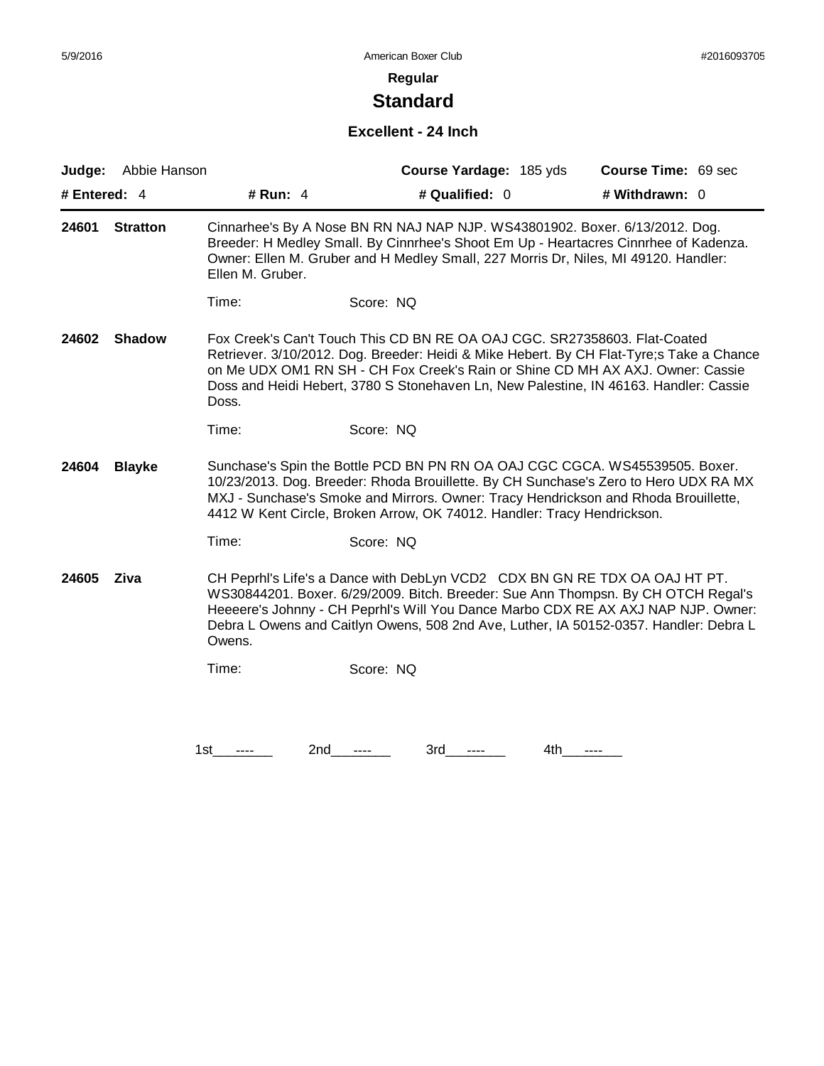**Regular**

# Standard

### Excellent - 24 Inch

| **Judge:** Abbie Hanson | | **Course Yardage:** 185 yds | **Course Time:** 69 sec |
|---|---|---|---|
| **# Entered:** 4 | **# Run:** 4 | **# Qualified:** 0 | **# Withdrawn:** 0 |

**24601 Stratton** — Cinnarhee's By A Nose BN RN NAJ NAP NJP. WS43801902. Boxer. 6/13/2012. Dog. Breeder: H Medley Small. By Cinnrhee's Shoot Em Up - Heartacres Cinnrhee of Kadenza. Owner: Ellen M. Gruber and H Medley Small, 227 Morris Dr, Niles, MI 49120. Handler: Ellen M. Gruber.

Time: Score: NQ

**24602 Shadow** — Fox Creek's Can't Touch This CD BN RE OA OAJ CGC. SR27358603. Flat-Coated Retriever. 3/10/2012. Dog. Breeder: Heidi & Mike Hebert. By CH Flat-Tyre;s Take a Chance on Me UDX OM1 RN SH - CH Fox Creek's Rain or Shine CD MH AX AXJ. Owner: Cassie Doss and Heidi Hebert, 3780 S Stonehaven Ln, New Palestine, IN 46163. Handler: Cassie Doss.

Time: Score: NQ

**24604 Blayke** — Sunchase's Spin the Bottle PCD BN PN RN OA OAJ CGC CGCA. WS45539505. Boxer. 10/23/2013. Dog. Breeder: Rhoda Brouillette. By CH Sunchase's Zero to Hero UDX RA MX MXJ - Sunchase's Smoke and Mirrors. Owner: Tracy Hendrickson and Rhoda Brouillette, 4412 W Kent Circle, Broken Arrow, OK 74012. Handler: Tracy Hendrickson.

Time: Score: NQ

**24605 Ziva** — CH Peprhl's Life's a Dance with DebLyn VCD2 CDX BN GN RE TDX OA OAJ HT PT. WS30844201. Boxer. 6/29/2009. Bitch. Breeder: Sue Ann Thompsn. By CH OTCH Regal's Heeeere's Johnny - CH Peprhl's Will You Dance Marbo CDX RE AX AXJ NAP NJP. Owner: Debra L Owens and Caitlyn Owens, 508 2nd Ave, Luther, IA 50152-0357. Handler: Debra L Owens.

Time: Score: NQ

1st ---- 2nd ---- 3rd ---- 4th ----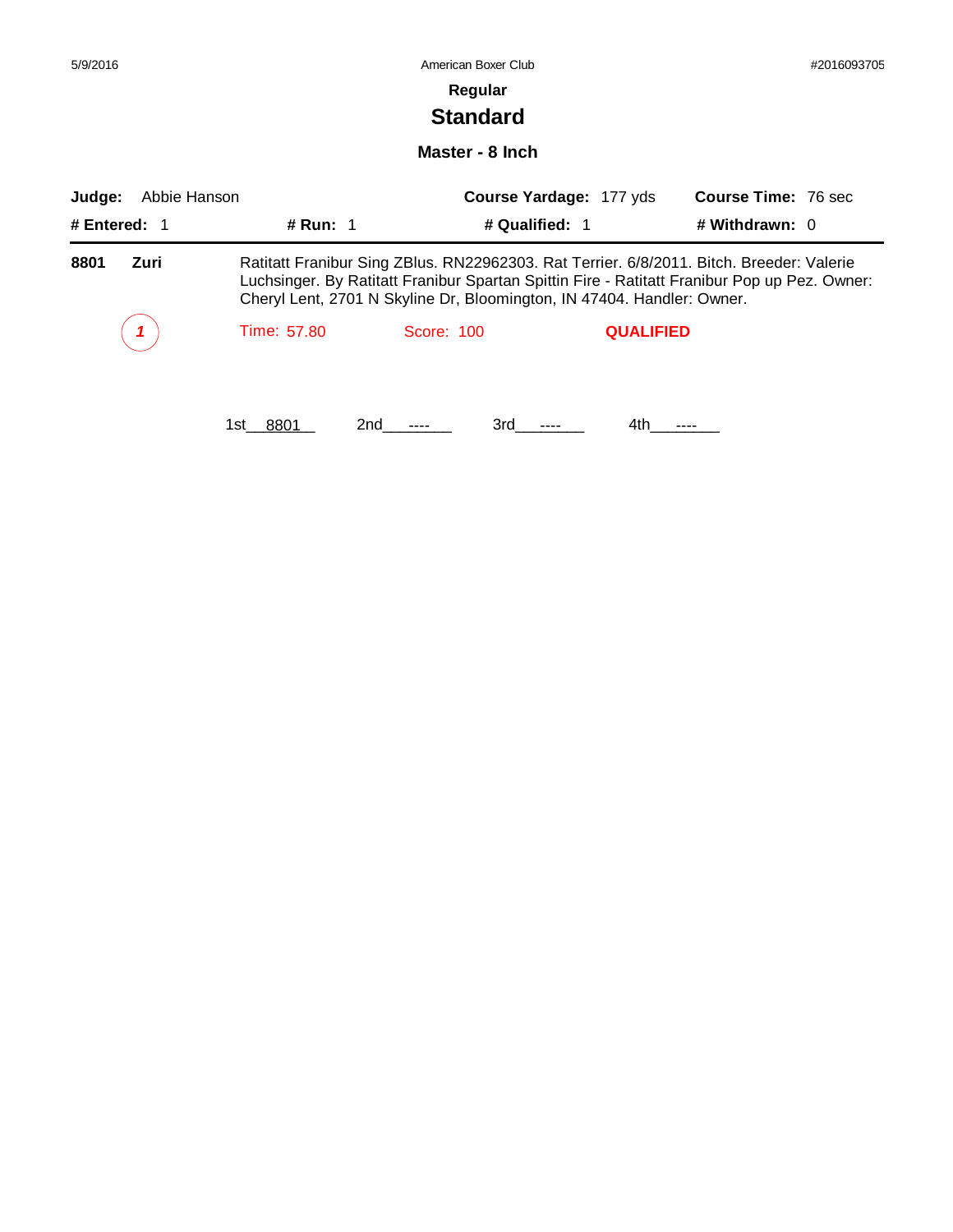5/9/2016 American Boxer Club #2016093705

## Regular

# Standard

### Master - 8 Inch

**Judge:** Abbie Hanson **Course Yardage:** 177 yds **Course Time:** 76 sec

**# Entered:** 1 **# Run:** 1 **# Qualified:** 1 **# Withdrawn:** 0

---

**8801** **Zuri** Ratitatt Franibur Sing ZBlus. RN22962303. Rat Terrier. 6/8/2011. Bitch. Breeder: Valerie Luchsinger. By Ratitatt Franibur Spartan Spittin Fire - Ratitatt Franibur Pop up Pez. Owner: Cheryl Lent, 2701 N Skyline Dr, Bloomington, IN 47404. Handler: Owner.

*1* Time: 57.80 Score: 100 **QUALIFIED**

1st__8801__ 2nd____----___ 3rd____----___ 4th____----___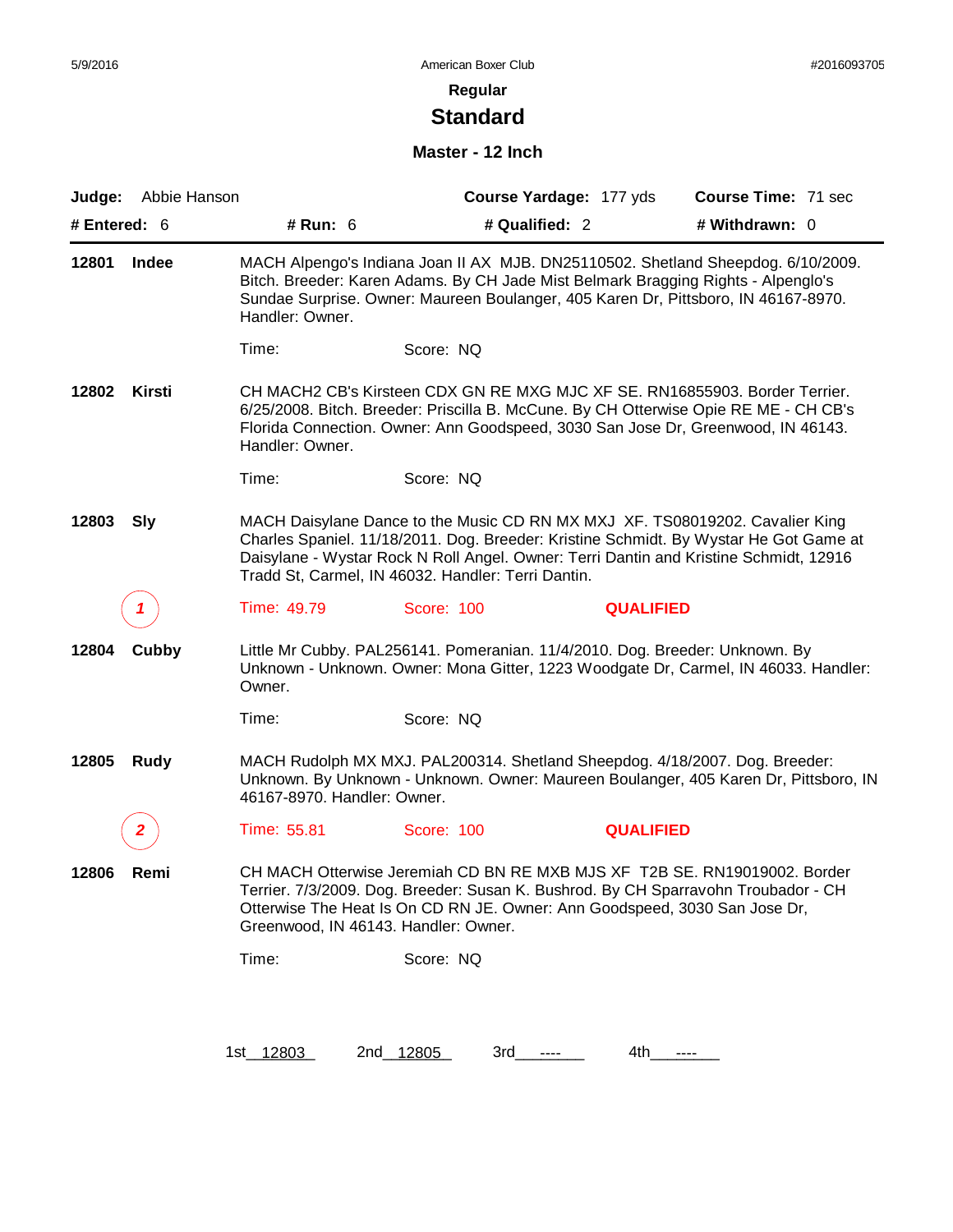5/9/2016 American Boxer Club #2016093705

## Regular

# Standard

### Master - 12 Inch

**Judge:** Abbie Hanson **Course Yardage:** 177 yds **Course Time:** 71 sec

**# Entered:** 6 **# Run:** 6 **# Qualified:** 2 **# Withdrawn:** 0

---

**12801 Indee**

MACH Alpengo's Indiana Joan II AX MJB. DN25110502. Shetland Sheepdog. 6/10/2009. Bitch. Breeder: Karen Adams. By CH Jade Mist Belmark Bragging Rights - Alpenglo's Sundae Surprise. Owner: Maureen Boulanger, 405 Karen Dr, Pittsboro, IN 46167-8970. Handler: Owner.

Time: Score: NQ

**12802 Kirsti**

CH MACH2 CB's Kirsteen CDX GN RE MXG MJC XF SE. RN16855903. Border Terrier. 6/25/2008. Bitch. Breeder: Priscilla B. McCune. By CH Otterwise Opie RE ME - CH CB's Florida Connection. Owner: Ann Goodspeed, 3030 San Jose Dr, Greenwood, IN 46143. Handler: Owner.

Time: Score: NQ

**12803 Sly**

MACH Daisylane Dance to the Music CD RN MX MXJ XF. TS08019202. Cavalier King Charles Spaniel. 11/18/2011. Dog. Breeder: Kristine Schmidt. By Wystar He Got Game at Daisylane - Wystar Rock N Roll Angel. Owner: Terri Dantin and Kristine Schmidt, 12916 Tradd St, Carmel, IN 46032. Handler: Terri Dantin.

1 Time: 49.79 Score: 100 **QUALIFIED**

**12804 Cubby**

Little Mr Cubby. PAL256141. Pomeranian. 11/4/2010. Dog. Breeder: Unknown. By Unknown - Unknown. Owner: Mona Gitter, 1223 Woodgate Dr, Carmel, IN 46033. Handler: Owner.

Time: Score: NQ

**12805 Rudy**

MACH Rudolph MX MXJ. PAL200314. Shetland Sheepdog. 4/18/2007. Dog. Breeder: Unknown. By Unknown - Unknown. Owner: Maureen Boulanger, 405 Karen Dr, Pittsboro, IN 46167-8970. Handler: Owner.

2 Time: 55.81 Score: 100 **QUALIFIED**

**12806 Remi**

CH MACH Otterwise Jeremiah CD BN RE MXB MJS XF T2B SE. RN19019002. Border Terrier. 7/3/2009. Dog. Breeder: Susan K. Bushrod. By CH Sparravohn Troubador - CH Otterwise The Heat Is On CD RN JE. Owner: Ann Goodspeed, 3030 San Jose Dr, Greenwood, IN 46143. Handler: Owner.

Time: Score: NQ

1st 12803 2nd 12805 3rd ---- 4th ----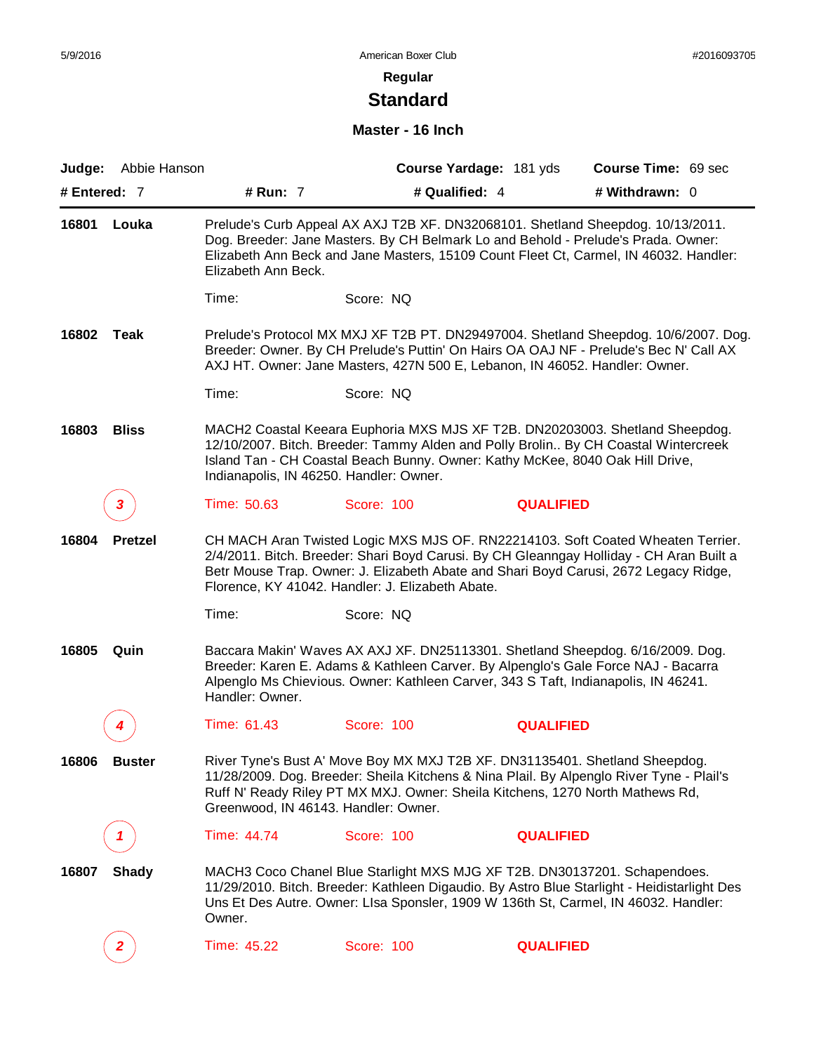**Regular**

# Standard

### Master - 16 Inch

**Judge:** Abbie Hanson | **Course Yardage:** 181 yds | **Course Time:** 69 sec

**# Entered:** 7 | **# Run:** 7 | **# Qualified:** 4 | **# Withdrawn:** 0

---

**16801 Louka**

Prelude's Curb Appeal AX AXJ T2B XF. DN32068101. Shetland Sheepdog. 10/13/2011. Dog. Breeder: Jane Masters. By CH Belmark Lo and Behold - Prelude's Prada. Owner: Elizabeth Ann Beck and Jane Masters, 15109 Count Fleet Ct, Carmel, IN 46032. Handler: Elizabeth Ann Beck.

Time: Score: NQ

**16802 Teak**

Prelude's Protocol MX MXJ XF T2B PT. DN29497004. Shetland Sheepdog. 10/6/2007. Dog. Breeder: Owner. By CH Prelude's Puttin' On Hairs OA OAJ NF - Prelude's Bec N' Call AX AXJ HT. Owner: Jane Masters, 427N 500 E, Lebanon, IN 46052. Handler: Owner.

Time: Score: NQ

**16803 Bliss**

MACH2 Coastal Keeara Euphoria MXS MJS XF T2B. DN20203003. Shetland Sheepdog. 12/10/2007. Bitch. Breeder: Tammy Alden and Polly Brolin.. By CH Coastal Wintercreek Island Tan - CH Coastal Beach Bunny. Owner: Kathy McKee, 8040 Oak Hill Drive, Indianapolis, IN 46250. Handler: Owner.

3 — Time: 50.63 Score: 100 **QUALIFIED**

**16804 Pretzel**

CH MACH Aran Twisted Logic MXS MJS OF. RN22214103. Soft Coated Wheaten Terrier. 2/4/2011. Bitch. Breeder: Shari Boyd Carusi. By CH Gleanngay Holliday - CH Aran Built a Betr Mouse Trap. Owner: J. Elizabeth Abate and Shari Boyd Carusi, 2672 Legacy Ridge, Florence, KY 41042. Handler: J. Elizabeth Abate.

Time: Score: NQ

**16805 Quin**

Baccara Makin' Waves AX AXJ XF. DN25113301. Shetland Sheepdog. 6/16/2009. Dog. Breeder: Karen E. Adams & Kathleen Carver. By Alpenglo's Gale Force NAJ - Bacarra Alpenglo Ms Chievious. Owner: Kathleen Carver, 343 S Taft, Indianapolis, IN 46241. Handler: Owner.

4 — Time: 61.43 Score: 100 **QUALIFIED**

**16806 Buster**

River Tyne's Bust A' Move Boy MX MXJ T2B XF. DN31135401. Shetland Sheepdog. 11/28/2009. Dog. Breeder: Sheila Kitchens & Nina Plail. By Alpenglo River Tyne - Plail's Ruff N' Ready Riley PT MX MXJ. Owner: Sheila Kitchens, 1270 North Mathews Rd, Greenwood, IN 46143. Handler: Owner.

1 — Time: 44.74 Score: 100 **QUALIFIED**

**16807 Shady**

MACH3 Coco Chanel Blue Starlight MXS MJG XF T2B. DN30137201. Schapendoes. 11/29/2010. Bitch. Breeder: Kathleen Digaudio. By Astro Blue Starlight - Heidistarlight Des Uns Et Des Autre. Owner: LIsa Sponsler, 1909 W 136th St, Carmel, IN 46032. Handler: Owner.

2 — Time: 45.22 Score: 100 **QUALIFIED**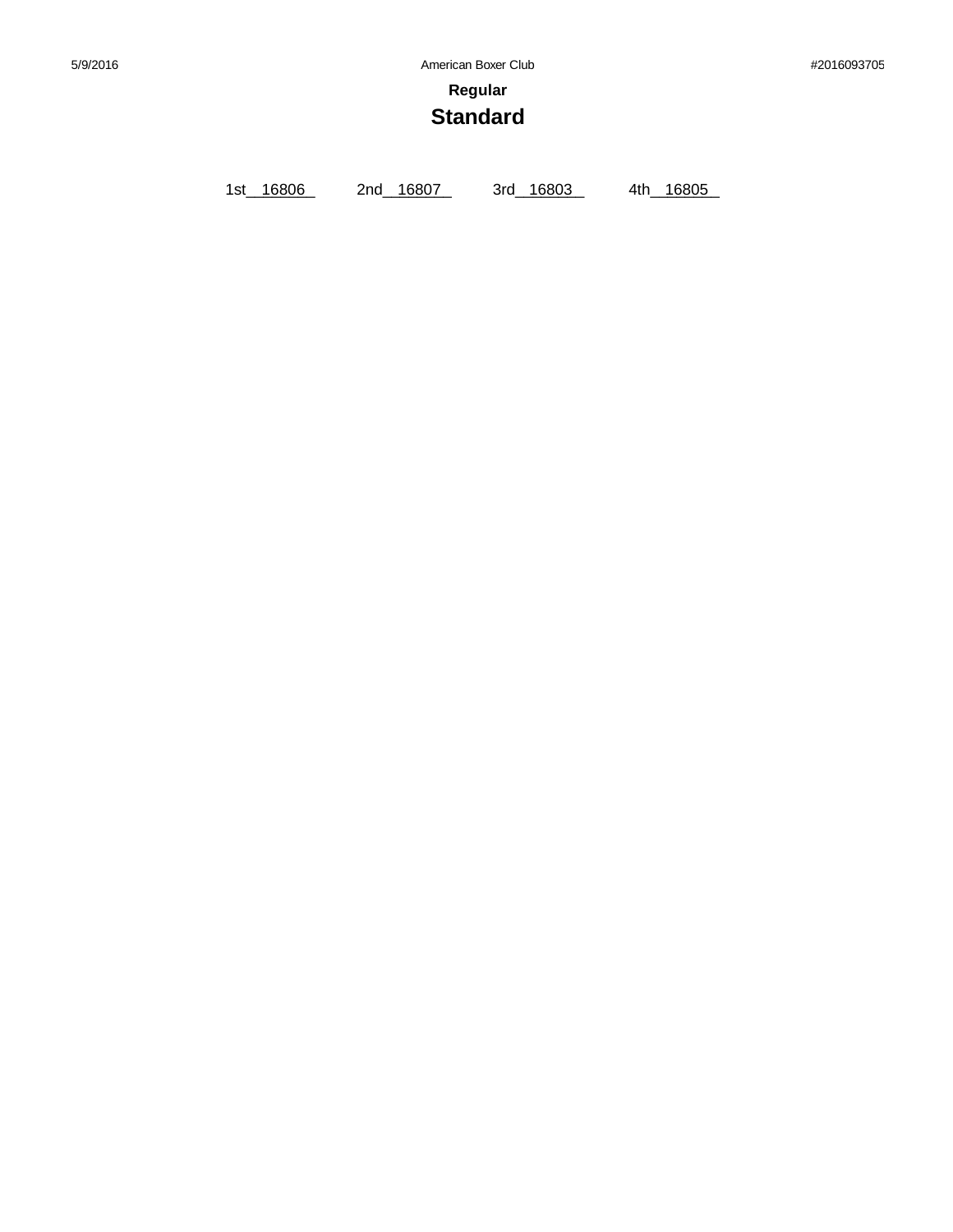**Regular**

## Standard

1st 16806 2nd 16807 3rd 16803 4th 16805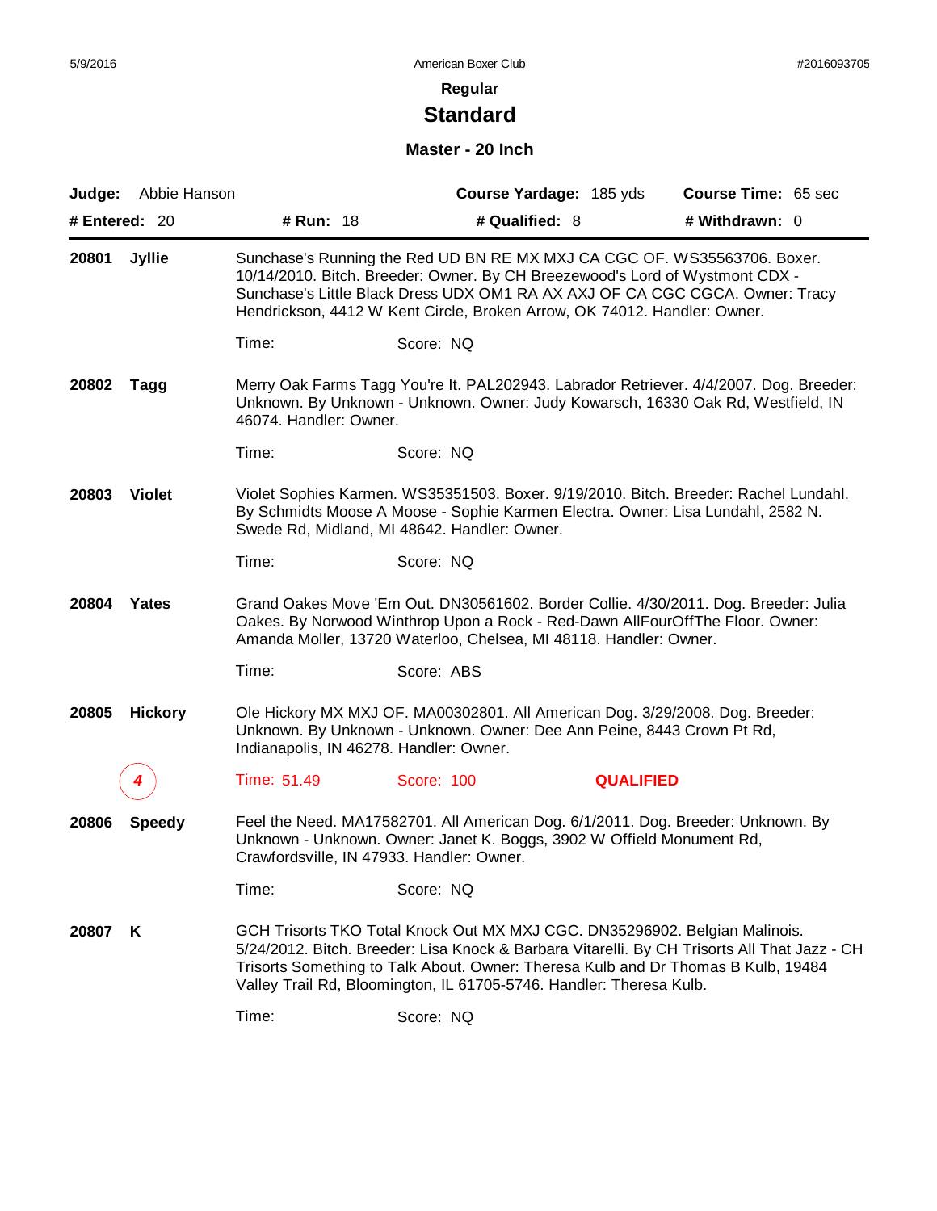## Regular

# Standard

### Master - 20 Inch

**Judge:** Abbie Hanson **Course Yardage:** 185 yds **Course Time:** 65 sec

**# Entered:** 20 **# Run:** 18 **# Qualified:** 8 **# Withdrawn:** 0

---

**20801 Jyllie**

Sunchase's Running the Red UD BN RE MX MXJ CA CGC OF. WS35563706. Boxer. 10/14/2010. Bitch. Breeder: Owner. By CH Breezewood's Lord of Wystmont CDX - Sunchase's Little Black Dress UDX OM1 RA AX AXJ OF CA CGC CGCA. Owner: Tracy Hendrickson, 4412 W Kent Circle, Broken Arrow, OK 74012. Handler: Owner.

Time: Score: NQ

**20802 Tagg**

Merry Oak Farms Tagg You're It. PAL202943. Labrador Retriever. 4/4/2007. Dog. Breeder: Unknown. By Unknown - Unknown. Owner: Judy Kowarsch, 16330 Oak Rd, Westfield, IN 46074. Handler: Owner.

Time: Score: NQ

**20803 Violet**

Violet Sophies Karmen. WS35351503. Boxer. 9/19/2010. Bitch. Breeder: Rachel Lundahl. By Schmidts Moose A Moose - Sophie Karmen Electra. Owner: Lisa Lundahl, 2582 N. Swede Rd, Midland, MI 48642. Handler: Owner.

Time: Score: NQ

**20804 Yates**

Grand Oakes Move 'Em Out. DN30561602. Border Collie. 4/30/2011. Dog. Breeder: Julia Oakes. By Norwood Winthrop Upon a Rock - Red-Dawn AllFourOffThe Floor. Owner: Amanda Moller, 13720 Waterloo, Chelsea, MI 48118. Handler: Owner.

Time: Score: ABS

**20805 Hickory**

Ole Hickory MX MXJ OF. MA00302801. All American Dog. 3/29/2008. Dog. Breeder: Unknown. By Unknown - Unknown. Owner: Dee Ann Peine, 8443 Crown Pt Rd, Indianapolis, IN 46278. Handler: Owner.

4 Time: 51.49 Score: 100 **QUALIFIED**

**20806 Speedy**

Feel the Need. MA17582701. All American Dog. 6/1/2011. Dog. Breeder: Unknown. By Unknown - Unknown. Owner: Janet K. Boggs, 3902 W Offield Monument Rd, Crawfordsville, IN 47933. Handler: Owner.

Time: Score: NQ

**20807 K**

GCH Trisorts TKO Total Knock Out MX MXJ CGC. DN35296902. Belgian Malinois. 5/24/2012. Bitch. Breeder: Lisa Knock & Barbara Vitarelli. By CH Trisorts All That Jazz - CH Trisorts Something to Talk About. Owner: Theresa Kulb and Dr Thomas B Kulb, 19484 Valley Trail Rd, Bloomington, IL 61705-5746. Handler: Theresa Kulb.

Time: Score: NQ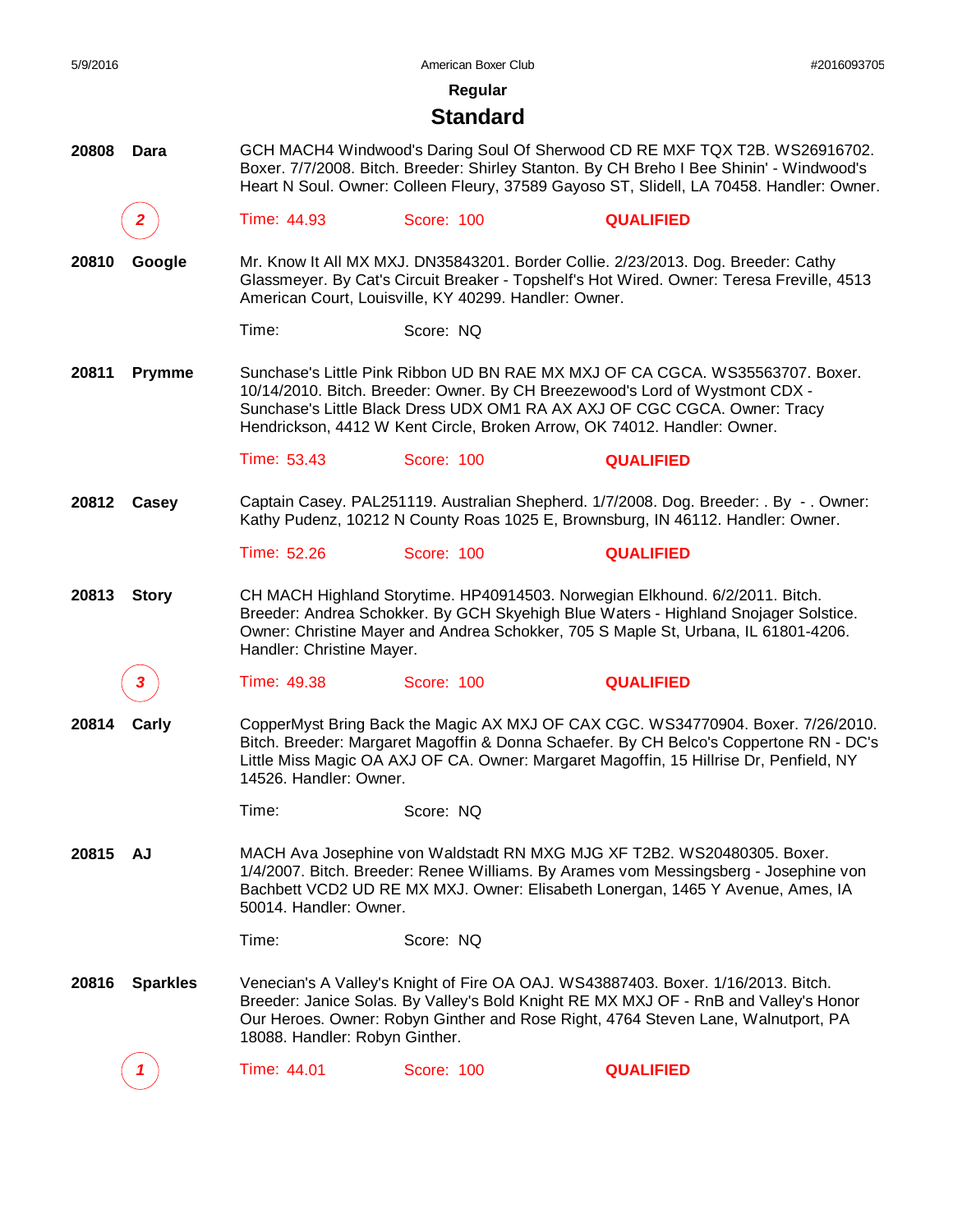## Regular

# Standard

**20808 Dara**

GCH MACH4 Windwood's Daring Soul Of Sherwood CD RE MXF TQX T2B. WS26916702. Boxer. 7/7/2008. Bitch. Breeder: Shirley Stanton. By CH Breho I Bee Shinin' - Windwood's Heart N Soul. Owner: Colleen Fleury, 37589 Gayoso ST, Slidell, LA 70458. Handler: Owner.

*2* Time: 44.93 Score: 100 **QUALIFIED**

**20810 Google**

Mr. Know It All MX MXJ. DN35843201. Border Collie. 2/23/2013. Dog. Breeder: Cathy Glassmeyer. By Cat's Circuit Breaker - Topshelf's Hot Wired. Owner: Teresa Freville, 4513 American Court, Louisville, KY 40299. Handler: Owner.

Time: Score: NQ

**20811 Prymme**

Sunchase's Little Pink Ribbon UD BN RAE MX MXJ OF CA CGCA. WS35563707. Boxer. 10/14/2010. Bitch. Breeder: Owner. By CH Breezewood's Lord of Wystmont CDX - Sunchase's Little Black Dress UDX OM1 RA AX AXJ OF CGC CGCA. Owner: Tracy Hendrickson, 4412 W Kent Circle, Broken Arrow, OK 74012. Handler: Owner.

Time: 53.43 Score: 100 **QUALIFIED**

**20812 Casey**

Captain Casey. PAL251119. Australian Shepherd. 1/7/2008. Dog. Breeder: . By - . Owner: Kathy Pudenz, 10212 N County Roas 1025 E, Brownsburg, IN 46112. Handler: Owner.

Time: 52.26 Score: 100 **QUALIFIED**

**20813 Story**

CH MACH Highland Storytime. HP40914503. Norwegian Elkhound. 6/2/2011. Bitch. Breeder: Andrea Schokker. By GCH Skyehigh Blue Waters - Highland Snojager Solstice. Owner: Christine Mayer and Andrea Schokker, 705 S Maple St, Urbana, IL 61801-4206. Handler: Christine Mayer.

*3* Time: 49.38 Score: 100 **QUALIFIED**

**20814 Carly**

CopperMyst Bring Back the Magic AX MXJ OF CAX CGC. WS34770904. Boxer. 7/26/2010. Bitch. Breeder: Margaret Magoffin & Donna Schaefer. By CH Belco's Coppertone RN - DC's Little Miss Magic OA AXJ OF CA. Owner: Margaret Magoffin, 15 Hillrise Dr, Penfield, NY 14526. Handler: Owner.

Time: Score: NQ

**20815 AJ**

MACH Ava Josephine von Waldstadt RN MXG MJG XF T2B2. WS20480305. Boxer. 1/4/2007. Bitch. Breeder: Renee Williams. By Arames vom Messingsberg - Josephine von Bachbett VCD2 UD RE MX MXJ. Owner: Elisabeth Lonergan, 1465 Y Avenue, Ames, IA 50014. Handler: Owner.

Time: Score: NQ

**20816 Sparkles**

Venecian's A Valley's Knight of Fire OA OAJ. WS43887403. Boxer. 1/16/2013. Bitch. Breeder: Janice Solas. By Valley's Bold Knight RE MX MXJ OF - RnB and Valley's Honor Our Heroes. Owner: Robyn Ginther and Rose Right, 4764 Steven Lane, Walnutport, PA 18088. Handler: Robyn Ginther.

*1* Time: 44.01 Score: 100 **QUALIFIED**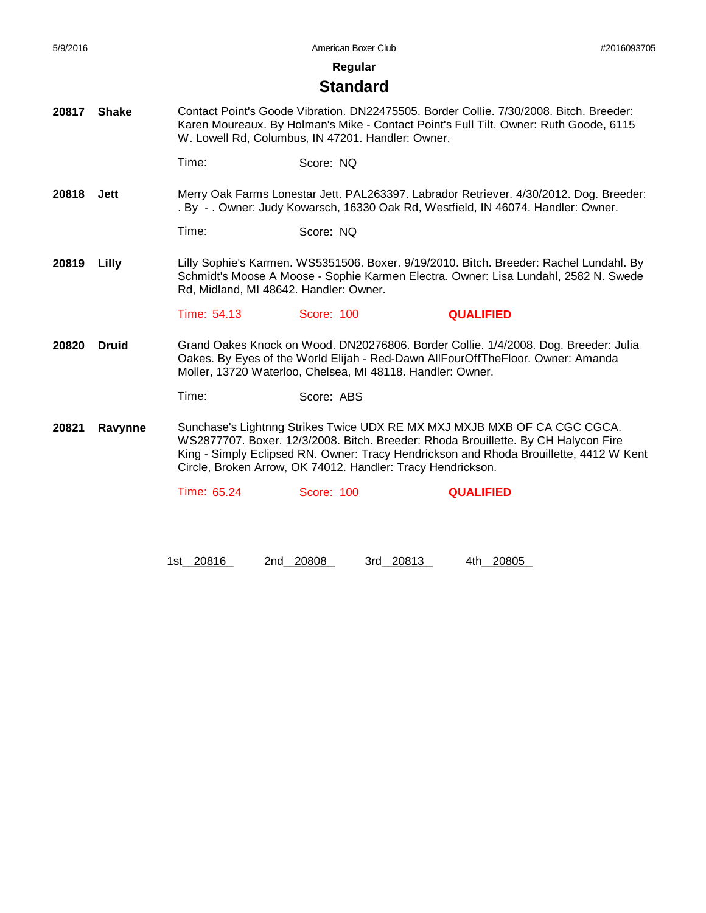## Regular

# Standard

**20817** **Shake**

Contact Point's Goode Vibration. DN22475505. Border Collie. 7/30/2008. Bitch. Breeder: Karen Moureaux. By Holman's Mike - Contact Point's Full Tilt. Owner: Ruth Goode, 6115 W. Lowell Rd, Columbus, IN 47201. Handler: Owner.

Time: Score: NQ

**20818** **Jett**

Merry Oak Farms Lonestar Jett. PAL263397. Labrador Retriever. 4/30/2012. Dog. Breeder: . By - . Owner: Judy Kowarsch, 16330 Oak Rd, Westfield, IN 46074. Handler: Owner.

Time: Score: NQ

**20819** **Lilly**

Lilly Sophie's Karmen. WS5351506. Boxer. 9/19/2010. Bitch. Breeder: Rachel Lundahl. By Schmidt's Moose A Moose - Sophie Karmen Electra. Owner: Lisa Lundahl, 2582 N. Swede Rd, Midland, MI 48642. Handler: Owner.

Time: 54.13 Score: 100 **QUALIFIED**

**20820** **Druid**

Grand Oakes Knock on Wood. DN20276806. Border Collie. 1/4/2008. Dog. Breeder: Julia Oakes. By Eyes of the World Elijah - Red-Dawn AllFourOffTheFloor. Owner: Amanda Moller, 13720 Waterloo, Chelsea, MI 48118. Handler: Owner.

Time: Score: ABS

**20821** **Ravynne**

Sunchase's Lightnng Strikes Twice UDX RE MX MXJ MXJB MXB OF CA CGC CGCA. WS2877707. Boxer. 12/3/2008. Bitch. Breeder: Rhoda Brouillette. By CH Halycon Fire King - Simply Eclipsed RN. Owner: Tracy Hendrickson and Rhoda Brouillette, 4412 W Kent Circle, Broken Arrow, OK 74012. Handler: Tracy Hendrickson.

Time: 65.24 Score: 100 **QUALIFIED**

1st 20816 2nd 20808 3rd 20813 4th 20805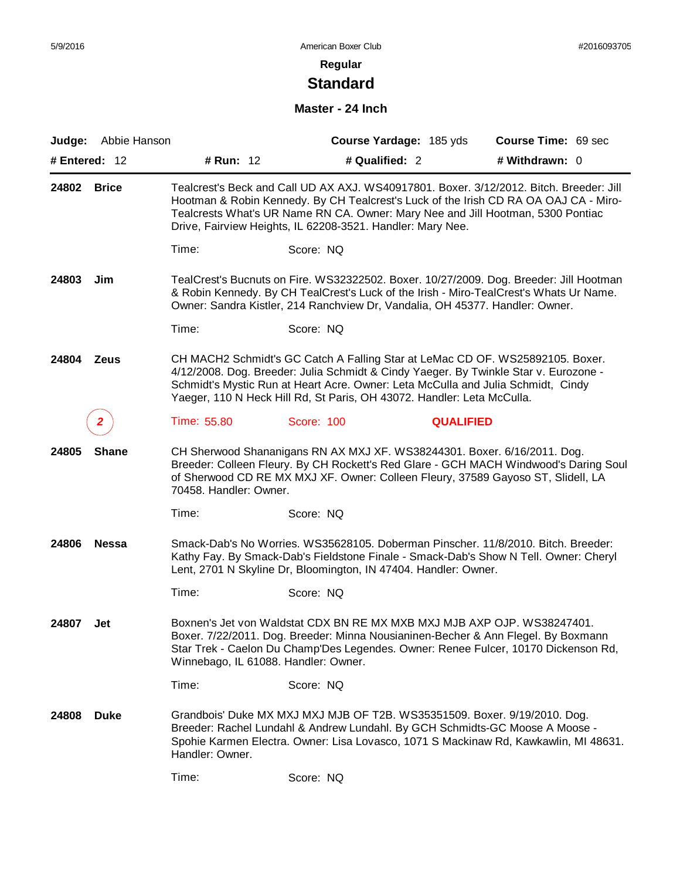**Regular**

## Standard

### Master - 24 Inch

**Judge:** Abbie Hanson | **Course Yardage:** 185 yds | **Course Time:** 69 sec

**# Entered:** 12 | **# Run:** 12 | **# Qualified:** 2 | **# Withdrawn:** 0

---

**24802 Brice**

Tealcrest's Beck and Call UD AX AXJ. WS40917801. Boxer. 3/12/2012. Bitch. Breeder: Jill Hootman & Robin Kennedy. By CH Tealcrest's Luck of the Irish CD RA OA OAJ CA - Miro-Tealcrests What's UR Name RN CA. Owner: Mary Nee and Jill Hootman, 5300 Pontiac Drive, Fairview Heights, IL 62208-3521. Handler: Mary Nee.

Time: Score: NQ

**24803 Jim**

TealCrest's Bucnuts on Fire. WS32322502. Boxer. 10/27/2009. Dog. Breeder: Jill Hootman & Robin Kennedy. By CH TealCrest's Luck of the Irish - Miro-TealCrest's Whats Ur Name. Owner: Sandra Kistler, 214 Ranchview Dr, Vandalia, OH 45377. Handler: Owner.

Time: Score: NQ

**24804 Zeus**

CH MACH2 Schmidt's GC Catch A Falling Star at LeMac CD OF. WS25892105. Boxer. 4/12/2008. Dog. Breeder: Julia Schmidt & Cindy Yaeger. By Twinkle Star v. Eurozone - Schmidt's Mystic Run at Heart Acre. Owner: Leta McCulla and Julia Schmidt, Cindy Yaeger, 110 N Heck Hill Rd, St Paris, OH 43072. Handler: Leta McCulla.

2 Time: 55.80 Score: 100 **QUALIFIED**

**24805 Shane**

CH Sherwood Shananigans RN AX MXJ XF. WS38244301. Boxer. 6/16/2011. Dog. Breeder: Colleen Fleury. By CH Rockett's Red Glare - GCH MACH Windwood's Daring Soul of Sherwood CD RE MX MXJ XF. Owner: Colleen Fleury, 37589 Gayoso ST, Slidell, LA 70458. Handler: Owner.

Time: Score: NQ

**24806 Nessa**

Smack-Dab's No Worries. WS35628105. Doberman Pinscher. 11/8/2010. Bitch. Breeder: Kathy Fay. By Smack-Dab's Fieldstone Finale - Smack-Dab's Show N Tell. Owner: Cheryl Lent, 2701 N Skyline Dr, Bloomington, IN 47404. Handler: Owner.

Time: Score: NQ

**24807 Jet**

Boxnen's Jet von Waldstat CDX BN RE MX MXB MXJ MJB AXP OJP. WS38247401. Boxer. 7/22/2011. Dog. Breeder: Minna Nousianinen-Becher & Ann Flegel. By Boxmann Star Trek - Caelon Du Champ'Des Legendes. Owner: Renee Fulcer, 10170 Dickenson Rd, Winnebago, IL 61088. Handler: Owner.

Time: Score: NQ

**24808 Duke**

Grandbois' Duke MX MXJ MXJ MJB OF T2B. WS35351509. Boxer. 9/19/2010. Dog. Breeder: Rachel Lundahl & Andrew Lundahl. By GCH Schmidts-GC Moose A Moose - Spohie Karmen Electra. Owner: Lisa Lovasco, 1071 S Mackinaw Rd, Kawkawlin, MI 48631. Handler: Owner.

Time: Score: NQ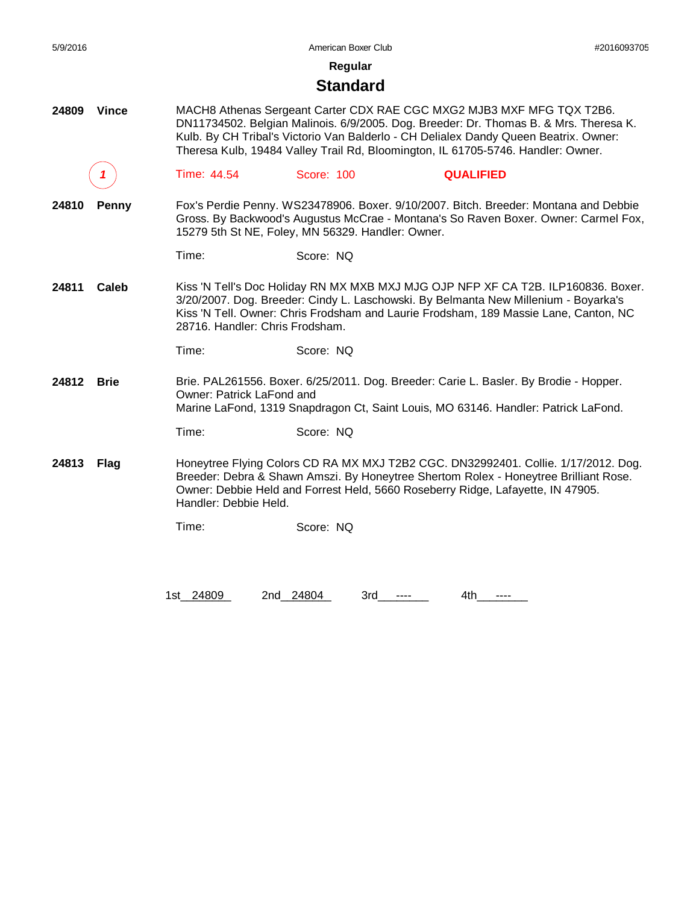## Regular

# Standard

**24809 Vince**

MACH8 Athenas Sergeant Carter CDX RAE CGC MXG2 MJB3 MXF MFG TQX T2B6. DN11734502. Belgian Malinois. 6/9/2005. Dog. Breeder: Dr. Thomas B. & Mrs. Theresa K. Kulb. By CH Tribal's Victorio Van Balderlo - CH Delialex Dandy Queen Beatrix. Owner: Theresa Kulb, 19484 Valley Trail Rd, Bloomington, IL 61705-5746. Handler: Owner.

*1* Time: 44.54 Score: 100 **QUALIFIED**

**24810 Penny**

Fox's Perdie Penny. WS23478906. Boxer. 9/10/2007. Bitch. Breeder: Montana and Debbie Gross. By Backwood's Augustus McCrae - Montana's So Raven Boxer. Owner: Carmel Fox, 15279 5th St NE, Foley, MN 56329. Handler: Owner.

Time: Score: NQ

**24811 Caleb**

Kiss 'N Tell's Doc Holiday RN MX MXB MXJ MJG OJP NFP XF CA T2B. ILP160836. Boxer. 3/20/2007. Dog. Breeder: Cindy L. Laschowski. By Belmanta New Millenium - Boyarka's Kiss 'N Tell. Owner: Chris Frodsham and Laurie Frodsham, 189 Massie Lane, Canton, NC 28716. Handler: Chris Frodsham.

Time: Score: NQ

**24812 Brie**

Brie. PAL261556. Boxer. 6/25/2011. Dog. Breeder: Carie L. Basler. By Brodie - Hopper. Owner: Patrick LaFond and
Marine LaFond, 1319 Snapdragon Ct, Saint Louis, MO 63146. Handler: Patrick LaFond.

Time: Score: NQ

**24813 Flag**

Honeytree Flying Colors CD RA MX MXJ T2B2 CGC. DN32992401. Collie. 1/17/2012. Dog. Breeder: Debra & Shawn Amszi. By Honeytree Shertom Rolex - Honeytree Brilliant Rose. Owner: Debbie Held and Forrest Held, 5660 Roseberry Ridge, Lafayette, IN 47905. Handler: Debbie Held.

Time: Score: NQ

1st 24809 2nd 24804 3rd ---- 4th ----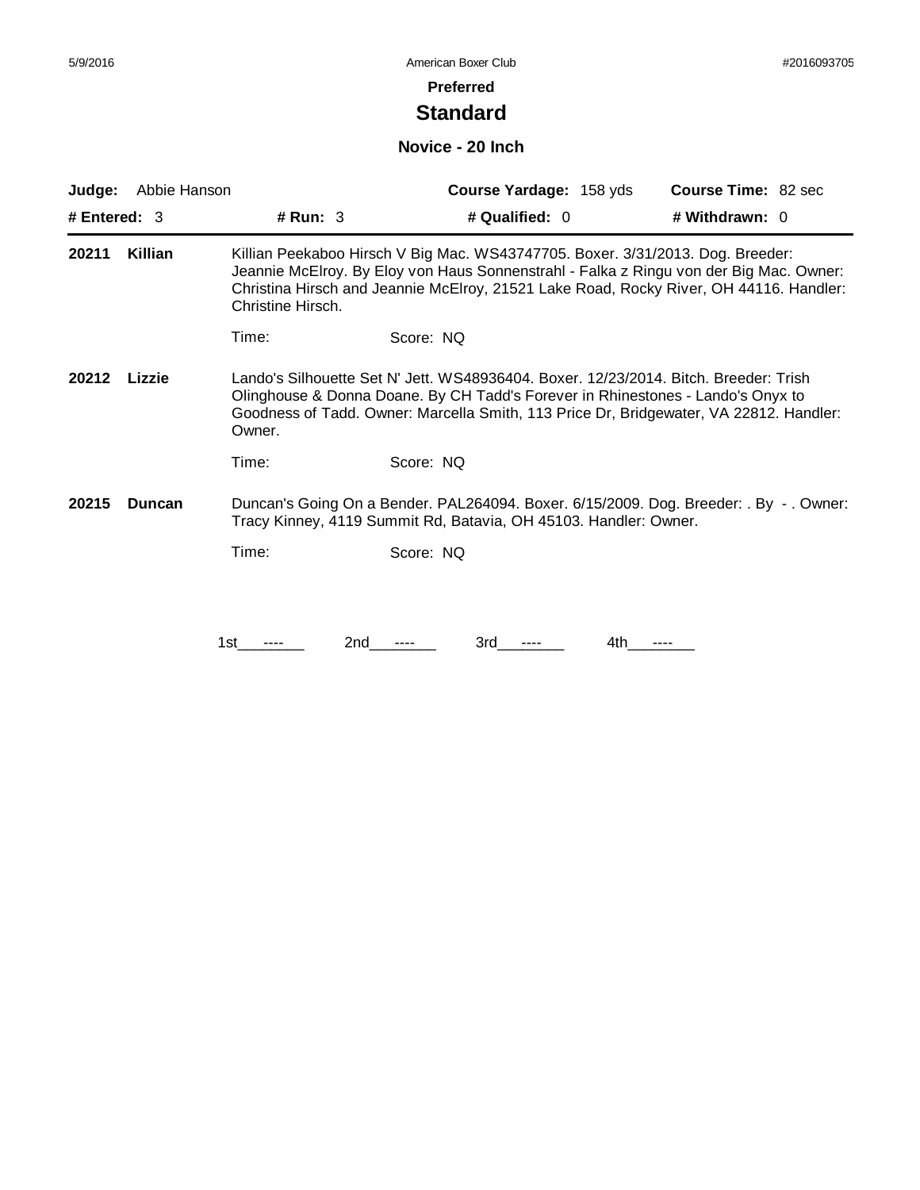**Preferred**

# Standard

### Novice - 20 Inch

**Judge:** Abbie Hanson | **Course Yardage:** 158 yds | **Course Time:** 82 sec

**# Entered:** 3 | **# Run:** 3 | **# Qualified:** 0 | **# Withdrawn:** 0

---

**20211 Killian**

Killian Peekaboo Hirsch V Big Mac. WS43747705. Boxer. 3/31/2013. Dog. Breeder: Jeannie McElroy. By Eloy von Haus Sonnenstrahl - Falka z Ringu von der Big Mac. Owner: Christina Hirsch and Jeannie McElroy, 21521 Lake Road, Rocky River, OH 44116. Handler: Christine Hirsch.

Time: Score: NQ

**20212 Lizzie**

Lando's Silhouette Set N' Jett. WS48936404. Boxer. 12/23/2014. Bitch. Breeder: Trish Olinghouse & Donna Doane. By CH Tadd's Forever in Rhinestones - Lando's Onyx to Goodness of Tadd. Owner: Marcella Smith, 113 Price Dr, Bridgewater, VA 22812. Handler: Owner.

Time: Score: NQ

**20215 Duncan**

Duncan's Going On a Bender. PAL264094. Boxer. 6/15/2009. Dog. Breeder: . By - . Owner: Tracy Kinney, 4119 Summit Rd, Batavia, OH 45103. Handler: Owner.

Time: Score: NQ

1st ---- 2nd ---- 3rd ---- 4th ----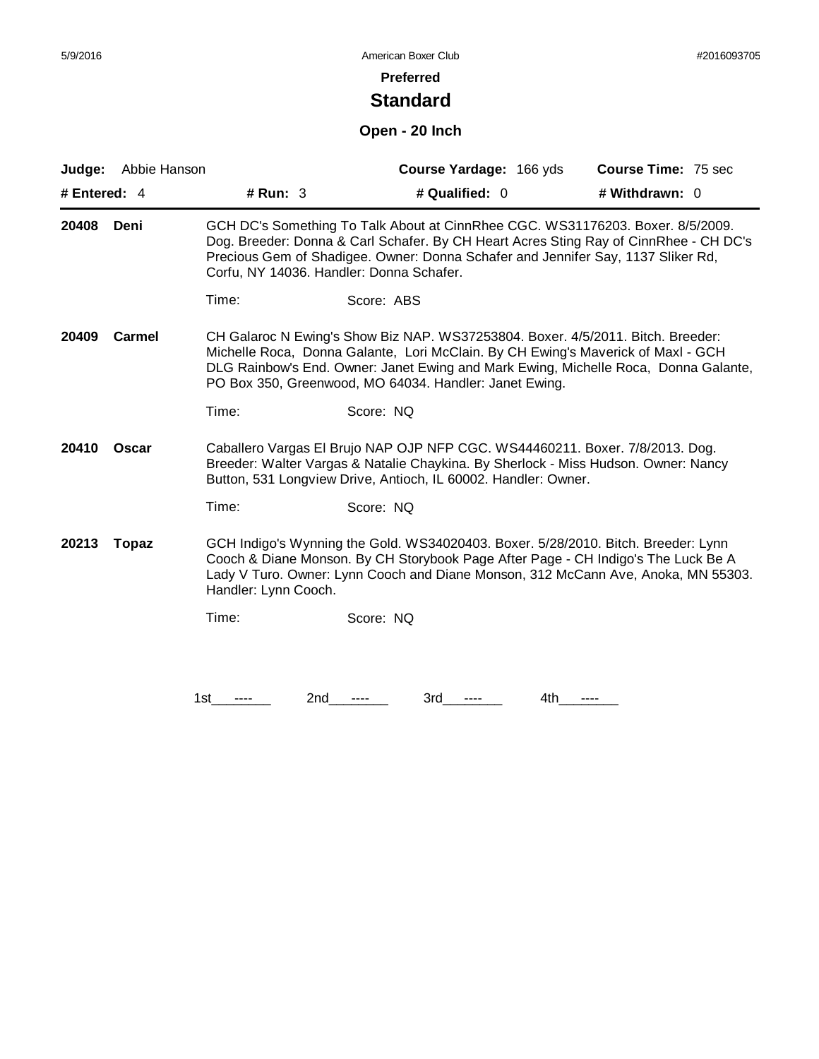**Preferred**

# Standard

## Open - 20 Inch

| **Judge:** Abbie Hanson | | **Course Yardage:** 166 yds | **Course Time:** 75 sec |
|---|---|---|---|
| **# Entered:** 4 | **# Run:** 3 | **# Qualified:** 0 | **# Withdrawn:** 0 |

**20408 Deni**

GCH DC's Something To Talk About at CinnRhee CGC. WS31176203. Boxer. 8/5/2009. Dog. Breeder: Donna & Carl Schafer. By CH Heart Acres Sting Ray of CinnRhee - CH DC's Precious Gem of Shadigee. Owner: Donna Schafer and Jennifer Say, 1137 Sliker Rd, Corfu, NY 14036. Handler: Donna Schafer.

Time: Score: ABS

**20409 Carmel**

CH Galaroc N Ewing's Show Biz NAP. WS37253804. Boxer. 4/5/2011. Bitch. Breeder: Michelle Roca, Donna Galante, Lori McClain. By CH Ewing's Maverick of Maxl - GCH DLG Rainbow's End. Owner: Janet Ewing and Mark Ewing, Michelle Roca, Donna Galante, PO Box 350, Greenwood, MO 64034. Handler: Janet Ewing.

Time: Score: NQ

**20410 Oscar**

Caballero Vargas El Brujo NAP OJP NFP CGC. WS44460211. Boxer. 7/8/2013. Dog. Breeder: Walter Vargas & Natalie Chaykina. By Sherlock - Miss Hudson. Owner: Nancy Button, 531 Longview Drive, Antioch, IL 60002. Handler: Owner.

Time: Score: NQ

**20213 Topaz**

GCH Indigo's Wynning the Gold. WS34020403. Boxer. 5/28/2010. Bitch. Breeder: Lynn Cooch & Diane Monson. By CH Storybook Page After Page - CH Indigo's The Luck Be A Lady V Turo. Owner: Lynn Cooch and Diane Monson, 312 McCann Ave, Anoka, MN 55303. Handler: Lynn Cooch.

Time: Score: NQ

1st\_\_\_----\_\_\_ 2nd\_\_\_----\_\_\_ 3rd\_\_\_----\_\_\_ 4th\_\_\_----\_\_\_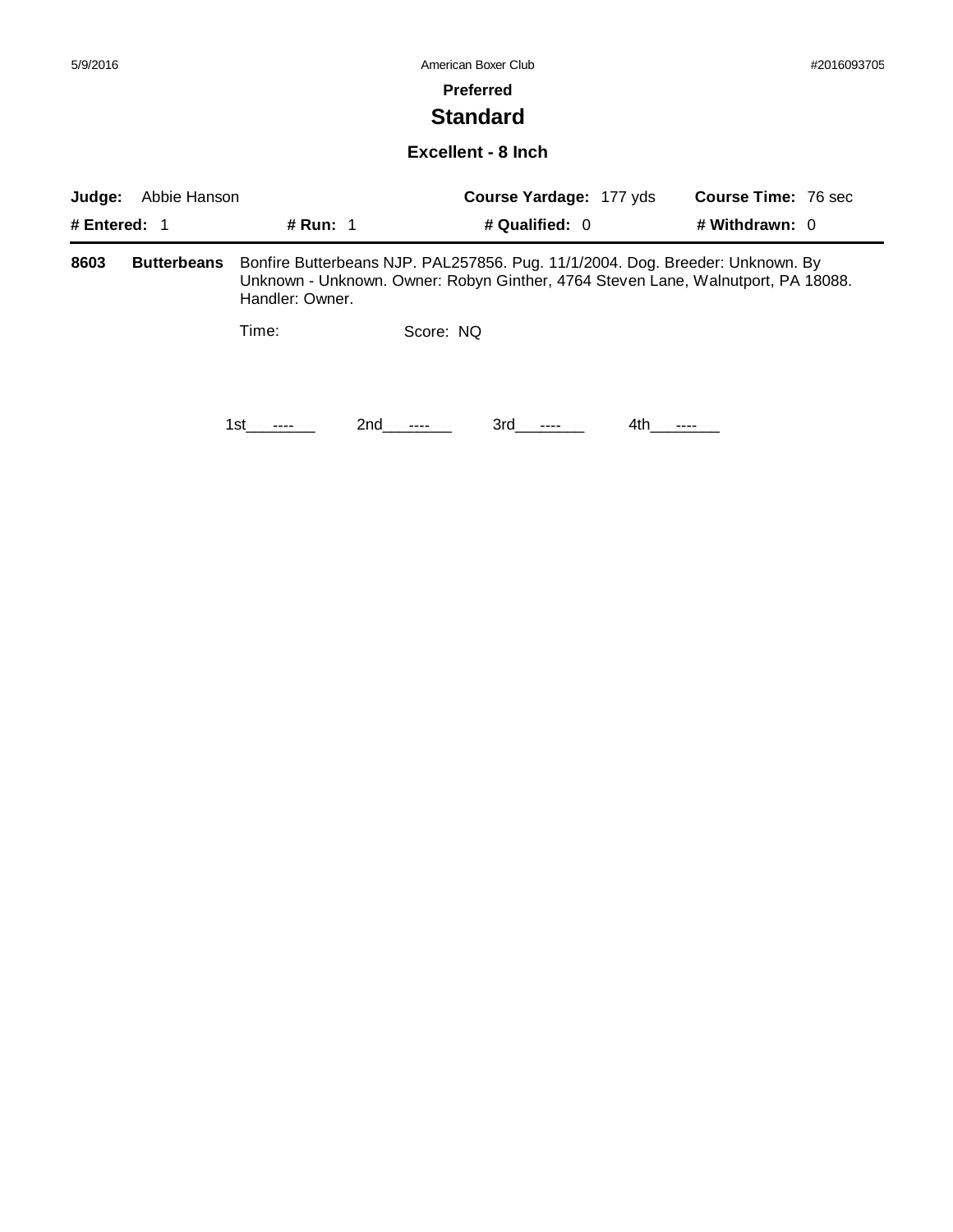**Preferred**

# Standard

### Excellent - 8 Inch

**Judge:** Abbie Hanson **Course Yardage:** 177 yds **Course Time:** 76 sec

**# Entered:** 1 **# Run:** 1 **# Qualified:** 0 **# Withdrawn:** 0

---

**8603** **Butterbeans** Bonfire Butterbeans NJP. PAL257856. Pug. 11/1/2004. Dog. Breeder: Unknown. By Unknown - Unknown. Owner: Robyn Ginther, 4764 Steven Lane, Walnutport, PA 18088. Handler: Owner.

Time: Score: NQ

1st\_\_\_----\_\_\_ 2nd\_\_\_----\_\_\_ 3rd\_\_\_----\_\_\_ 4th\_\_\_----\_\_\_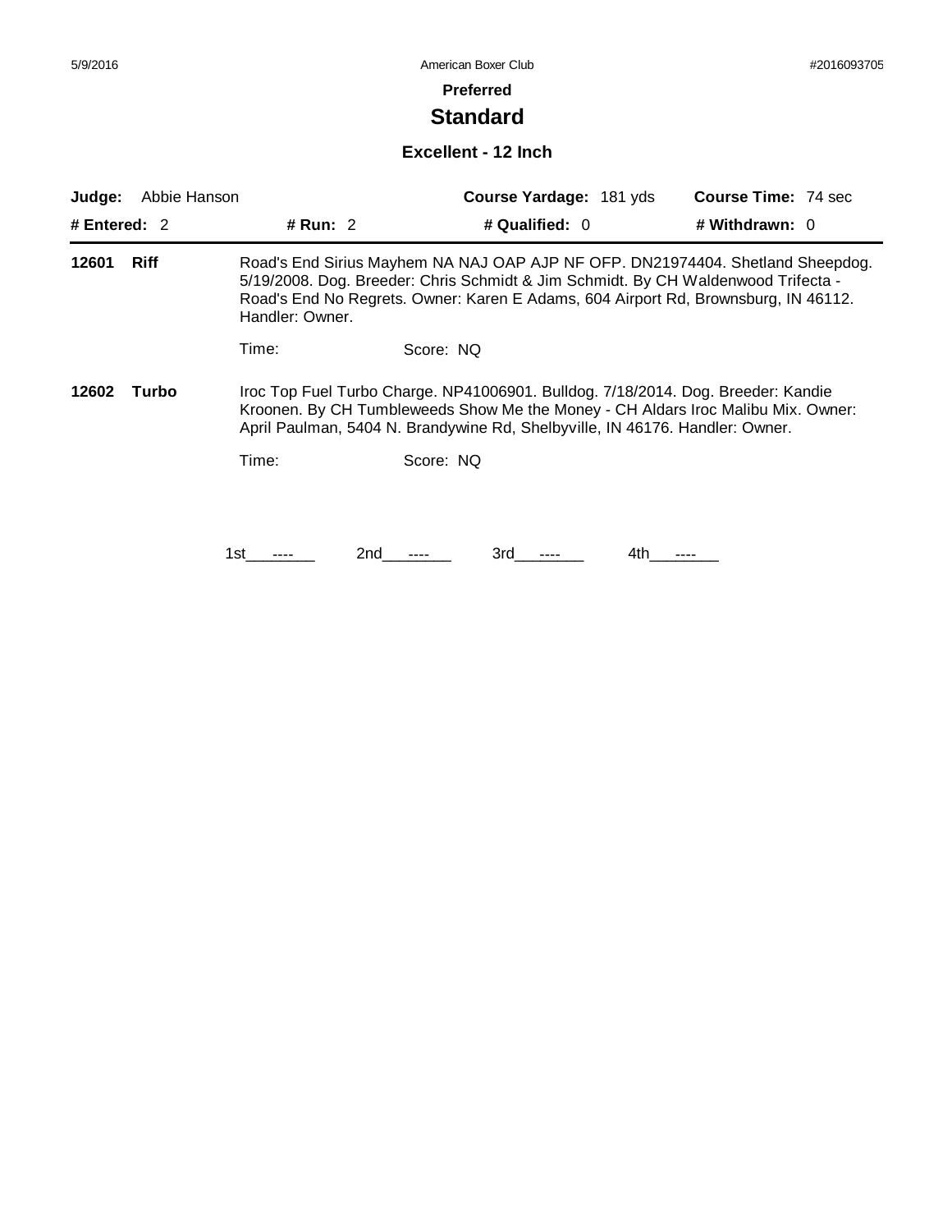# Preferred

## Standard

### Excellent - 12 Inch

**Judge:** Abbie Hanson **Course Yardage:** 181 yds **Course Time:** 74 sec

**# Entered:** 2 **# Run:** 2 **# Qualified:** 0 **# Withdrawn:** 0

**12601 Riff** Road's End Sirius Mayhem NA NAJ OAP AJP NF OFP. DN21974404. Shetland Sheepdog. 5/19/2008. Dog. Breeder: Chris Schmidt & Jim Schmidt. By CH Waldenwood Trifecta - Road's End No Regrets. Owner: Karen E Adams, 604 Airport Rd, Brownsburg, IN 46112. Handler: Owner.

Time: Score: NQ

**12602 Turbo** Iroc Top Fuel Turbo Charge. NP41006901. Bulldog. 7/18/2014. Dog. Breeder: Kandie Kroonen. By CH Tumbleweeds Show Me the Money - CH Aldars Iroc Malibu Mix. Owner: April Paulman, 5404 N. Brandywine Rd, Shelbyville, IN 46176. Handler: Owner.

Time: Score: NQ

1st ---- 2nd ---- 3rd ---- 4th ----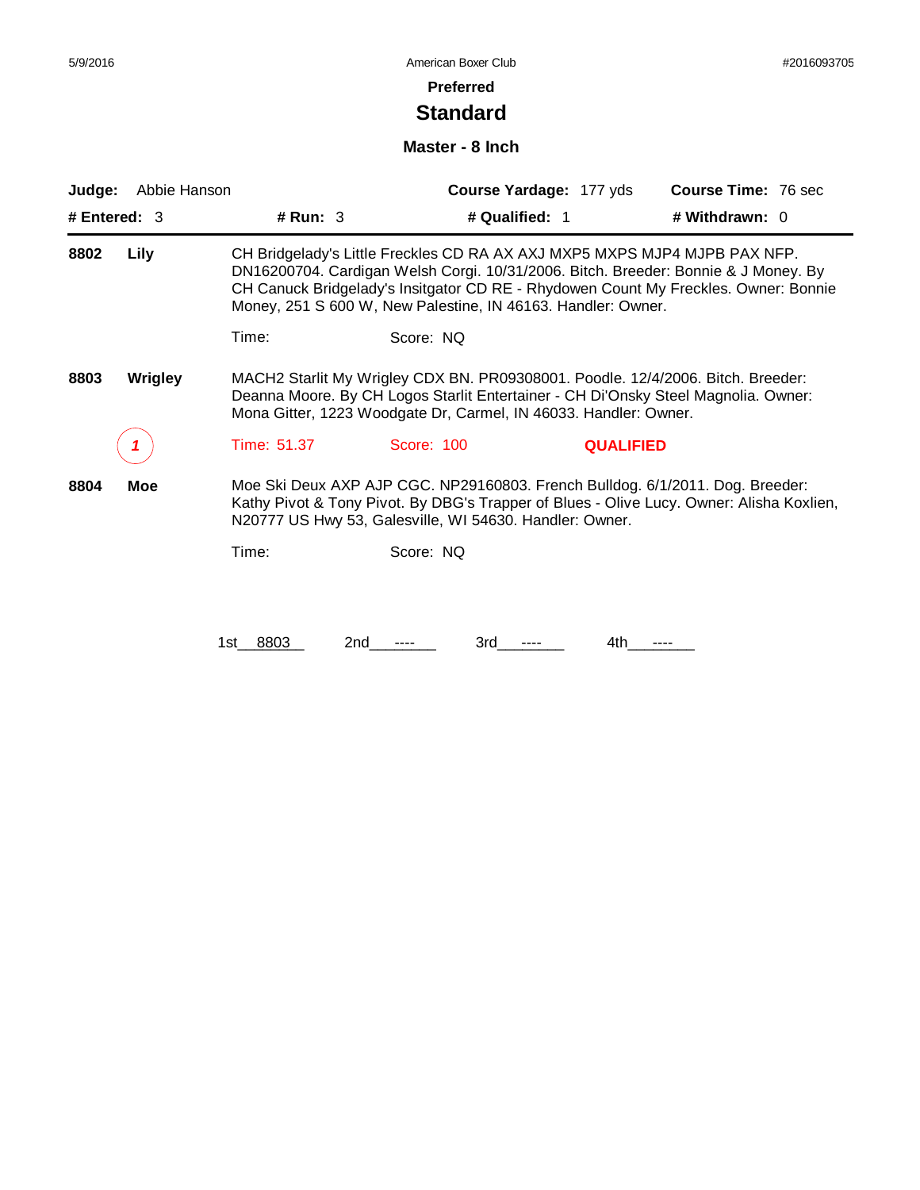# Preferred

## Standard

### Master - 8 Inch

**Judge:** Abbie Hanson **Course Yardage:** 177 yds **Course Time:** 76 sec

**# Entered:** 3 **# Run:** 3 **# Qualified:** 1 **# Withdrawn:** 0

---

**8802** **Lily**

CH Bridgelady's Little Freckles CD RA AX AXJ MXP5 MXPS MJP4 MJPB PAX NFP. DN16200704. Cardigan Welsh Corgi. 10/31/2006. Bitch. Breeder: Bonnie & J Money. By CH Canuck Bridgelady's Insitgator CD RE - Rhydowen Count My Freckles. Owner: Bonnie Money, 251 S 600 W, New Palestine, IN 46163. Handler: Owner.

Time: Score: NQ

**8803** **Wrigley**

MACH2 Starlit My Wrigley CDX BN. PR09308001. Poodle. 12/4/2006. Bitch. Breeder: Deanna Moore. By CH Logos Starlit Entertainer - CH Di'Onsky Steel Magnolia. Owner: Mona Gitter, 1223 Woodgate Dr, Carmel, IN 46033. Handler: Owner.

1 Time: 51.37 Score: 100 **QUALIFIED**

**8804** **Moe**

Moe Ski Deux AXP AJP CGC. NP29160803. French Bulldog. 6/1/2011. Dog. Breeder: Kathy Pivot & Tony Pivot. By DBG's Trapper of Blues - Olive Lucy. Owner: Alisha Koxlien, N20777 US Hwy 53, Galesville, WI 54630. Handler: Owner.

Time: Score: NQ

1st 8803 2nd ---- 3rd ---- 4th ----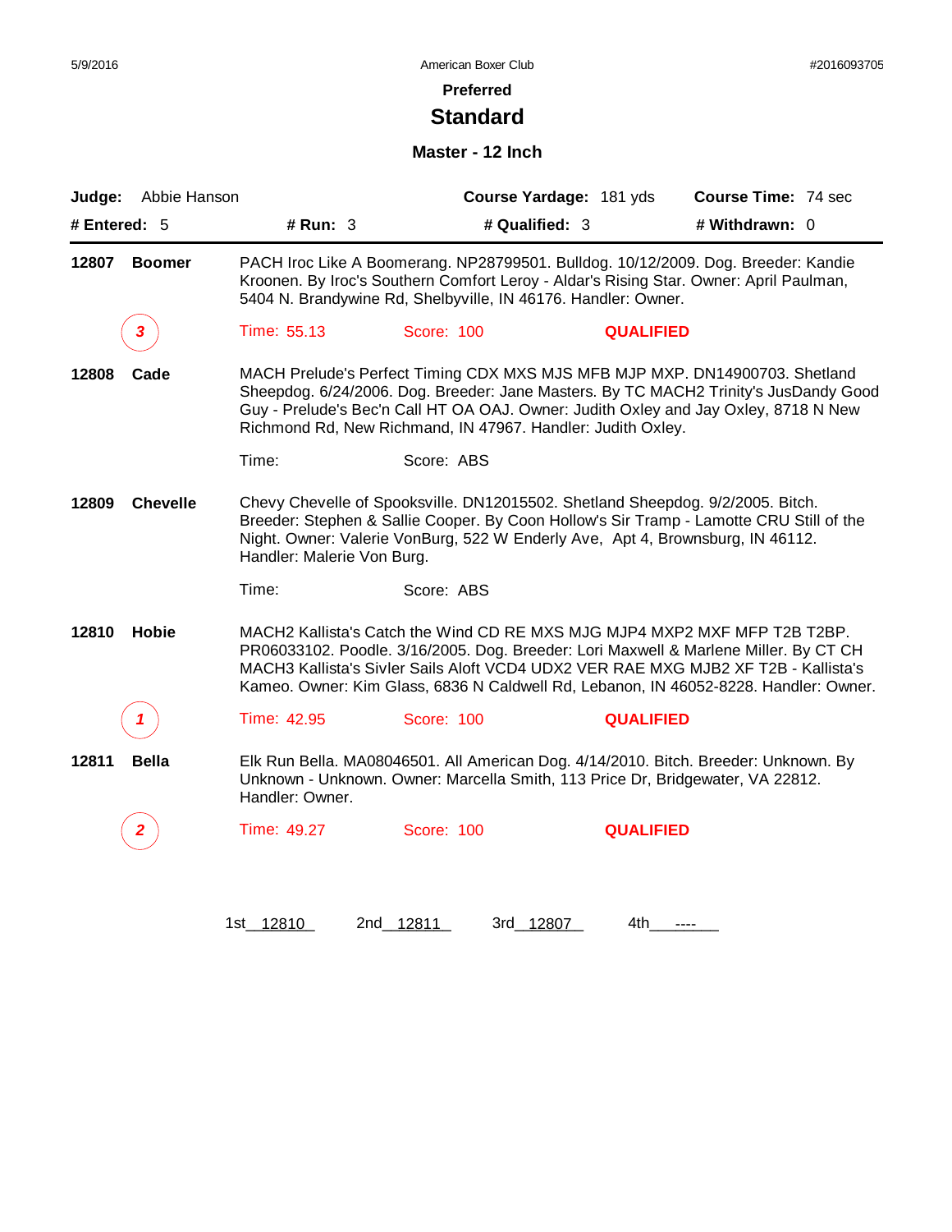5/9/2016 American Boxer Club #2016093705

## Preferred

# Standard

### Master - 12 Inch

**Judge:** Abbie Hanson **Course Yardage:** 181 yds **Course Time:** 74 sec

**# Entered:** 5 **# Run:** 3 **# Qualified:** 3 **# Withdrawn:** 0

---

**12807 Boomer** PACH Iroc Like A Boomerang. NP28799501. Bulldog. 10/12/2009. Dog. Breeder: Kandie Kroonen. By Iroc's Southern Comfort Leroy - Aldar's Rising Star. Owner: April Paulman, 5404 N. Brandywine Rd, Shelbyville, IN 46176. Handler: Owner.

*3* Time: 55.13 Score: 100 **QUALIFIED**

**12808 Cade** MACH Prelude's Perfect Timing CDX MXS MJS MFB MJP MXP. DN14900703. Shetland Sheepdog. 6/24/2006. Dog. Breeder: Jane Masters. By TC MACH2 Trinity's JusDandy Good Guy - Prelude's Bec'n Call HT OA OAJ. Owner: Judith Oxley and Jay Oxley, 8718 N New Richmond Rd, New Richmond, IN 47967. Handler: Judith Oxley.

Time: Score: ABS

**12809 Chevelle** Chevy Chevelle of Spooksville. DN12015502. Shetland Sheepdog. 9/2/2005. Bitch. Breeder: Stephen & Sallie Cooper. By Coon Hollow's Sir Tramp - Lamotte CRU Still of the Night. Owner: Valerie VonBurg, 522 W Enderly Ave, Apt 4, Brownsburg, IN 46112. Handler: Malerie Von Burg.

Time: Score: ABS

**12810 Hobie** MACH2 Kallista's Catch the Wind CD RE MXS MJG MJP4 MXP2 MXF MFP T2B T2BP. PR06033102. Poodle. 3/16/2005. Dog. Breeder: Lori Maxwell & Marlene Miller. By CT CH MACH3 Kallista's Sivler Sails Aloft VCD4 UDX2 VER RAE MXG MJB2 XF T2B - Kallista's Kameo. Owner: Kim Glass, 6836 N Caldwell Rd, Lebanon, IN 46052-8228. Handler: Owner.

*1* Time: 42.95 Score: 100 **QUALIFIED**

**12811 Bella** Elk Run Bella. MA08046501. All American Dog. 4/14/2010. Bitch. Breeder: Unknown. By Unknown - Unknown. Owner: Marcella Smith, 113 Price Dr, Bridgewater, VA 22812. Handler: Owner.

*2* Time: 49.27 Score: 100 **QUALIFIED**

1st 12810 2nd 12811 3rd 12807 4th ----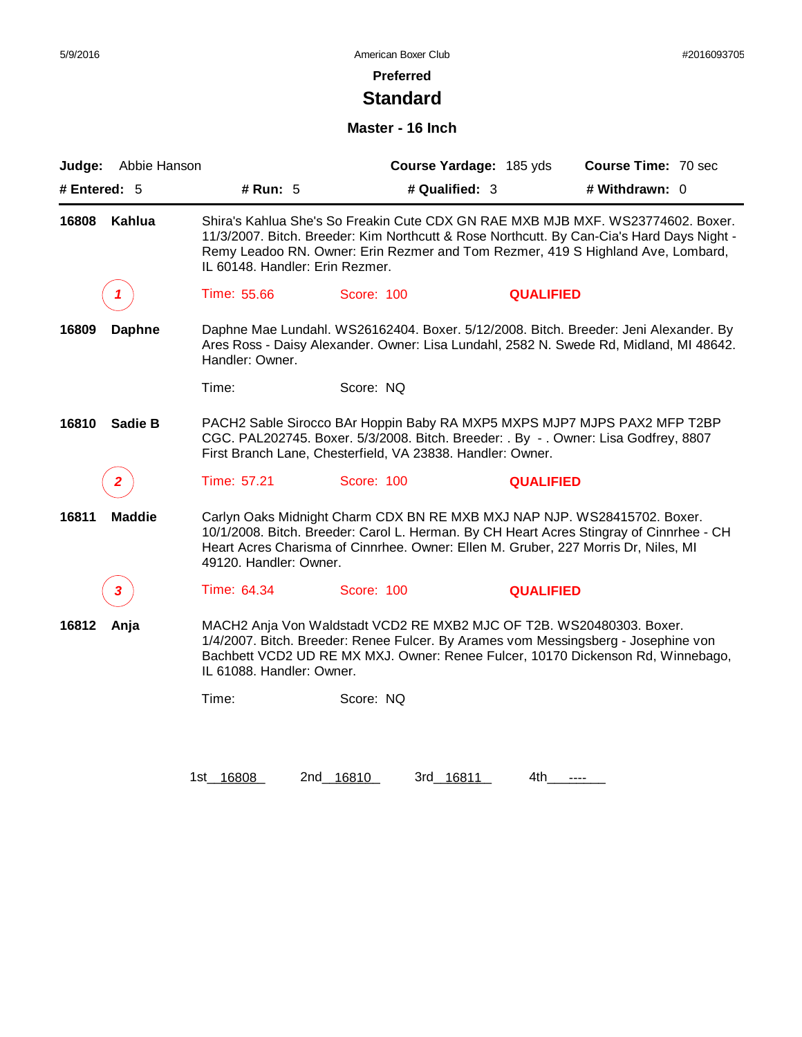# Preferred

## Standard

### Master - 16 Inch

**Judge:** Abbie Hanson | **Course Yardage:** 185 yds | **Course Time:** 70 sec

**# Entered:** 5 | **# Run:** 5 | **# Qualified:** 3 | **# Withdrawn:** 0

---

**16808 Kahlua** — Shira's Kahlua She's So Freakin Cute CDX GN RAE MXB MJB MXF. WS23774602. Boxer. 11/3/2007. Bitch. Breeder: Kim Northcutt & Rose Northcutt. By Can-Cia's Hard Days Night - Remy Leadoo RN. Owner: Erin Rezmer and Tom Rezmer, 419 S Highland Ave, Lombard, IL 60148. Handler: Erin Rezmer.

*1* — Time: 55.66 — Score: 100 — **QUALIFIED**

**16809 Daphne** — Daphne Mae Lundahl. WS26162404. Boxer. 5/12/2008. Bitch. Breeder: Jeni Alexander. By Ares Ross - Daisy Alexander. Owner: Lisa Lundahl, 2582 N. Swede Rd, Midland, MI 48642. Handler: Owner.

Time: — Score: NQ

**16810 Sadie B** — PACH2 Sable Sirocco BAr Hoppin Baby RA MXP5 MXPS MJP7 MJPS PAX2 MFP T2BP CGC. PAL202745. Boxer. 5/3/2008. Bitch. Breeder: . By - . Owner: Lisa Godfrey, 8807 First Branch Lane, Chesterfield, VA 23838. Handler: Owner.

*2* — Time: 57.21 — Score: 100 — **QUALIFIED**

**16811 Maddie** — Carlyn Oaks Midnight Charm CDX BN RE MXB MXJ NAP NJP. WS28415702. Boxer. 10/1/2008. Bitch. Breeder: Carol L. Herman. By CH Heart Acres Stingray of Cinnrhee - CH Heart Acres Charisma of Cinnrhee. Owner: Ellen M. Gruber, 227 Morris Dr, Niles, MI 49120. Handler: Owner.

*3* — Time: 64.34 — Score: 100 — **QUALIFIED**

**16812 Anja** — MACH2 Anja Von Waldstadt VCD2 RE MXB2 MJC OF T2B. WS20480303. Boxer. 1/4/2007. Bitch. Breeder: Renee Fulcer. By Arames vom Messingsberg - Josephine von Bachbett VCD2 UD RE MX MXJ. Owner: Renee Fulcer, 10170 Dickenson Rd, Winnebago, IL 61088. Handler: Owner.

Time: — Score: NQ

1st 16808 — 2nd 16810 — 3rd 16811 — 4th ----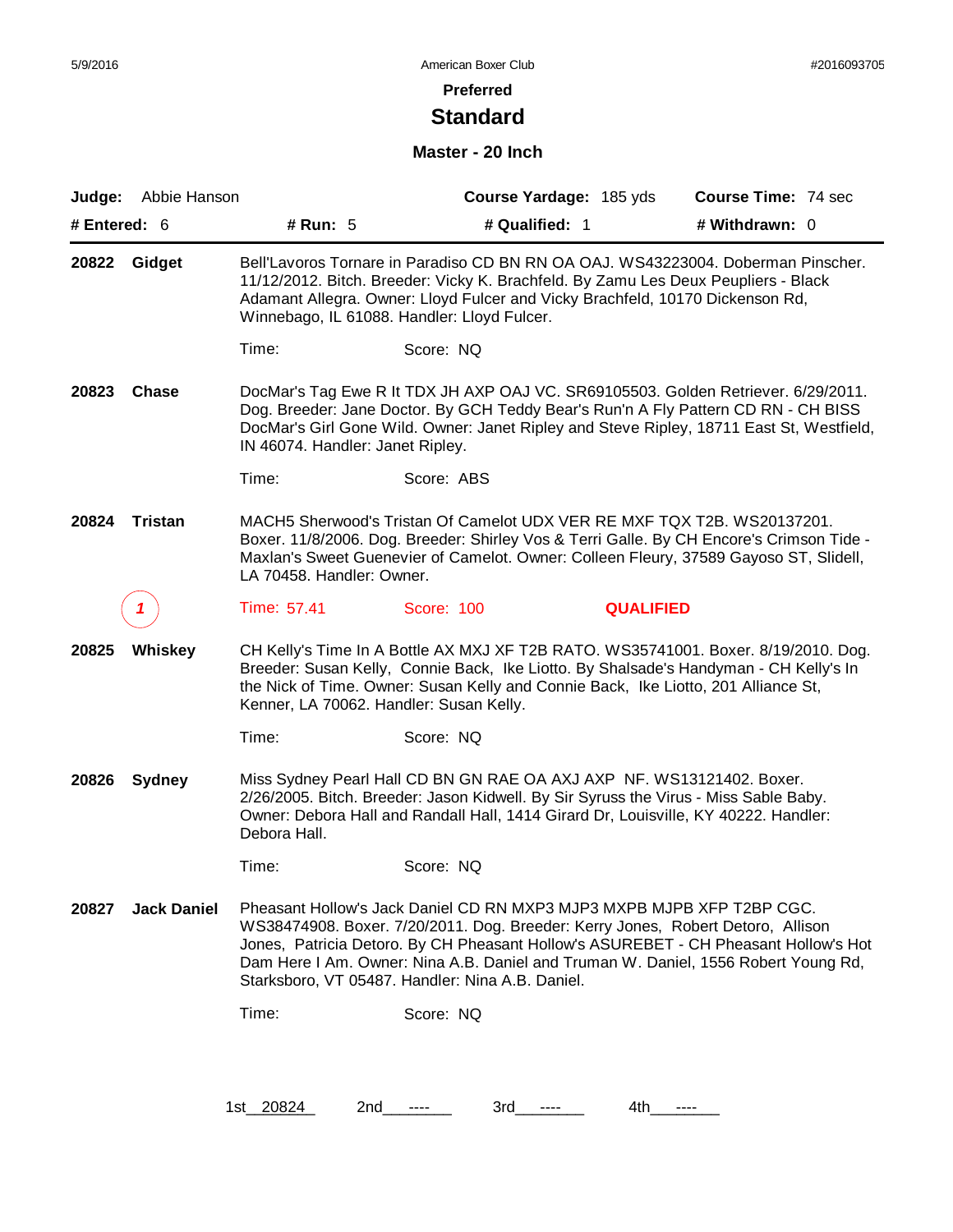**Preferred**

# Standard

## Master - 20 Inch

**Judge:** Abbie Hanson **Course Yardage:** 185 yds **Course Time:** 74 sec

**# Entered:** 6 **# Run:** 5 **# Qualified:** 1 **# Withdrawn:** 0

---

**20822 Gidget**

Bell'Lavoros Tornare in Paradiso CD BN RN OA OAJ. WS43223004. Doberman Pinscher. 11/12/2012. Bitch. Breeder: Vicky K. Brachfeld. By Zamu Les Deux Peupliers - Black Adamant Allegra. Owner: Lloyd Fulcer and Vicky Brachfeld, 10170 Dickenson Rd, Winnebago, IL 61088. Handler: Lloyd Fulcer.

Time: Score: NQ

**20823 Chase**

DocMar's Tag Ewe R It TDX JH AXP OAJ VC. SR69105503. Golden Retriever. 6/29/2011. Dog. Breeder: Jane Doctor. By GCH Teddy Bear's Run'n A Fly Pattern CD RN - CH BISS DocMar's Girl Gone Wild. Owner: Janet Ripley and Steve Ripley, 18711 East St, Westfield, IN 46074. Handler: Janet Ripley.

Time: Score: ABS

**20824 Tristan**

MACH5 Sherwood's Tristan Of Camelot UDX VER RE MXF TQX T2B. WS20137201. Boxer. 11/8/2006. Dog. Breeder: Shirley Vos & Terri Galle. By CH Encore's Crimson Tide - Maxlan's Sweet Guenevier of Camelot. Owner: Colleen Fleury, 37589 Gayoso ST, Slidell, LA 70458. Handler: Owner.

1 Time: 57.41 Score: 100 **QUALIFIED**

**20825 Whiskey**

CH Kelly's Time In A Bottle AX MXJ XF T2B RATO. WS35741001. Boxer. 8/19/2010. Dog. Breeder: Susan Kelly, Connie Back, Ike Liotto. By Shalsade's Handyman - CH Kelly's In the Nick of Time. Owner: Susan Kelly and Connie Back, Ike Liotto, 201 Alliance St, Kenner, LA 70062. Handler: Susan Kelly.

Time: Score: NQ

**20826 Sydney**

Miss Sydney Pearl Hall CD BN GN RAE OA AXJ AXP NF. WS13121402. Boxer. 2/26/2005. Bitch. Breeder: Jason Kidwell. By Sir Syruss the Virus - Miss Sable Baby. Owner: Debora Hall and Randall Hall, 1414 Girard Dr, Louisville, KY 40222. Handler: Debora Hall.

Time: Score: NQ

**20827 Jack Daniel**

Pheasant Hollow's Jack Daniel CD RN MXP3 MJP3 MXPB MJPB XFP T2BP CGC. WS38474908. Boxer. 7/20/2011. Dog. Breeder: Kerry Jones, Robert Detoro, Allison Jones, Patricia Detoro. By CH Pheasant Hollow's ASUREBET - CH Pheasant Hollow's Hot Dam Here I Am. Owner: Nina A.B. Daniel and Truman W. Daniel, 1556 Robert Young Rd, Starksboro, VT 05487. Handler: Nina A.B. Daniel.

Time: Score: NQ

1st 20824 2nd ---- 3rd ---- 4th ----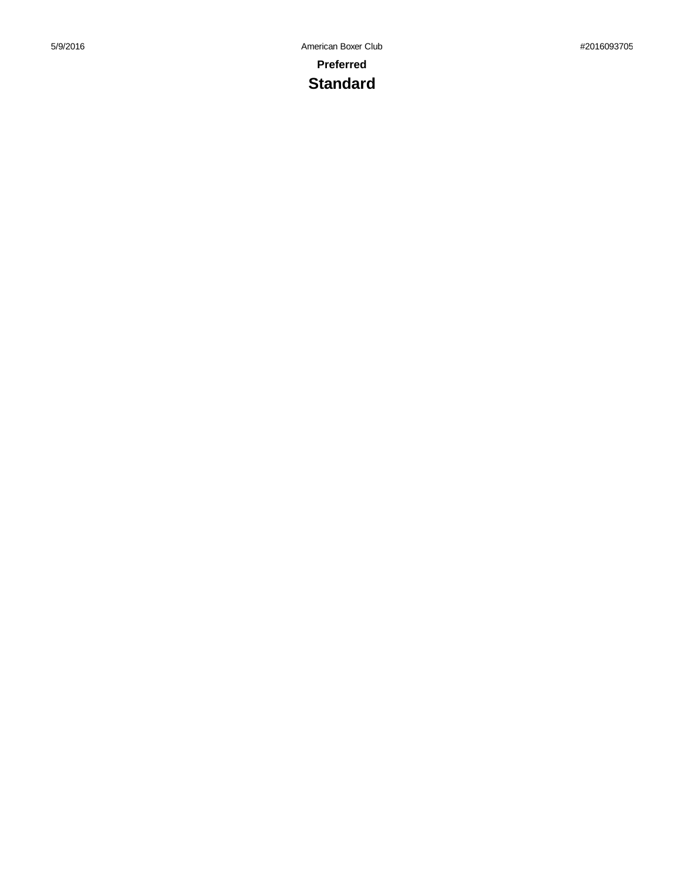**Preferred**

# Standard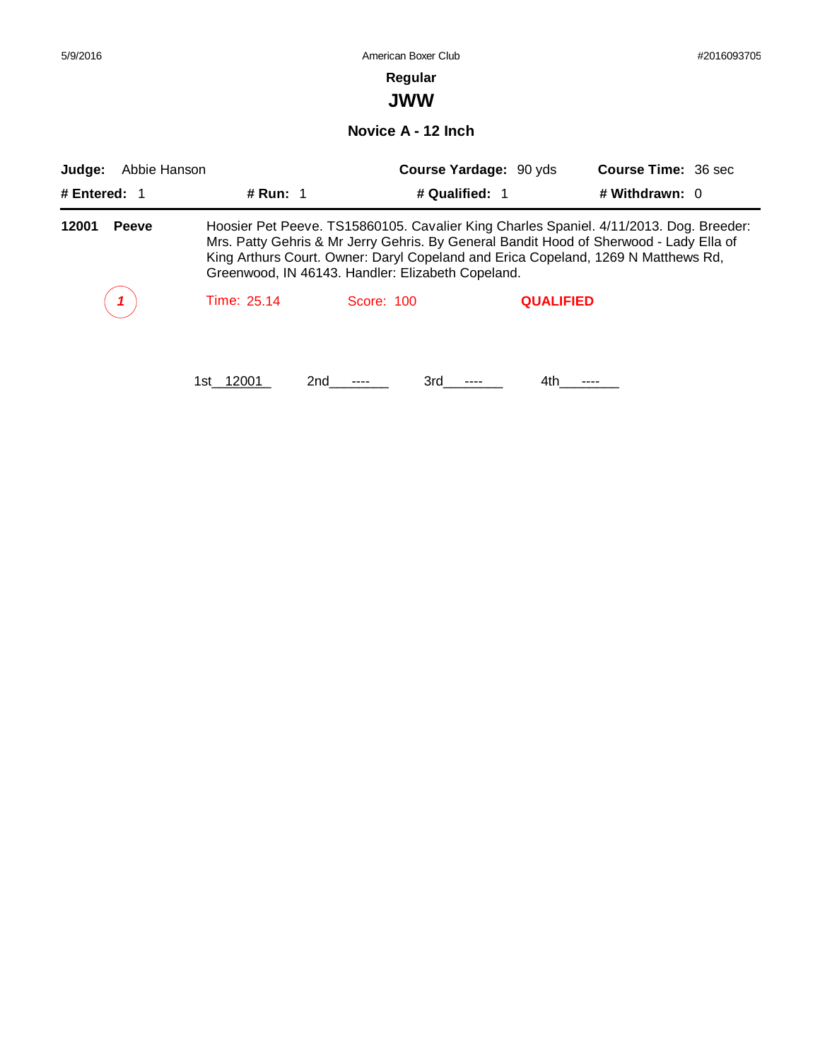5/9/2016 American Boxer Club #2016093705

## Regular

# JWW

### Novice A - 12 Inch

**Judge:** Abbie Hanson **Course Yardage:** 90 yds **Course Time:** 36 sec

**# Entered:** 1 **# Run:** 1 **# Qualified:** 1 **# Withdrawn:** 0

---

**12001** **Peeve** Hoosier Pet Peeve. TS15860105. Cavalier King Charles Spaniel. 4/11/2013. Dog. Breeder: Mrs. Patty Gehris & Mr Jerry Gehris. By General Bandit Hood of Sherwood - Lady Ella of King Arthurs Court. Owner: Daryl Copeland and Erica Copeland, 1269 N Matthews Rd, Greenwood, IN 46143. Handler: Elizabeth Copeland.

*1* Time: 25.14 Score: 100 **QUALIFIED**

1st__12001__ 2nd___----___ 3rd___----___ 4th___----___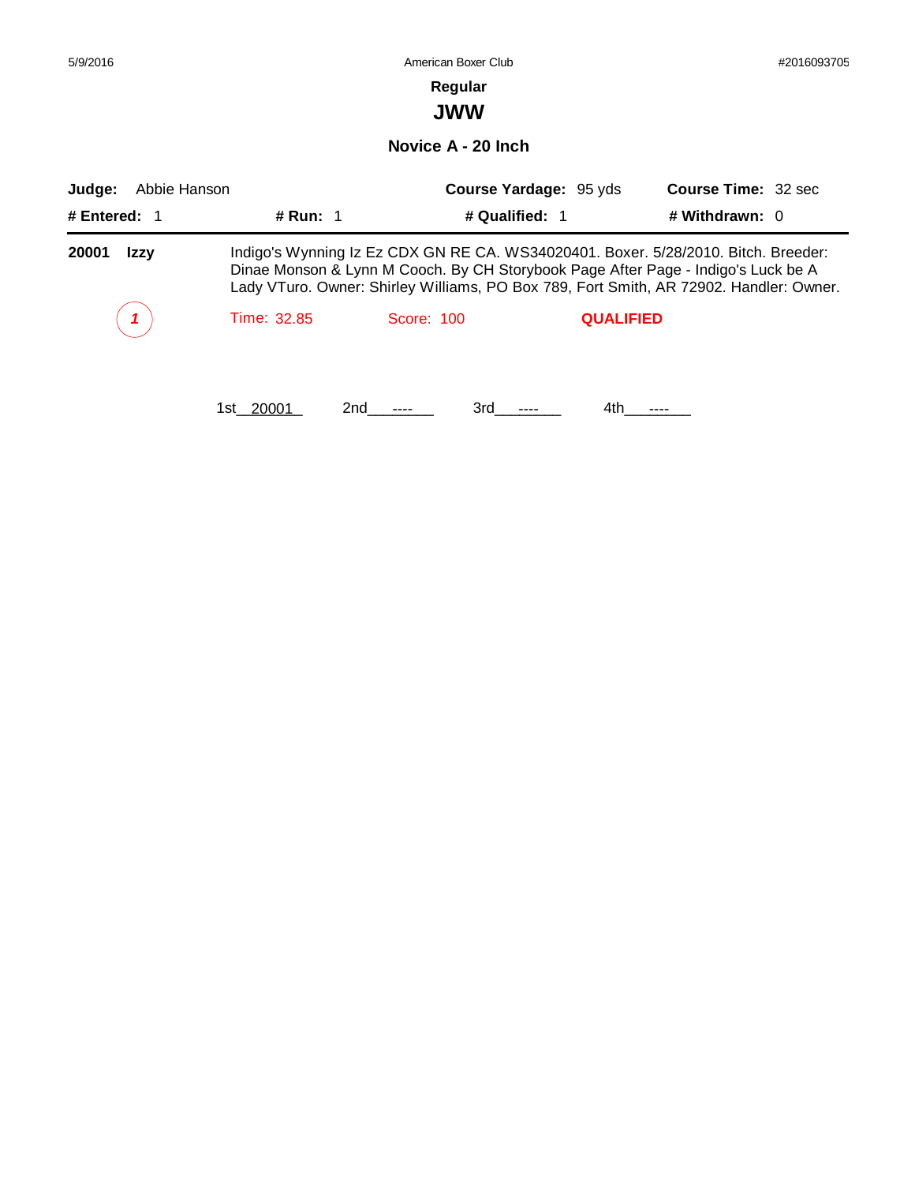5/9/2016 American Boxer Club #2016093705

## Regular

# JWW

### Novice A - 20 Inch

**Judge:** Abbie Hanson **Course Yardage:** 95 yds **Course Time:** 32 sec

**# Entered:** 1 **# Run:** 1 **# Qualified:** 1 **# Withdrawn:** 0

---

**20001 Izzy** Indigo's Wynning Iz Ez CDX GN RE CA. WS34020401. Boxer. 5/28/2010. Bitch. Breeder: Dinae Monson & Lynn M Cooch. By CH Storybook Page After Page - Indigo's Luck be A Lady VTuro. Owner: Shirley Williams, PO Box 789, Fort Smith, AR 72902. Handler: Owner.

*1* Time: 32.85 Score: 100 **QUALIFIED**

1st 20001 2nd ---- 3rd ---- 4th ----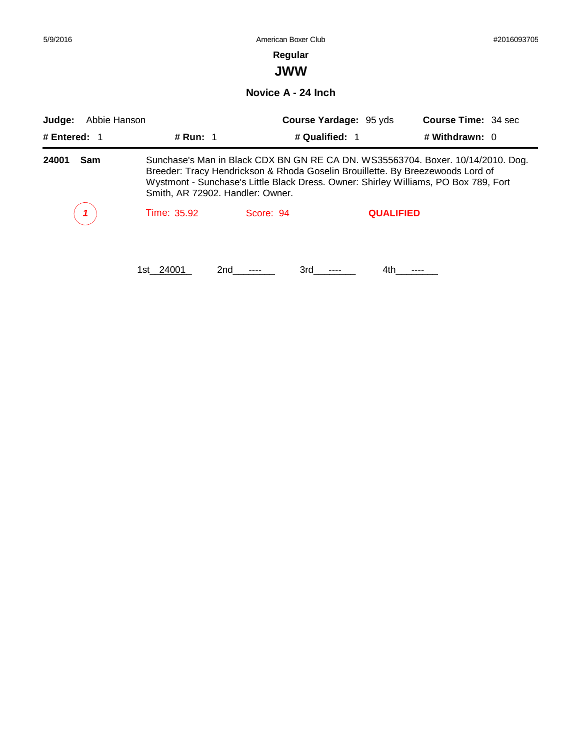5/9/2016 American Boxer Club #2016093705

**Regular**

# JWW

## Novice A - 24 Inch

**Judge:** Abbie Hanson **Course Yardage:** 95 yds **Course Time:** 34 sec

**# Entered:** 1 **# Run:** 1 **# Qualified:** 1 **# Withdrawn:** 0

---

**24001 Sam** Sunchase's Man in Black CDX BN GN RE CA DN. WS35563704. Boxer. 10/14/2010. Dog. Breeder: Tracy Hendrickson & Rhoda Goselin Brouillette. By Breezewoods Lord of Wystmont - Sunchase's Little Black Dress. Owner: Shirley Williams, PO Box 789, Fort Smith, AR 72902. Handler: Owner.

*1* Time: 35.92 Score: 94 **QUALIFIED**

1st__24001__ 2nd___----___ 3rd___----___ 4th___----___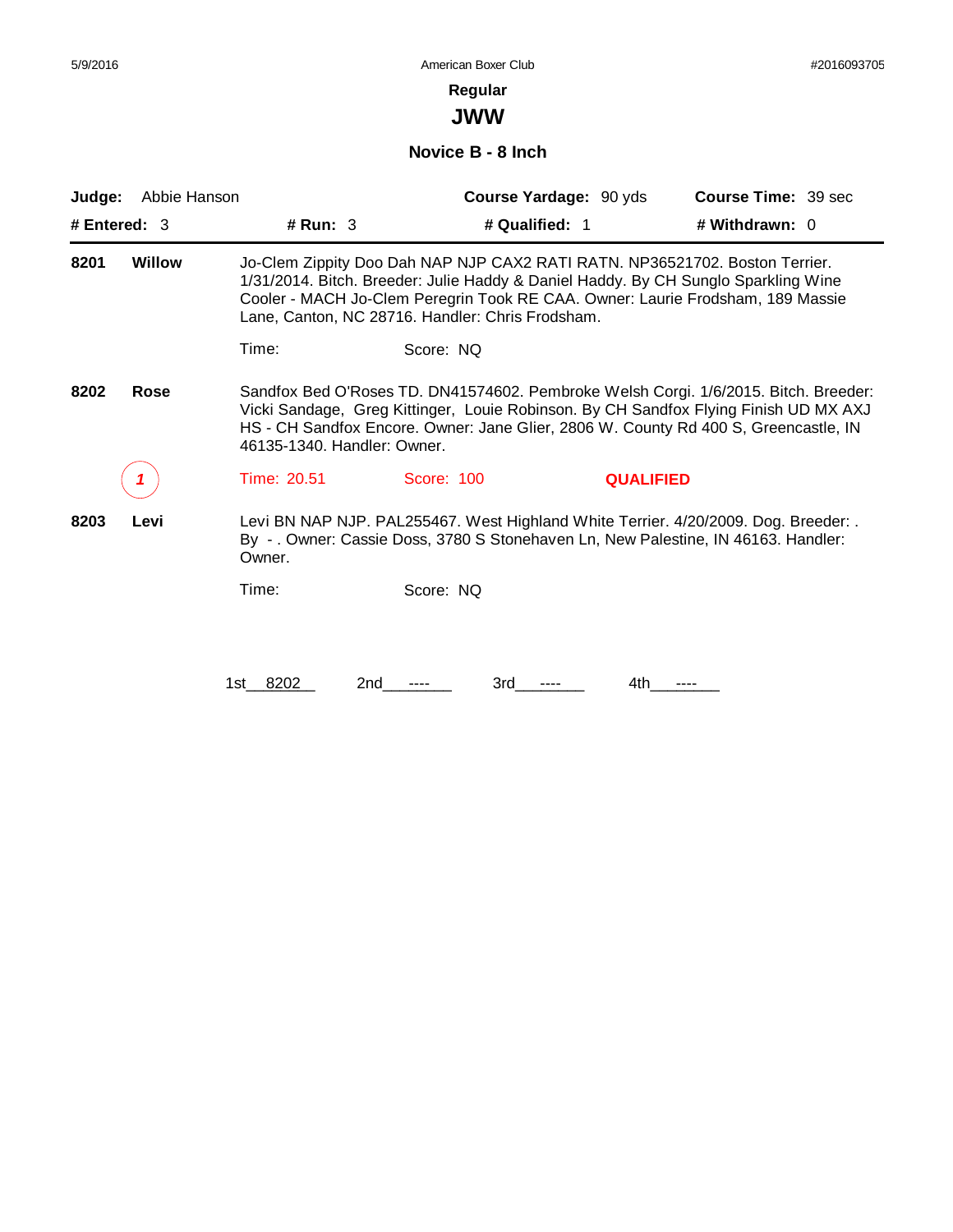# Regular

## JWW

### Novice B - 8 Inch

**Judge:** Abbie Hanson **Course Yardage:** 90 yds **Course Time:** 39 sec

**# Entered:** 3 **# Run:** 3 **# Qualified:** 1 **# Withdrawn:** 0

---

**8201** **Willow** Jo-Clem Zippity Doo Dah NAP NJP CAX2 RATI RATN. NP36521702. Boston Terrier. 1/31/2014. Bitch. Breeder: Julie Haddy & Daniel Haddy. By CH Sunglo Sparkling Wine Cooler - MACH Jo-Clem Peregrin Took RE CAA. Owner: Laurie Frodsham, 189 Massie Lane, Canton, NC 28716. Handler: Chris Frodsham.

Time: Score: NQ

**8202** **Rose** Sandfox Bed O'Roses TD. DN41574602. Pembroke Welsh Corgi. 1/6/2015. Bitch. Breeder: Vicki Sandage, Greg Kittinger, Louie Robinson. By CH Sandfox Flying Finish UD MX AXJ HS - CH Sandfox Encore. Owner: Jane Glier, 2806 W. County Rd 400 S, Greencastle, IN 46135-1340. Handler: Owner.

*1* Time: 20.51 Score: 100 **QUALIFIED**

**8203** **Levi** Levi BN NAP NJP. PAL255467. West Highland White Terrier. 4/20/2009. Dog. Breeder: . By - . Owner: Cassie Doss, 3780 S Stonehaven Ln, New Palestine, IN 46163. Handler: Owner.

Time: Score: NQ

1st 8202 2nd ---- 3rd ---- 4th ----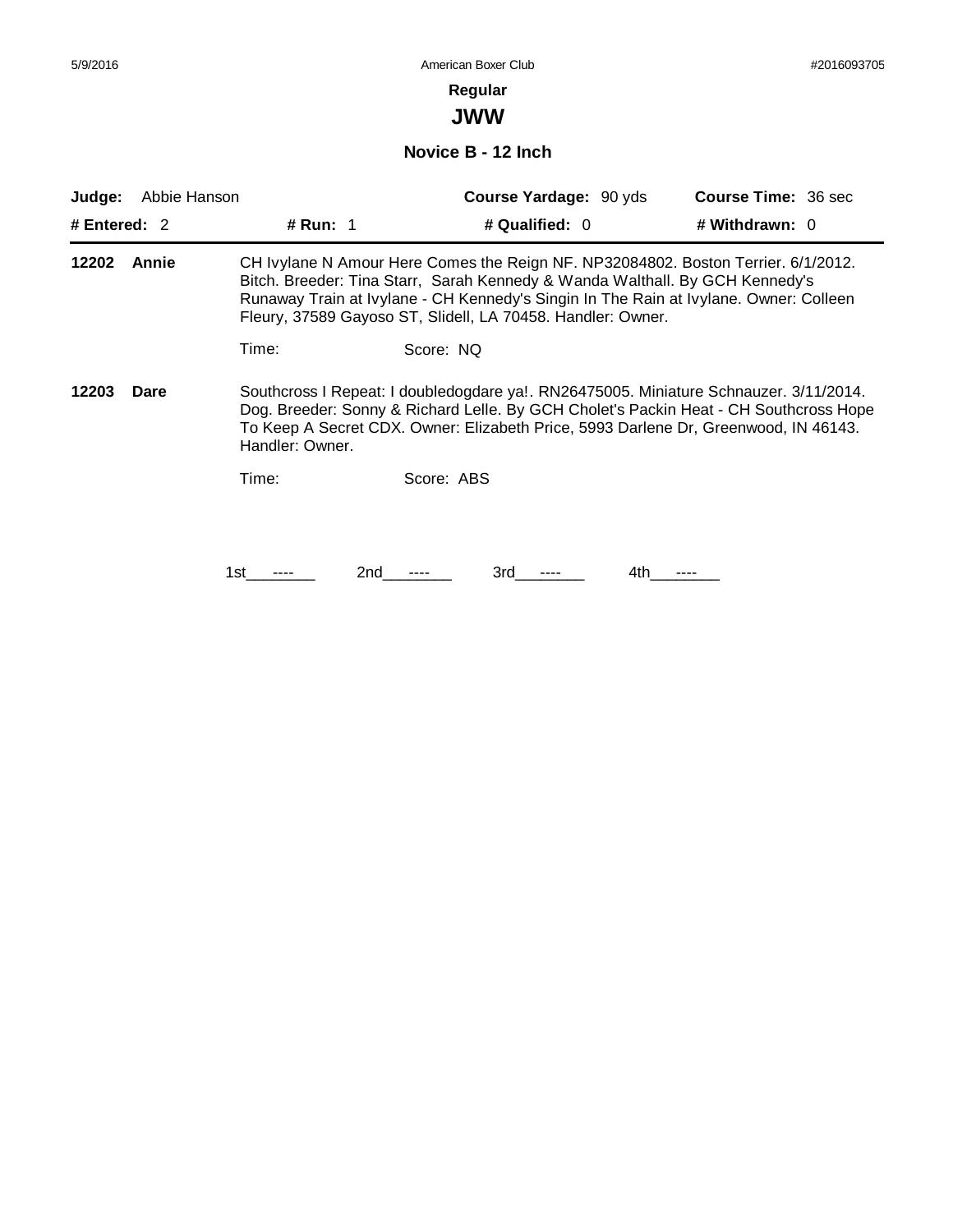5/9/2016 American Boxer Club #2016093705

**Regular**

## JWW

### Novice B - 12 Inch

**Judge:** Abbie Hanson **Course Yardage:** 90 yds **Course Time:** 36 sec

**# Entered:** 2 **# Run:** 1 **# Qualified:** 0 **# Withdrawn:** 0

---

**12202 Annie** CH Ivylane N Amour Here Comes the Reign NF. NP32084802. Boston Terrier. 6/1/2012. Bitch. Breeder: Tina Starr, Sarah Kennedy & Wanda Walthall. By GCH Kennedy's Runaway Train at Ivylane - CH Kennedy's Singin In The Rain at Ivylane. Owner: Colleen Fleury, 37589 Gayoso ST, Slidell, LA 70458. Handler: Owner.

Time: Score: NQ

**12203 Dare** Southcross I Repeat: I doubledogdare ya!. RN26475005. Miniature Schnauzer. 3/11/2014. Dog. Breeder: Sonny & Richard Lelle. By GCH Cholet's Packin Heat - CH Southcross Hope To Keep A Secret CDX. Owner: Elizabeth Price, 5993 Darlene Dr, Greenwood, IN 46143. Handler: Owner.

Time: Score: ABS

1st ---- 2nd ---- 3rd ---- 4th ----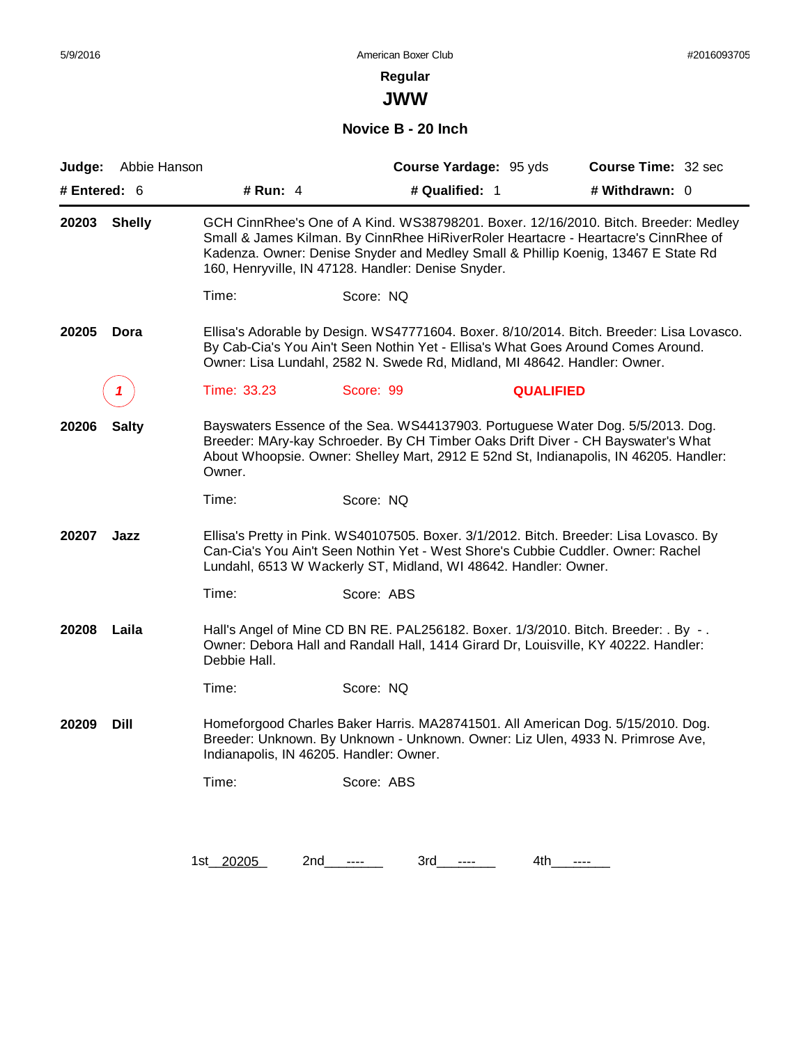5/9/2016 American Boxer Club #2016093705

## Regular

# JWW

### Novice B - 20 Inch

**Judge:** Abbie Hanson **Course Yardage:** 95 yds **Course Time:** 32 sec

**# Entered:** 6 **# Run:** 4 **# Qualified:** 1 **# Withdrawn:** 0

---

**20203 Shelly** GCH CinnRhee's One of A Kind. WS38798201. Boxer. 12/16/2010. Bitch. Breeder: Medley Small & James Kilman. By CinnRhee HiRiverRoler Heartacre - Heartacre's CinnRhee of Kadenza. Owner: Denise Snyder and Medley Small & Phillip Koenig, 13467 E State Rd 160, Henryville, IN 47128. Handler: Denise Snyder.

Time: Score: NQ

**20205 Dora** Ellisa's Adorable by Design. WS47771604. Boxer. 8/10/2014. Bitch. Breeder: Lisa Lovasco. By Cab-Cia's You Ain't Seen Nothin Yet - Ellisa's What Goes Around Comes Around. Owner: Lisa Lundahl, 2582 N. Swede Rd, Midland, MI 48642. Handler: Owner.

*1* Time: 33.23 Score: 99 **QUALIFIED**

**20206 Salty** Bayswaters Essence of the Sea. WS44137903. Portuguese Water Dog. 5/5/2013. Dog. Breeder: MAry-kay Schroeder. By CH Timber Oaks Drift Diver - CH Bayswater's What About Whoopsie. Owner: Shelley Mart, 2912 E 52nd St, Indianapolis, IN 46205. Handler: Owner.

Time: Score: NQ

**20207 Jazz** Ellisa's Pretty in Pink. WS40107505. Boxer. 3/1/2012. Bitch. Breeder: Lisa Lovasco. By Can-Cia's You Ain't Seen Nothin Yet - West Shore's Cubbie Cuddler. Owner: Rachel Lundahl, 6513 W Wackerly ST, Midland, WI 48642. Handler: Owner.

Time: Score: ABS

**20208 Laila** Hall's Angel of Mine CD BN RE. PAL256182. Boxer. 1/3/2010. Bitch. Breeder: . By - . Owner: Debora Hall and Randall Hall, 1414 Girard Dr, Louisville, KY 40222. Handler: Debbie Hall.

Time: Score: NQ

**20209 Dill** Homeforgood Charles Baker Harris. MA28741501. All American Dog. 5/15/2010. Dog. Breeder: Unknown. By Unknown - Unknown. Owner: Liz Ulen, 4933 N. Primrose Ave, Indianapolis, IN 46205. Handler: Owner.

Time: Score: ABS

1st 20205 2nd ---- 3rd ---- 4th ----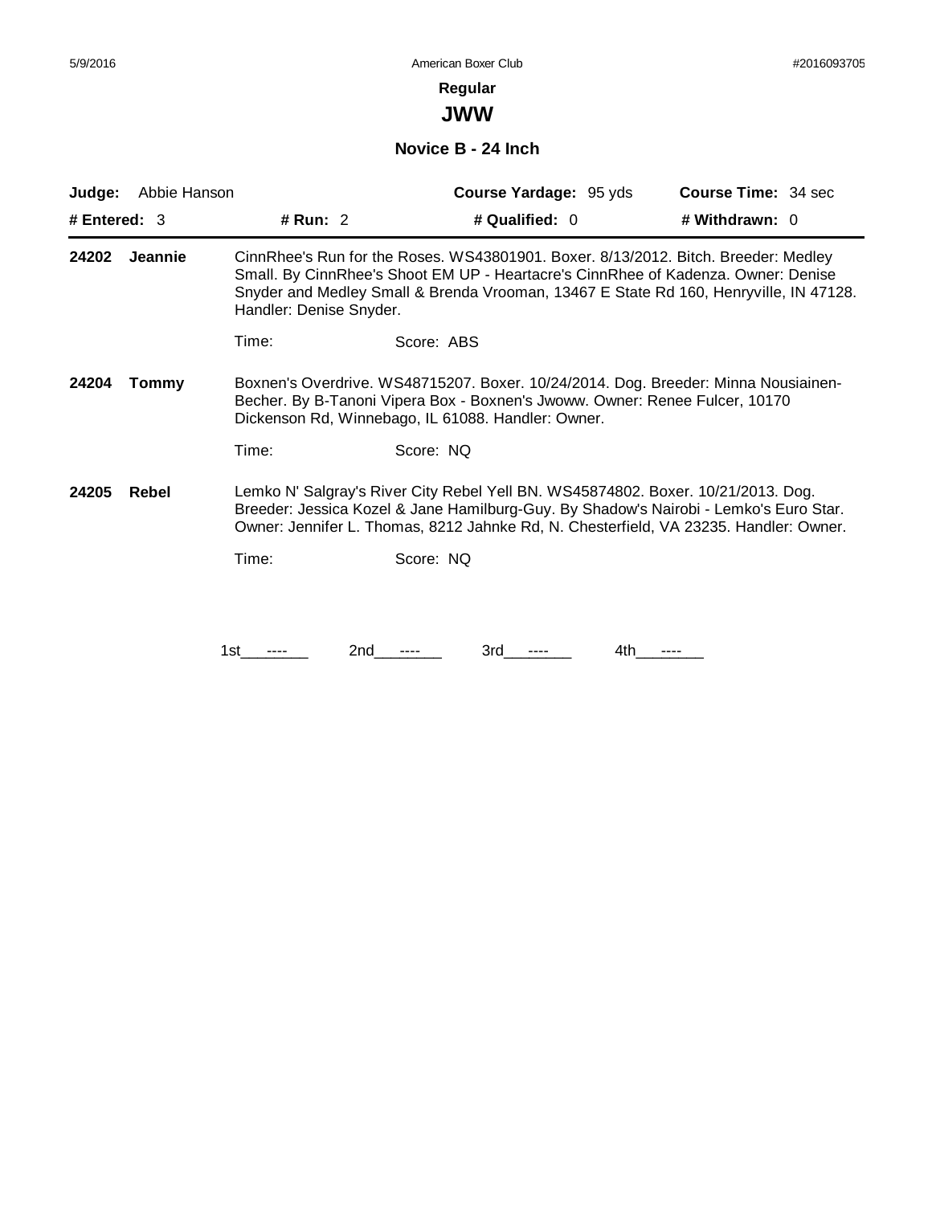**Regular**

## JWW

### Novice B - 24 Inch

**Judge:** Abbie Hanson | **Course Yardage:** 95 yds | **Course Time:** 34 sec

**# Entered:** 3 | **# Run:** 2 | **# Qualified:** 0 | **# Withdrawn:** 0

---

**24202 Jeannie** — CinnRhee's Run for the Roses. WS43801901. Boxer. 8/13/2012. Bitch. Breeder: Medley Small. By CinnRhee's Shoot EM UP - Heartacre's CinnRhee of Kadenza. Owner: Denise Snyder and Medley Small & Brenda Vrooman, 13467 E State Rd 160, Henryville, IN 47128. Handler: Denise Snyder.

Time: Score: ABS

**24204 Tommy** — Boxnen's Overdrive. WS48715207. Boxer. 10/24/2014. Dog. Breeder: Minna Nousiainen-Becher. By B-Tanoni Vipera Box - Boxnen's Jwoww. Owner: Renee Fulcer, 10170 Dickenson Rd, Winnebago, IL 61088. Handler: Owner.

Time: Score: NQ

**24205 Rebel** — Lemko N' Salgray's River City Rebel Yell BN. WS45874802. Boxer. 10/21/2013. Dog. Breeder: Jessica Kozel & Jane Hamilburg-Guy. By Shadow's Nairobi - Lemko's Euro Star. Owner: Jennifer L. Thomas, 8212 Jahnke Rd, N. Chesterfield, VA 23235. Handler: Owner.

Time: Score: NQ

1st ---- 2nd ---- 3rd ---- 4th ----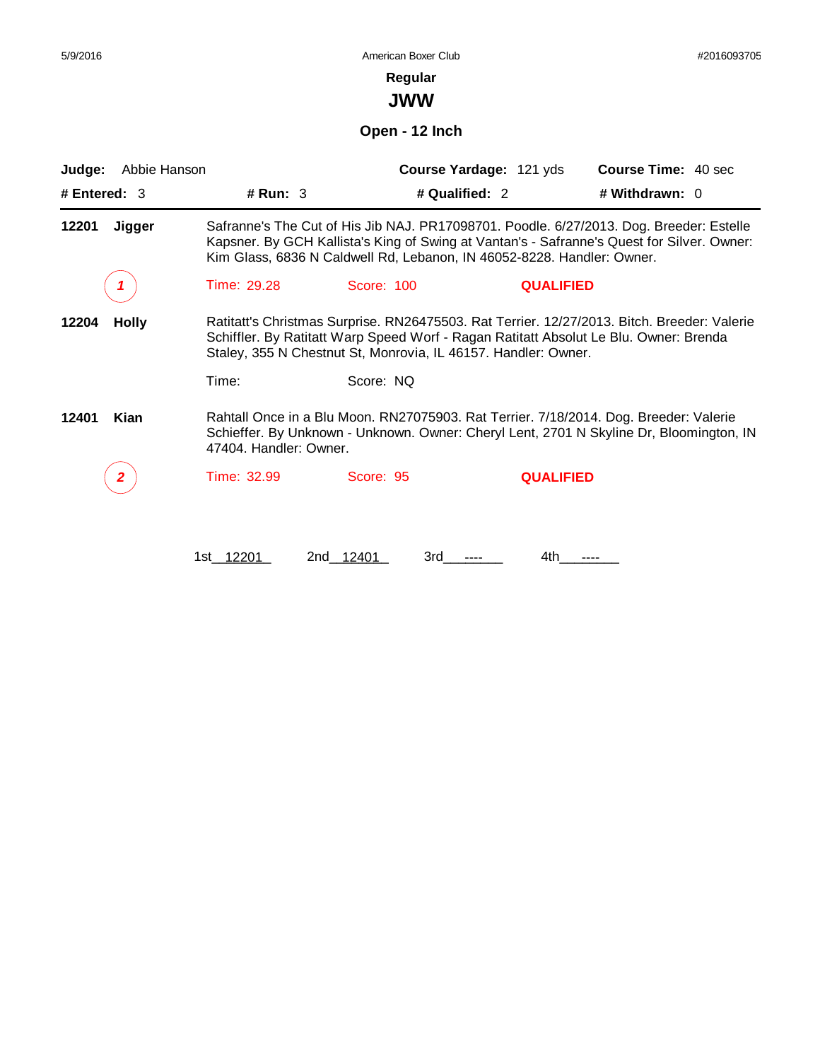5/9/2016 American Boxer Club #2016093705

**Regular**

# JWW

## Open - 12 Inch

**Judge:** Abbie Hanson **Course Yardage:** 121 yds **Course Time:** 40 sec

**# Entered:** 3 **# Run:** 3 **# Qualified:** 2 **# Withdrawn:** 0

---

**12201 Jigger**

Safranne's The Cut of His Jib NAJ. PR17098701. Poodle. 6/27/2013. Dog. Breeder: Estelle Kapsner. By GCH Kallista's King of Swing at Vantan's - Safranne's Quest for Silver. Owner: Kim Glass, 6836 N Caldwell Rd, Lebanon, IN 46052-8228. Handler: Owner.

*1* Time: 29.28 Score: 100 **QUALIFIED**

**12204 Holly**

Ratitatt's Christmas Surprise. RN26475503. Rat Terrier. 12/27/2013. Bitch. Breeder: Valerie Schiffler. By Ratitatt Warp Speed Worf - Ragan Ratitatt Absolut Le Blu. Owner: Brenda Staley, 355 N Chestnut St, Monrovia, IL 46157. Handler: Owner.

Time: Score: NQ

**12401 Kian**

Rahtall Once in a Blu Moon. RN27075903. Rat Terrier. 7/18/2014. Dog. Breeder: Valerie Schieffer. By Unknown - Unknown. Owner: Cheryl Lent, 2701 N Skyline Dr, Bloomington, IN 47404. Handler: Owner.

*2* Time: 32.99 Score: 95 **QUALIFIED**

1st 12201 2nd 12401 3rd ---- 4th ----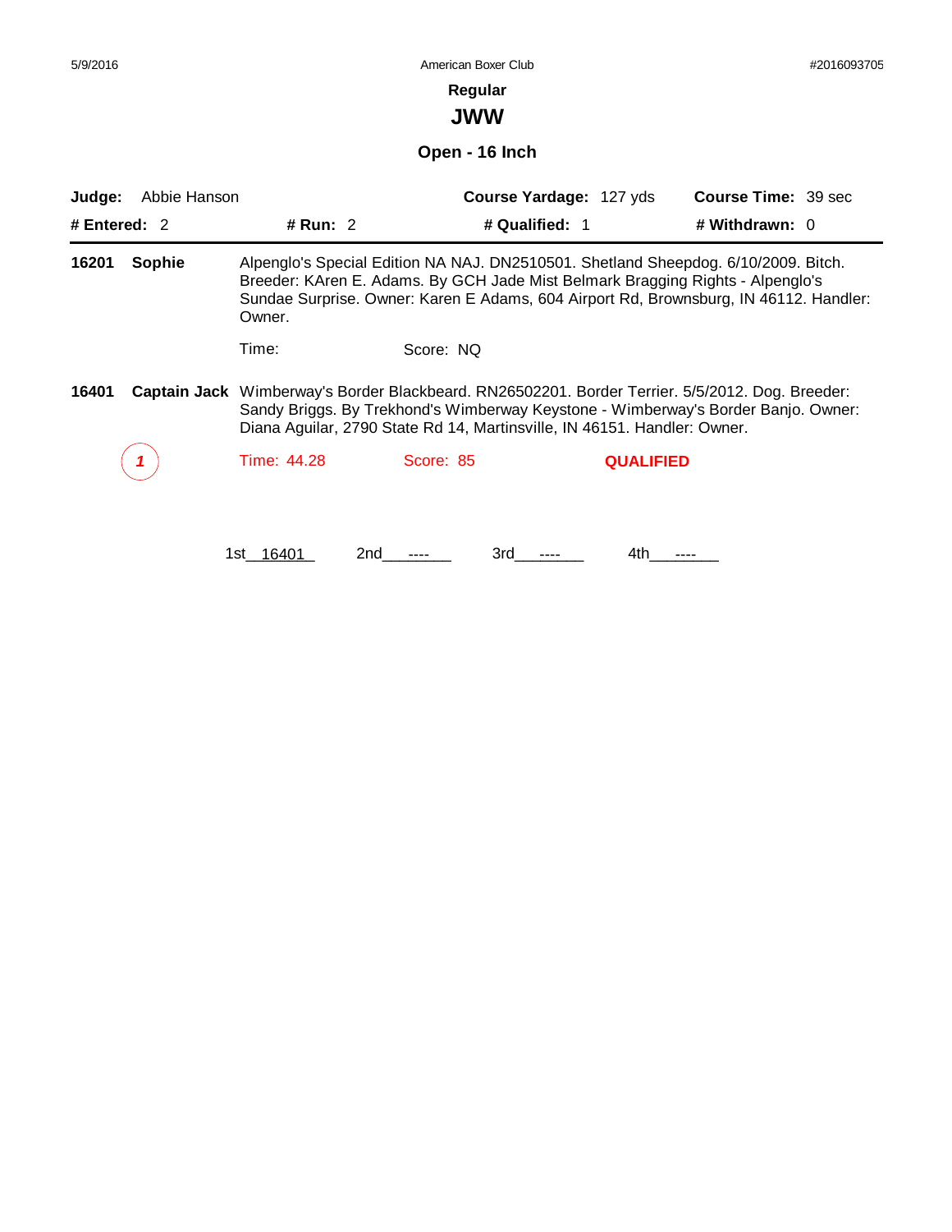5/9/2016 American Boxer Club #2016093705

## Regular

# JWW

### Open - 16 Inch

**Judge:** Abbie Hanson **Course Yardage:** 127 yds **Course Time:** 39 sec

**# Entered:** 2 **# Run:** 2 **# Qualified:** 1 **# Withdrawn:** 0

---

**16201 Sophie** Alpenglo's Special Edition NA NAJ. DN2510501. Shetland Sheepdog. 6/10/2009. Bitch. Breeder: KAren E. Adams. By GCH Jade Mist Belmark Bragging Rights - Alpenglo's Sundae Surprise. Owner: Karen E Adams, 604 Airport Rd, Brownsburg, IN 46112. Handler: Owner.

Time: Score: NQ

**16401 Captain Jack** Wimberway's Border Blackbeard. RN26502201. Border Terrier. 5/5/2012. Dog. Breeder: Sandy Briggs. By Trekhond's Wimberway Keystone - Wimberway's Border Banjo. Owner: Diana Aguilar, 2790 State Rd 14, Martinsville, IN 46151. Handler: Owner.

*1* Time: 44.28 Score: 85 **QUALIFIED**

1st 16401 2nd ---- 3rd ---- 4th ----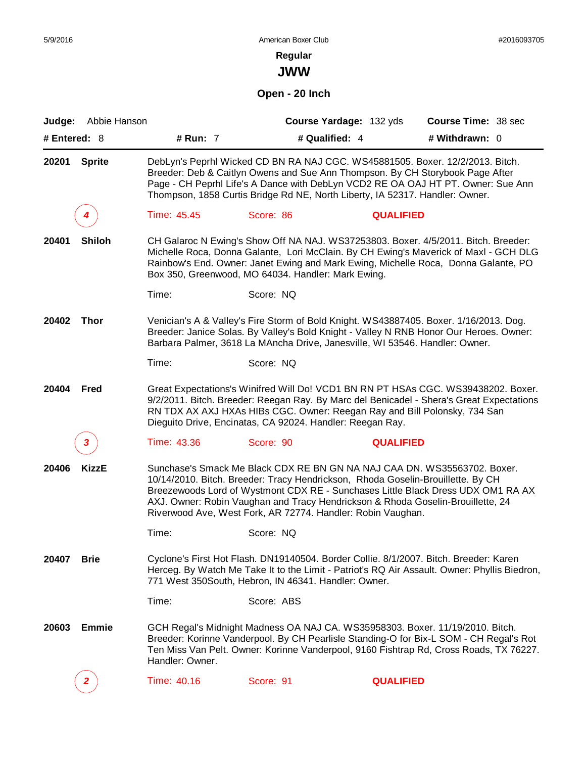**Regular**

## JWW

### Open - 20 Inch

**Judge:** Abbie Hanson | **Course Yardage:** 132 yds | **Course Time:** 38 sec

**# Entered:** 8 | **# Run:** 7 | **# Qualified:** 4 | **# Withdrawn:** 0

---

**20201 Sprite**

DebLyn's Peprhl Wicked CD BN RA NAJ CGC. WS45881505. Boxer. 12/2/2013. Bitch. Breeder: Deb & Caitlyn Owens and Sue Ann Thompson. By CH Storybook Page After Page - CH Peprhl Life's A Dance with DebLyn VCD2 RE OA OAJ HT PT. Owner: Sue Ann Thompson, 1858 Curtis Bridge Rd NE, North Liberty, IA 52317. Handler: Owner.

*4* — Time: 45.45 — Score: 86 — **QUALIFIED**

**20401 Shiloh**

CH Galaroc N Ewing's Show Off NA NAJ. WS37253803. Boxer. 4/5/2011. Bitch. Breeder: Michelle Roca, Donna Galante, Lori McClain. By CH Ewing's Maverick of Maxl - GCH DLG Rainbow's End. Owner: Janet Ewing and Mark Ewing, Michelle Roca, Donna Galante, PO Box 350, Greenwood, MO 64034. Handler: Mark Ewing.

Time: — Score: NQ

**20402 Thor**

Venician's A & Valley's Fire Storm of Bold Knight. WS43887405. Boxer. 1/16/2013. Dog. Breeder: Janice Solas. By Valley's Bold Knight - Valley N RNB Honor Our Heroes. Owner: Barbara Palmer, 3618 La MAncha Drive, Janesville, WI 53546. Handler: Owner.

Time: — Score: NQ

**20404 Fred**

Great Expectations's Winifred Will Do! VCD1 BN RN PT HSAs CGC. WS39438202. Boxer. 9/2/2011. Bitch. Breeder: Reegan Ray. By Marc del Benicadel - Shera's Great Expectations RN TDX AX AXJ HXAs HIBs CGC. Owner: Reegan Ray and Bill Polonsky, 734 San Dieguito Drive, Encinatas, CA 92024. Handler: Reegan Ray.

*3* — Time: 43.36 — Score: 90 — **QUALIFIED**

**20406 KizzE**

Sunchase's Smack Me Black CDX RE BN GN NA NAJ CAA DN. WS35563702. Boxer. 10/14/2010. Bitch. Breeder: Tracy Hendrickson, Rhoda Goselin-Brouillette. By CH Breezewoods Lord of Wystmont CDX RE - Sunchases Little Black Dress UDX OM1 RA AX AXJ. Owner: Robin Vaughan and Tracy Hendrickson & Rhoda Goselin-Brouillette, 24 Riverwood Ave, West Fork, AR 72774. Handler: Robin Vaughan.

Time: — Score: NQ

**20407 Brie**

Cyclone's First Hot Flash. DN19140504. Border Collie. 8/1/2007. Bitch. Breeder: Karen Herceg. By Watch Me Take It to the Limit - Patriot's RQ Air Assault. Owner: Phyllis Biedron, 771 West 350South, Hebron, IN 46341. Handler: Owner.

Time: — Score: ABS

**20603 Emmie**

GCH Regal's Midnight Madness OA NAJ CA. WS35958303. Boxer. 11/19/2010. Bitch. Breeder: Korinne Vanderpool. By CH Pearlisle Standing-O for Bix-L SOM - CH Regal's Rot Ten Miss Van Pelt. Owner: Korinne Vanderpool, 9160 Fishtrap Rd, Cross Roads, TX 76227. Handler: Owner.

*2* — Time: 40.16 — Score: 91 — **QUALIFIED**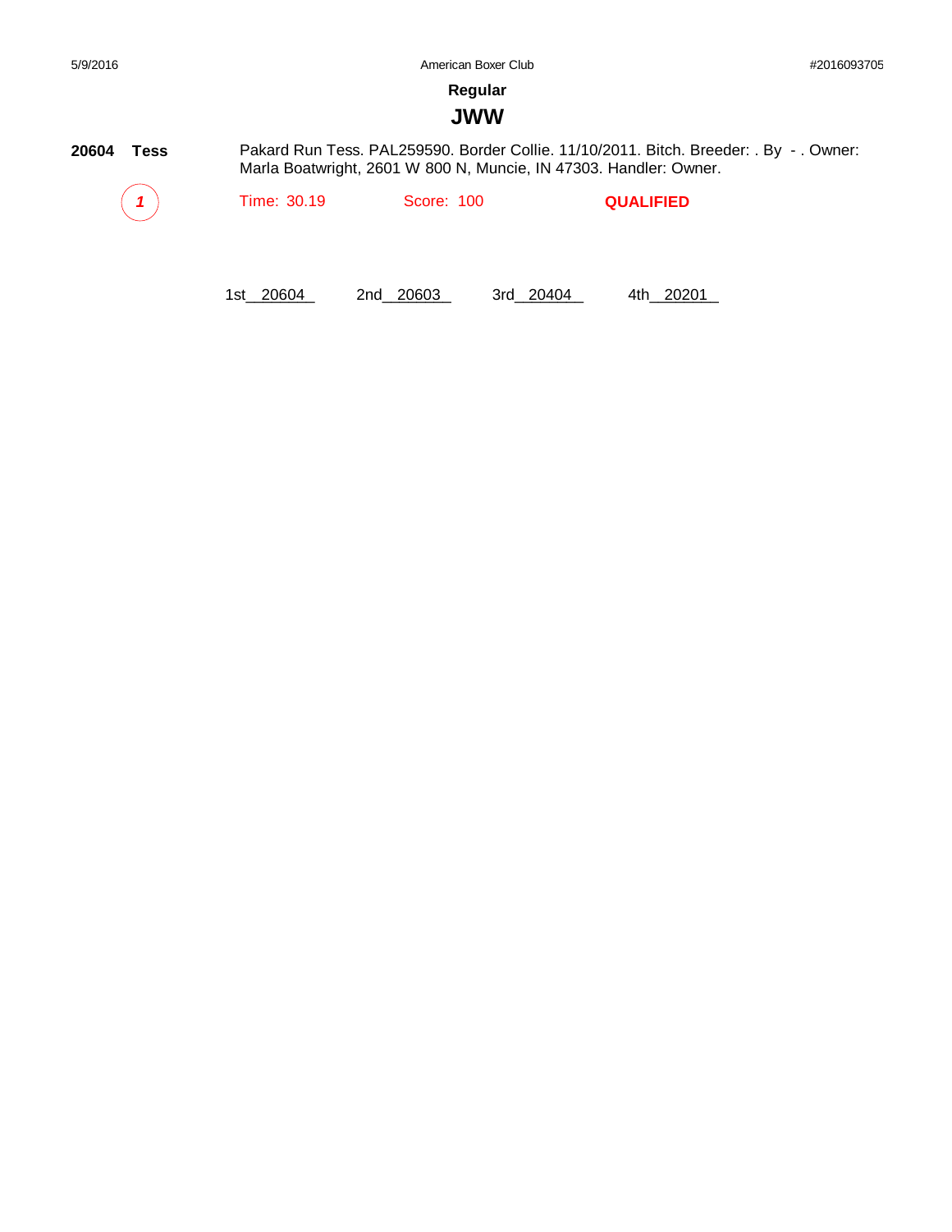## Regular

# JWW

**20604 Tess**

Pakard Run Tess. PAL259590. Border Collie. 11/10/2011. Bitch. Breeder: . By - . Owner: Marla Boatwright, 2601 W 800 N, Muncie, IN 47303. Handler: Owner.

*1* Time: 30.19 Score: 100 **QUALIFIED**

1st 20604 2nd 20603 3rd 20404 4th 20201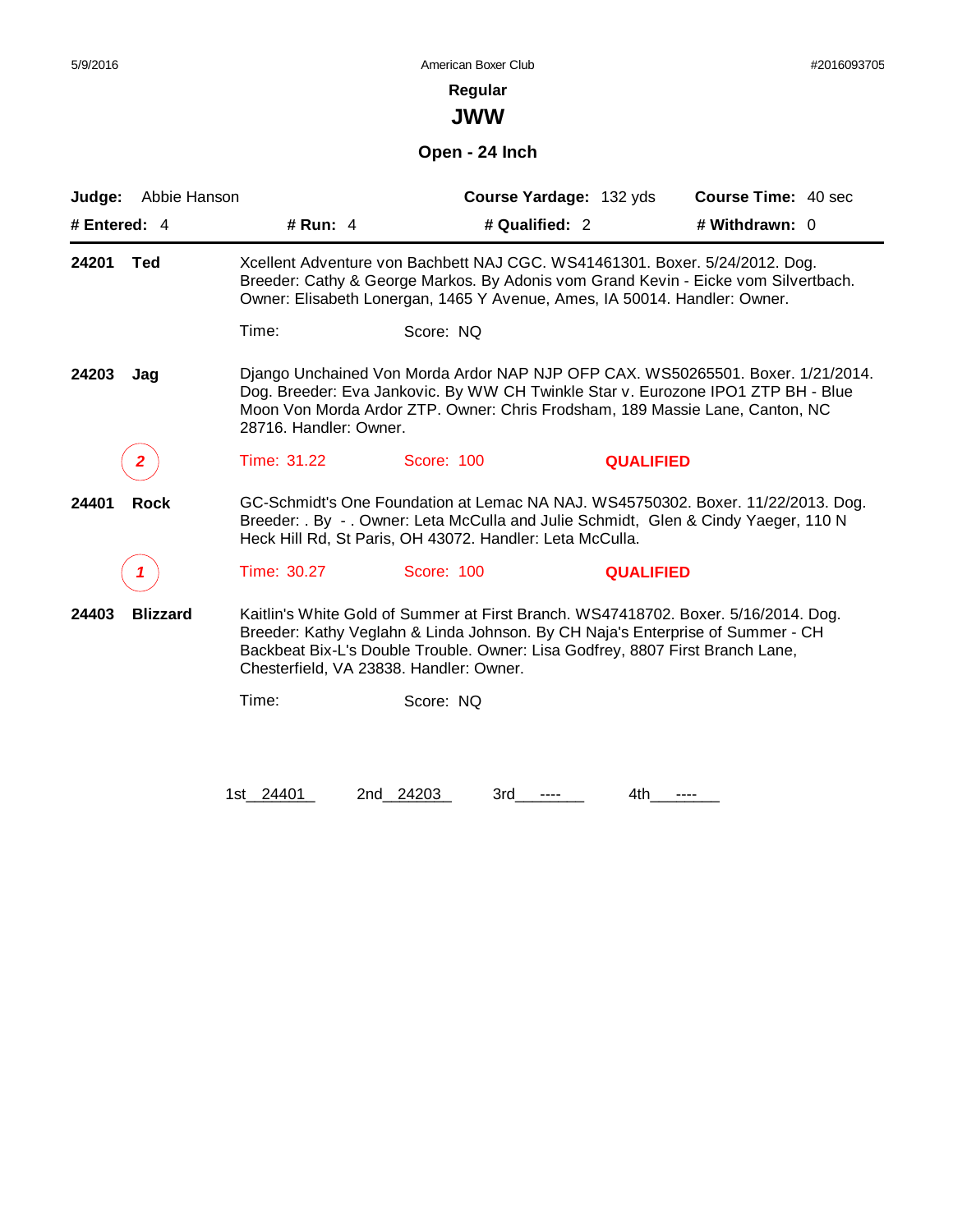**Regular**

# JWW

## Open - 24 Inch

**Judge:** Abbie Hanson | **Course Yardage:** 132 yds | **Course Time:** 40 sec

**# Entered:** 4 | **# Run:** 4 | **# Qualified:** 2 | **# Withdrawn:** 0

---

**24201 Ted**

Xcellent Adventure von Bachbett NAJ CGC. WS41461301. Boxer. 5/24/2012. Dog. Breeder: Cathy & George Markos. By Adonis vom Grand Kevin - Eicke vom Silvertbach. Owner: Elisabeth Lonergan, 1465 Y Avenue, Ames, IA 50014. Handler: Owner.

Time: Score: NQ

**24203 Jag**

Django Unchained Von Morda Ardor NAP NJP OFP CAX. WS50265501. Boxer. 1/21/2014. Dog. Breeder: Eva Jankovic. By WW CH Twinkle Star v. Eurozone IPO1 ZTP BH - Blue Moon Von Morda Ardor ZTP. Owner: Chris Frodsham, 189 Massie Lane, Canton, NC 28716. Handler: Owner.

*2* Time: 31.22 Score: 100 **QUALIFIED**

**24401 Rock**

GC-Schmidt's One Foundation at Lemac NA NAJ. WS45750302. Boxer. 11/22/2013. Dog. Breeder: . By - . Owner: Leta McCulla and Julie Schmidt, Glen & Cindy Yaeger, 110 N Heck Hill Rd, St Paris, OH 43072. Handler: Leta McCulla.

*1* Time: 30.27 Score: 100 **QUALIFIED**

**24403 Blizzard**

Kaitlin's White Gold of Summer at First Branch. WS47418702. Boxer. 5/16/2014. Dog. Breeder: Kathy Veglahn & Linda Johnson. By CH Naja's Enterprise of Summer - CH Backbeat Bix-L's Double Trouble. Owner: Lisa Godfrey, 8807 First Branch Lane, Chesterfield, VA 23838. Handler: Owner.

Time: Score: NQ

1st 24401 2nd 24203 3rd ---- 4th ----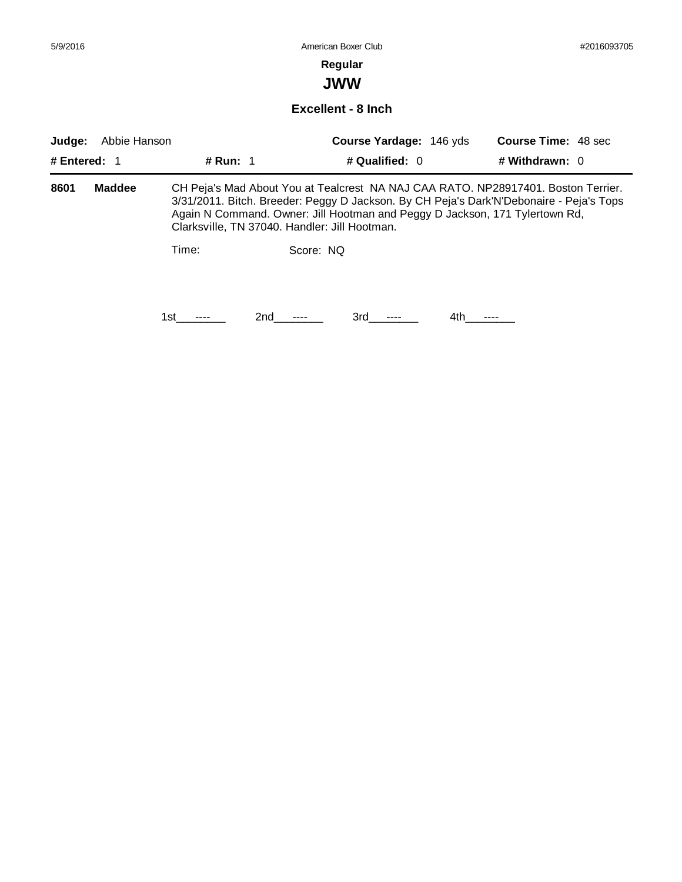**Regular**

## JWW

### Excellent - 8 Inch

| **Judge:** Abbie Hanson | | **Course Yardage:** 146 yds | **Course Time:** 48 sec |
|---|---|---|---|
| **# Entered:** 1 | **# Run:** 1 | **# Qualified:** 0 | **# Withdrawn:** 0 |

**8601** **Maddee** CH Peja's Mad About You at Tealcrest NA NAJ CAA RATO. NP28917401. Boston Terrier. 3/31/2011. Bitch. Breeder: Peggy D Jackson. By CH Peja's Dark'N'Debonaire - Peja's Tops Again N Command. Owner: Jill Hootman and Peggy D Jackson, 171 Tylertown Rd, Clarksville, TN 37040. Handler: Jill Hootman.

Time: Score: NQ

1st\_\_\_----\_\_\_ 2nd\_\_\_----\_\_\_ 3rd\_\_\_----\_\_\_ 4th\_\_\_----\_\_\_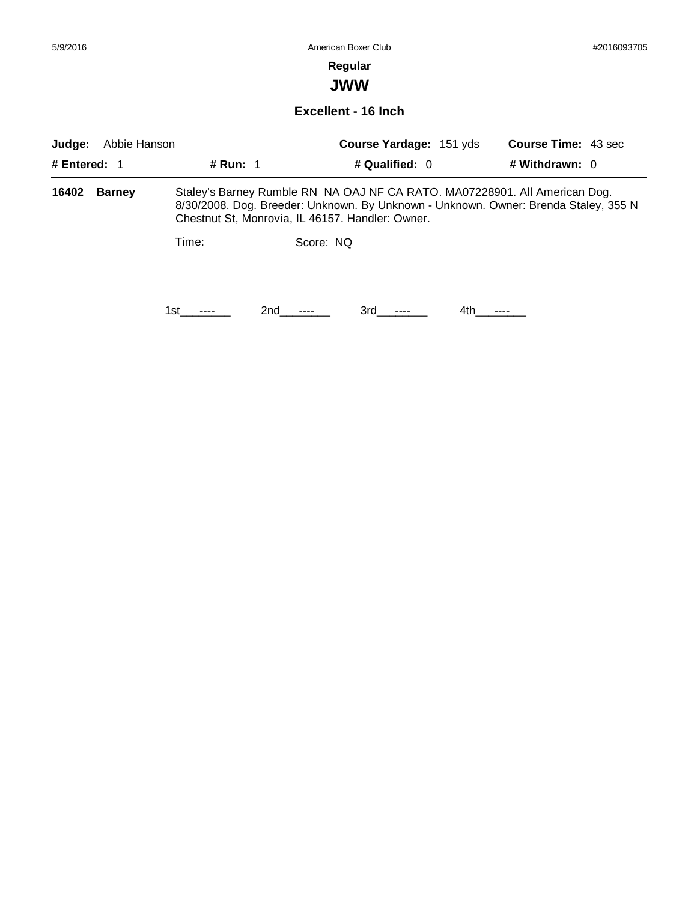**Regular**

## JWW

### Excellent - 16 Inch

**Judge:** Abbie Hanson **Course Yardage:** 151 yds **Course Time:** 43 sec

**# Entered:** 1 **# Run:** 1 **# Qualified:** 0 **# Withdrawn:** 0

---

**16402 Barney** Staley's Barney Rumble RN NA OAJ NF CA RATO. MA07228901. All American Dog. 8/30/2008. Dog. Breeder: Unknown. By Unknown - Unknown. Owner: Brenda Staley, 355 N Chestnut St, Monrovia, IL 46157. Handler: Owner.

Time: Score: NQ

1st\_\_\_----\_\_\_ 2nd\_\_\_----\_\_\_ 3rd\_\_\_----\_\_\_ 4th\_\_\_----\_\_\_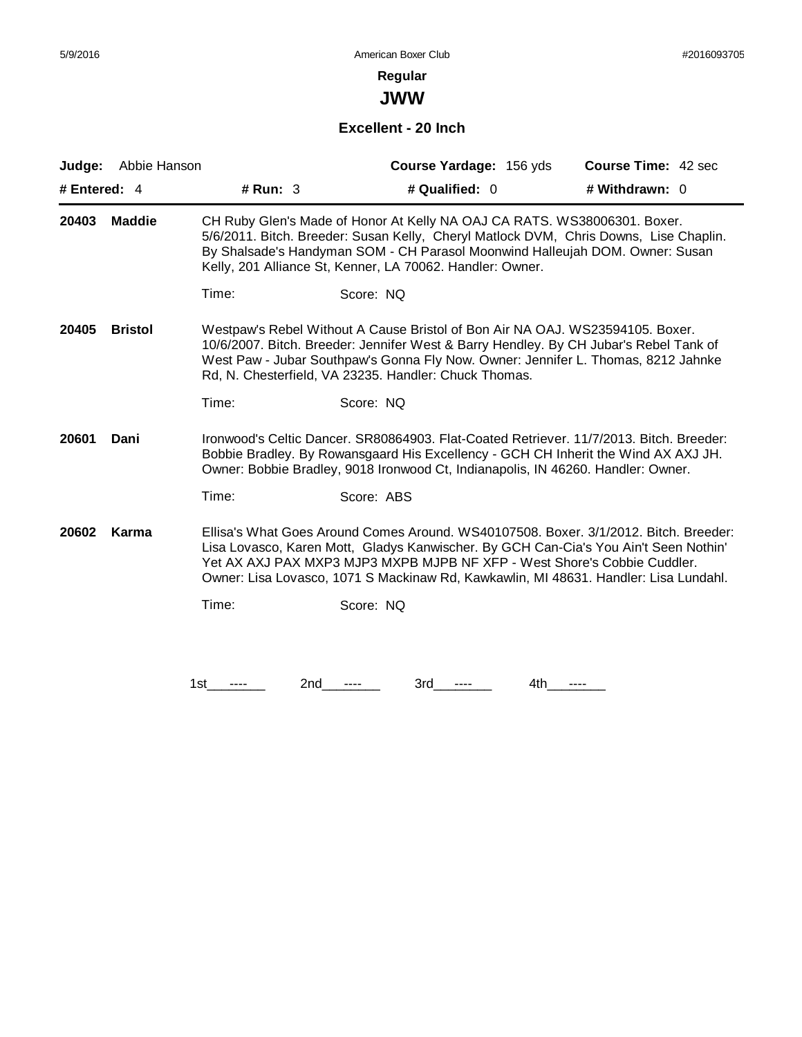**Regular**

## JWW

### Excellent - 20 Inch

**Judge:** Abbie Hanson | **Course Yardage:** 156 yds | **Course Time:** 42 sec

**# Entered:** 4 | **# Run:** 3 | **# Qualified:** 0 | **# Withdrawn:** 0

---

**20403 Maddie**

CH Ruby Glen's Made of Honor At Kelly NA OAJ CA RATS. WS38006301. Boxer. 5/6/2011. Bitch. Breeder: Susan Kelly, Cheryl Matlock DVM, Chris Downs, Lise Chaplin. By Shalsade's Handyman SOM - CH Parasol Moonwind Halleujah DOM. Owner: Susan Kelly, 201 Alliance St, Kenner, LA 70062. Handler: Owner.

Time: Score: NQ

**20405 Bristol**

Westpaw's Rebel Without A Cause Bristol of Bon Air NA OAJ. WS23594105. Boxer. 10/6/2007. Bitch. Breeder: Jennifer West & Barry Hendley. By CH Jubar's Rebel Tank of West Paw - Jubar Southpaw's Gonna Fly Now. Owner: Jennifer L. Thomas, 8212 Jahnke Rd, N. Chesterfield, VA 23235. Handler: Chuck Thomas.

Time: Score: NQ

**20601 Dani**

Ironwood's Celtic Dancer. SR80864903. Flat-Coated Retriever. 11/7/2013. Bitch. Breeder: Bobbie Bradley. By Rowansgaard His Excellency - GCH CH Inherit the Wind AX AXJ JH. Owner: Bobbie Bradley, 9018 Ironwood Ct, Indianapolis, IN 46260. Handler: Owner.

Time: Score: ABS

**20602 Karma**

Ellisa's What Goes Around Comes Around. WS40107508. Boxer. 3/1/2012. Bitch. Breeder: Lisa Lovasco, Karen Mott, Gladys Kanwischer. By GCH Can-Cia's You Ain't Seen Nothin' Yet AX AXJ PAX MXP3 MJP3 MXPB MJPB NF XFP - West Shore's Cobbie Cuddler. Owner: Lisa Lovasco, 1071 S Mackinaw Rd, Kawkawlin, MI 48631. Handler: Lisa Lundahl.

Time: Score: NQ

1st ---- 2nd ---- 3rd ---- 4th ----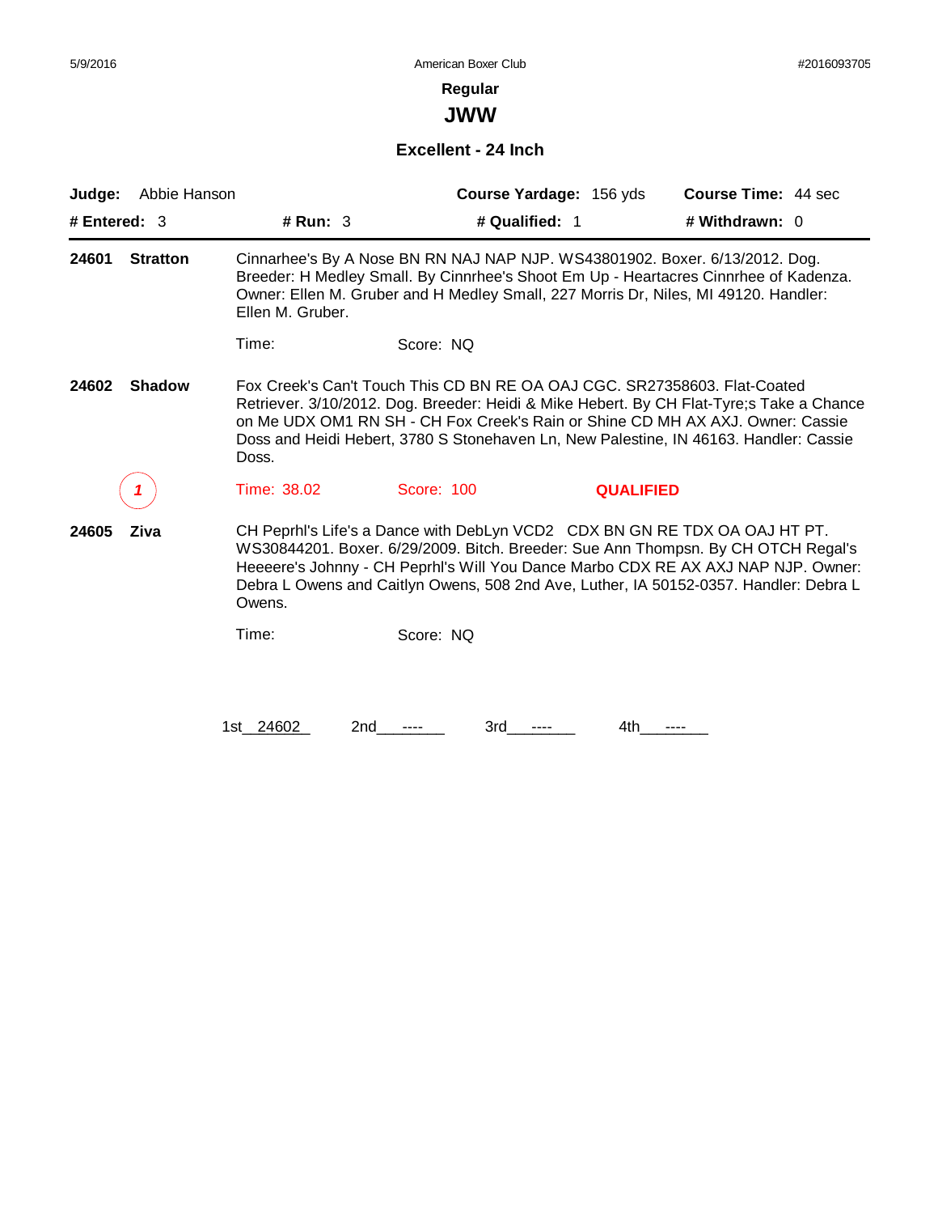5/9/2016 American Boxer Club #2016093705

## Regular

# JWW

### Excellent - 24 Inch

**Judge:** Abbie Hanson **Course Yardage:** 156 yds **Course Time:** 44 sec

**# Entered:** 3 **# Run:** 3 **# Qualified:** 1 **# Withdrawn:** 0

---

**24601 Stratton** Cinnarhee's By A Nose BN RN NAJ NAP NJP. WS43801902. Boxer. 6/13/2012. Dog. Breeder: H Medley Small. By Cinnrhee's Shoot Em Up - Heartacres Cinnrhee of Kadenza. Owner: Ellen M. Gruber and H Medley Small, 227 Morris Dr, Niles, MI 49120. Handler: Ellen M. Gruber.

Time: Score: NQ

**24602 Shadow** Fox Creek's Can't Touch This CD BN RE OA OAJ CGC. SR27358603. Flat-Coated Retriever. 3/10/2012. Dog. Breeder: Heidi & Mike Hebert. By CH Flat-Tyre;s Take a Chance on Me UDX OM1 RN SH - CH Fox Creek's Rain or Shine CD MH AX AXJ. Owner: Cassie Doss and Heidi Hebert, 3780 S Stonehaven Ln, New Palestine, IN 46163. Handler: Cassie Doss.

*1* Time: 38.02 Score: 100 **QUALIFIED**

**24605 Ziva** CH Peprhl's Life's a Dance with DebLyn VCD2 CDX BN GN RE TDX OA OAJ HT PT. WS30844201. Boxer. 6/29/2009. Bitch. Breeder: Sue Ann Thompsn. By CH OTCH Regal's Heeeere's Johnny - CH Peprhl's Will You Dance Marbo CDX RE AX AXJ NAP NJP. Owner: Debra L Owens and Caitlyn Owens, 508 2nd Ave, Luther, IA 50152-0357. Handler: Debra L Owens.

Time: Score: NQ

1st 24602 2nd ---- 3rd ---- 4th ----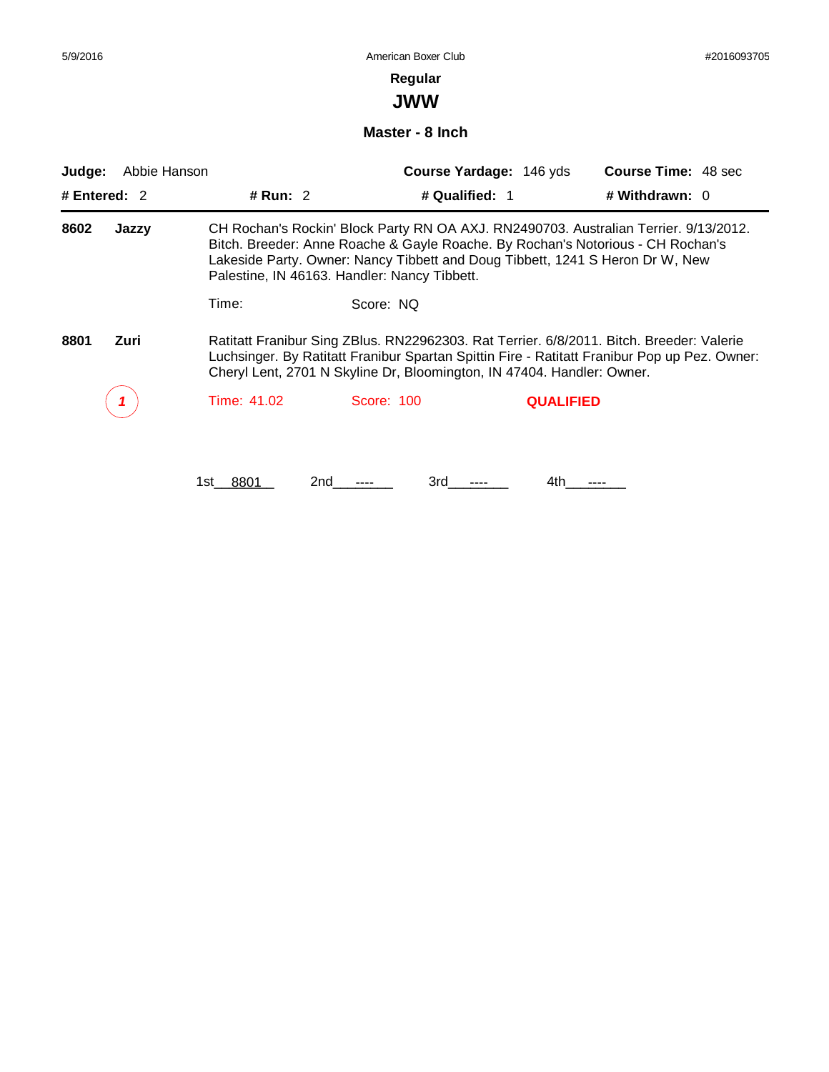# Regular

## JWW

### Master - 8 Inch

**Judge:** Abbie Hanson **Course Yardage:** 146 yds **Course Time:** 48 sec

**# Entered:** 2 **# Run:** 2 **# Qualified:** 1 **# Withdrawn:** 0

---

**8602 Jazzy**

CH Rochan's Rockin' Block Party RN OA AXJ. RN2490703. Australian Terrier. 9/13/2012. Bitch. Breeder: Anne Roache & Gayle Roache. By Rochan's Notorious - CH Rochan's Lakeside Party. Owner: Nancy Tibbett and Doug Tibbett, 1241 S Heron Dr W, New Palestine, IN 46163. Handler: Nancy Tibbett.

Time: Score: NQ

**8801 Zuri**

Ratitatt Franibur Sing ZBlus. RN22962303. Rat Terrier. 6/8/2011. Bitch. Breeder: Valerie Luchsinger. By Ratitatt Franibur Spartan Spittin Fire - Ratitatt Franibur Pop up Pez. Owner: Cheryl Lent, 2701 N Skyline Dr, Bloomington, IN 47404. Handler: Owner.

*1* Time: 41.02 Score: 100 **QUALIFIED**

1st 8801 2nd ---- 3rd ---- 4th ----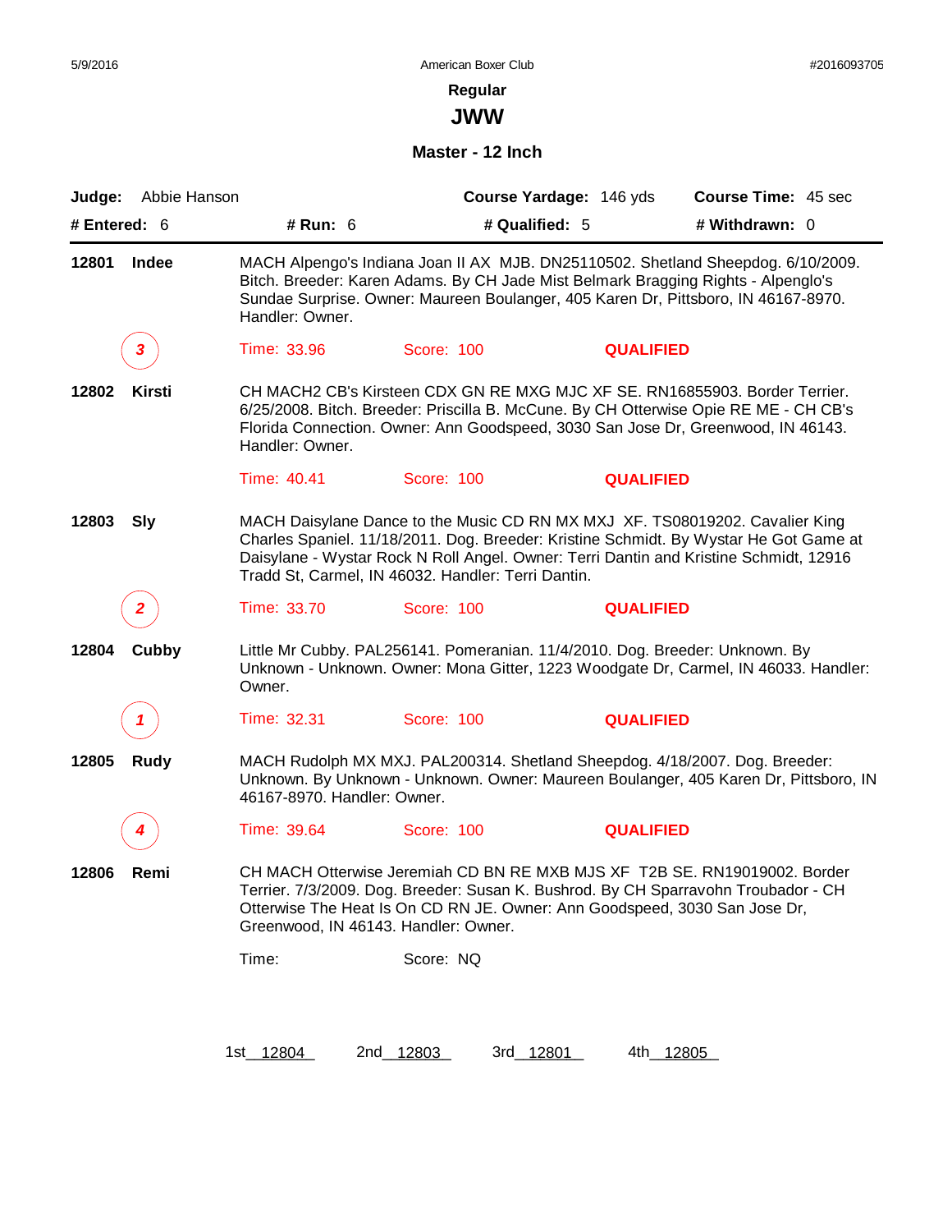5/9/2016 American Boxer Club #2016093705

## Regular

# JWW

### Master - 12 Inch

**Judge:** Abbie Hanson **Course Yardage:** 146 yds **Course Time:** 45 sec

**# Entered:** 6 **# Run:** 6 **# Qualified:** 5 **# Withdrawn:** 0

---

**12801 Indee** MACH Alpengo's Indiana Joan II AX MJB. DN25110502. Shetland Sheepdog. 6/10/2009. Bitch. Breeder: Karen Adams. By CH Jade Mist Belmark Bragging Rights - Alpenglo's Sundae Surprise. Owner: Maureen Boulanger, 405 Karen Dr, Pittsboro, IN 46167-8970. Handler: Owner.

*3* Time: 33.96 Score: 100 **QUALIFIED**

**12802 Kirsti** CH MACH2 CB's Kirsteen CDX GN RE MXG MJC XF SE. RN16855903. Border Terrier. 6/25/2008. Bitch. Breeder: Priscilla B. McCune. By CH Otterwise Opie RE ME - CH CB's Florida Connection. Owner: Ann Goodspeed, 3030 San Jose Dr, Greenwood, IN 46143. Handler: Owner.

Time: 40.41 Score: 100 **QUALIFIED**

**12803 Sly** MACH Daisylane Dance to the Music CD RN MX MXJ XF. TS08019202. Cavalier King Charles Spaniel. 11/18/2011. Dog. Breeder: Kristine Schmidt. By Wystar He Got Game at Daisylane - Wystar Rock N Roll Angel. Owner: Terri Dantin and Kristine Schmidt, 12916 Tradd St, Carmel, IN 46032. Handler: Terri Dantin.

*2* Time: 33.70 Score: 100 **QUALIFIED**

**12804 Cubby** Little Mr Cubby. PAL256141. Pomeranian. 11/4/2010. Dog. Breeder: Unknown. By Unknown - Unknown. Owner: Mona Gitter, 1223 Woodgate Dr, Carmel, IN 46033. Handler: Owner.

*1* Time: 32.31 Score: 100 **QUALIFIED**

**12805 Rudy** MACH Rudolph MX MXJ. PAL200314. Shetland Sheepdog. 4/18/2007. Dog. Breeder: Unknown. By Unknown - Unknown. Owner: Maureen Boulanger, 405 Karen Dr, Pittsboro, IN 46167-8970. Handler: Owner.

*4* Time: 39.64 Score: 100 **QUALIFIED**

**12806 Remi** CH MACH Otterwise Jeremiah CD BN RE MXB MJS XF T2B SE. RN19019002. Border Terrier. 7/3/2009. Dog. Breeder: Susan K. Bushrod. By CH Sparravohn Troubador - CH Otterwise The Heat Is On CD RN JE. Owner: Ann Goodspeed, 3030 San Jose Dr, Greenwood, IN 46143. Handler: Owner.

Time: Score: NQ

1st 12804 2nd 12803 3rd 12801 4th 12805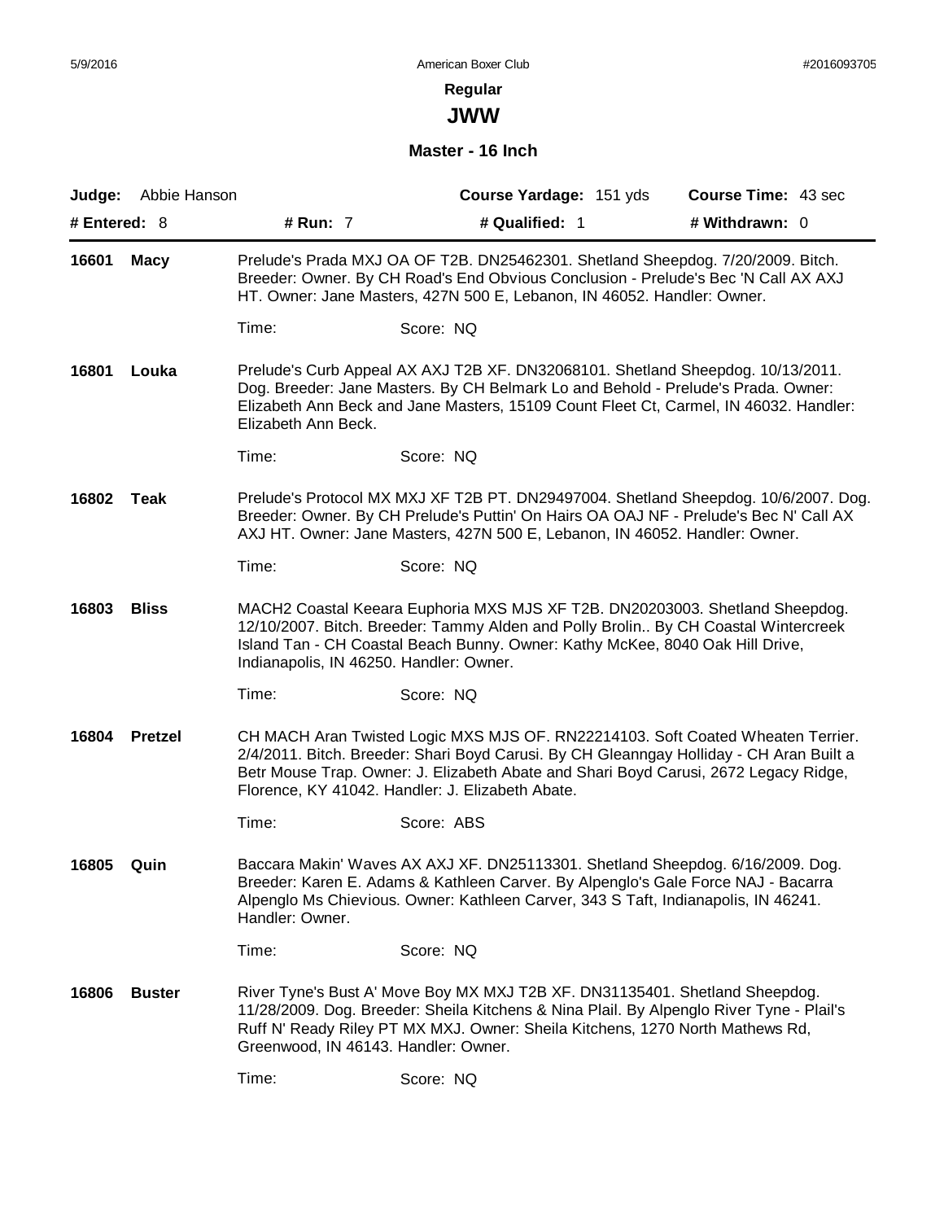**Regular**

## JWW

### Master - 16 Inch

**Judge:** Abbie Hanson | **Course Yardage:** 151 yds | **Course Time:** 43 sec

**# Entered:** 8 | **# Run:** 7 | **# Qualified:** 1 | **# Withdrawn:** 0

---

**16601 Macy**

Prelude's Prada MXJ OA OF T2B. DN25462301. Shetland Sheepdog. 7/20/2009. Bitch. Breeder: Owner. By CH Road's End Obvious Conclusion - Prelude's Bec 'N Call AX AXJ HT. Owner: Jane Masters, 427N 500 E, Lebanon, IN 46052. Handler: Owner.

Time: Score: NQ

**16801 Louka**

Prelude's Curb Appeal AX AXJ T2B XF. DN32068101. Shetland Sheepdog. 10/13/2011. Dog. Breeder: Jane Masters. By CH Belmark Lo and Behold - Prelude's Prada. Owner: Elizabeth Ann Beck and Jane Masters, 15109 Count Fleet Ct, Carmel, IN 46032. Handler: Elizabeth Ann Beck.

Time: Score: NQ

**16802 Teak**

Prelude's Protocol MX MXJ XF T2B PT. DN29497004. Shetland Sheepdog. 10/6/2007. Dog. Breeder: Owner. By CH Prelude's Puttin' On Hairs OA OAJ NF - Prelude's Bec N' Call AX AXJ HT. Owner: Jane Masters, 427N 500 E, Lebanon, IN 46052. Handler: Owner.

Time: Score: NQ

**16803 Bliss**

MACH2 Coastal Keeara Euphoria MXS MJS XF T2B. DN20203003. Shetland Sheepdog. 12/10/2007. Bitch. Breeder: Tammy Alden and Polly Brolin.. By CH Coastal Wintercreek Island Tan - CH Coastal Beach Bunny. Owner: Kathy McKee, 8040 Oak Hill Drive, Indianapolis, IN 46250. Handler: Owner.

Time: Score: NQ

**16804 Pretzel**

CH MACH Aran Twisted Logic MXS MJS OF. RN22214103. Soft Coated Wheaten Terrier. 2/4/2011. Bitch. Breeder: Shari Boyd Carusi. By CH Gleanngay Holliday - CH Aran Built a Betr Mouse Trap. Owner: J. Elizabeth Abate and Shari Boyd Carusi, 2672 Legacy Ridge, Florence, KY 41042. Handler: J. Elizabeth Abate.

Time: Score: ABS

**16805 Quin**

Baccara Makin' Waves AX AXJ XF. DN25113301. Shetland Sheepdog. 6/16/2009. Dog. Breeder: Karen E. Adams & Kathleen Carver. By Alpenglo's Gale Force NAJ - Bacarra Alpenglo Ms Chievious. Owner: Kathleen Carver, 343 S Taft, Indianapolis, IN 46241. Handler: Owner.

Time: Score: NQ

**16806 Buster**

River Tyne's Bust A' Move Boy MX MXJ T2B XF. DN31135401. Shetland Sheepdog. 11/28/2009. Dog. Breeder: Sheila Kitchens & Nina Plail. By Alpenglo River Tyne - Plail's Ruff N' Ready Riley PT MX MXJ. Owner: Sheila Kitchens, 1270 North Mathews Rd, Greenwood, IN 46143. Handler: Owner.

Time: Score: NQ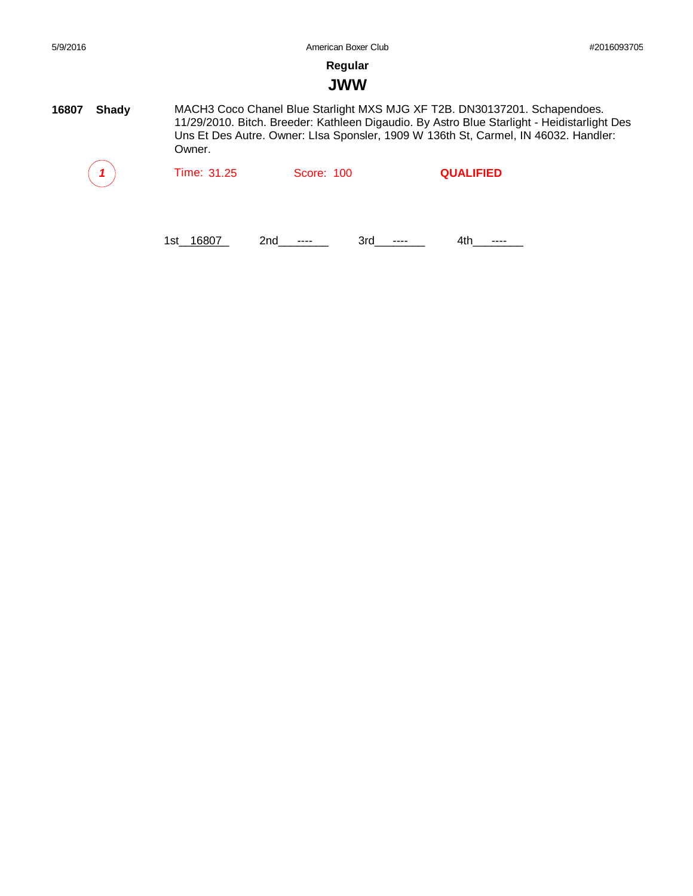## Regular

## JWW

**16807** **Shady**

MACH3 Coco Chanel Blue Starlight MXS MJG XF T2B. DN30137201. Schapendoes. 11/29/2010. Bitch. Breeder: Kathleen Digaudio. By Astro Blue Starlight - Heidistarlight Des Uns Et Des Autre. Owner: LIsa Sponsler, 1909 W 136th St, Carmel, IN 46032. Handler: Owner.

*1* Time: 31.25 Score: 100 **QUALIFIED**

1st 16807 2nd ---- 3rd ---- 4th ----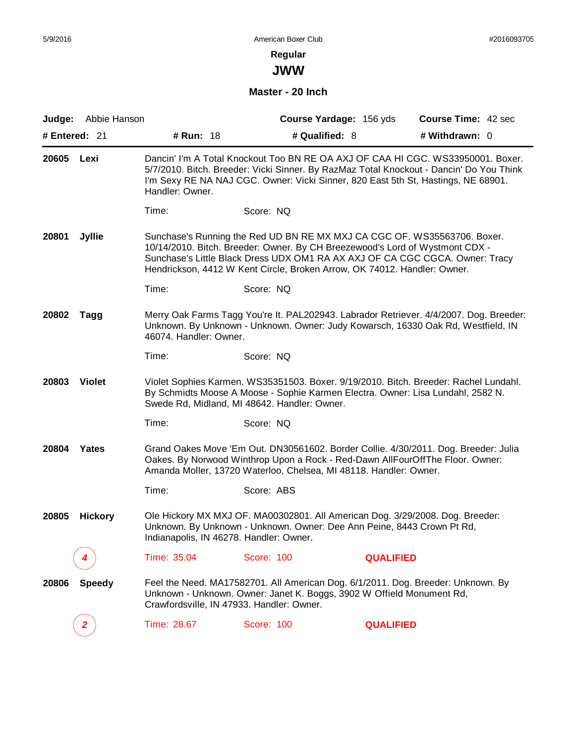## Regular

# JWW

### Master - 20 Inch

**Judge:** Abbie Hanson | **Course Yardage:** 156 yds | **Course Time:** 42 sec

**# Entered:** 21 | **# Run:** 18 | **# Qualified:** 8 | **# Withdrawn:** 0

---

**20605 Lexi**

Dancin' I'm A Total Knockout Too BN RE OA AXJ OF CAA HI CGC. WS33950001. Boxer. 5/7/2010. Bitch. Breeder: Vicki Sinner. By RazMaz Total Knockout - Dancin' Do You Think I'm Sexy RE NA NAJ CGC. Owner: Vicki Sinner, 820 East 5th St, Hastings, NE 68901. Handler: Owner.

Time: Score: NQ

**20801 Jyllie**

Sunchase's Running the Red UD BN RE MX MXJ CA CGC OF. WS35563706. Boxer. 10/14/2010. Bitch. Breeder: Owner. By CH Breezewood's Lord of Wystmont CDX - Sunchase's Little Black Dress UDX OM1 RA AX AXJ OF CA CGC CGCA. Owner: Tracy Hendrickson, 4412 W Kent Circle, Broken Arrow, OK 74012. Handler: Owner.

Time: Score: NQ

**20802 Tagg**

Merry Oak Farms Tagg You're It. PAL202943. Labrador Retriever. 4/4/2007. Dog. Breeder: Unknown. By Unknown - Unknown. Owner: Judy Kowarsch, 16330 Oak Rd, Westfield, IN 46074. Handler: Owner.

Time: Score: NQ

**20803 Violet**

Violet Sophies Karmen. WS35351503. Boxer. 9/19/2010. Bitch. Breeder: Rachel Lundahl. By Schmidts Moose A Moose - Sophie Karmen Electra. Owner: Lisa Lundahl, 2582 N. Swede Rd, Midland, MI 48642. Handler: Owner.

Time: Score: NQ

**20804 Yates**

Grand Oakes Move 'Em Out. DN30561602. Border Collie. 4/30/2011. Dog. Breeder: Julia Oakes. By Norwood Winthrop Upon a Rock - Red-Dawn AllFourOffThe Floor. Owner: Amanda Moller, 13720 Waterloo, Chelsea, MI 48118. Handler: Owner.

Time: Score: ABS

**20805 Hickory**

Ole Hickory MX MXJ OF. MA00302801. All American Dog. 3/29/2008. Dog. Breeder: Unknown. By Unknown - Unknown. Owner: Dee Ann Peine, 8443 Crown Pt Rd, Indianapolis, IN 46278. Handler: Owner.

4 — Time: 35.04 Score: 100 **QUALIFIED**

**20806 Speedy**

Feel the Need. MA17582701. All American Dog. 6/1/2011. Dog. Breeder: Unknown. By Unknown - Unknown. Owner: Janet K. Boggs, 3902 W Offield Monument Rd, Crawfordsville, IN 47933. Handler: Owner.

2 — Time: 28.67 Score: 100 **QUALIFIED**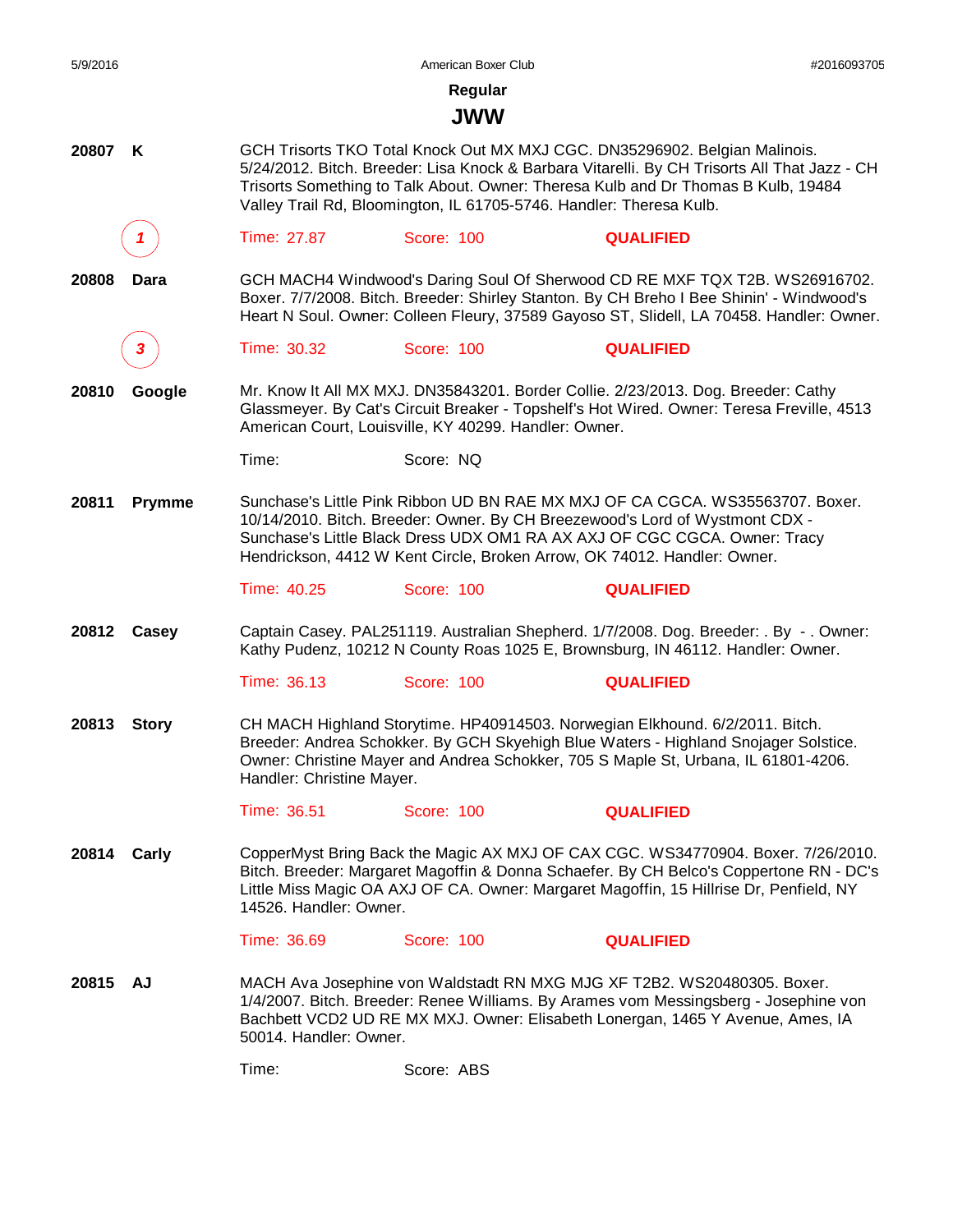## Regular

# JWW

**20807 K**

GCH Trisorts TKO Total Knock Out MX MXJ CGC. DN35296902. Belgian Malinois. 5/24/2012. Bitch. Breeder: Lisa Knock & Barbara Vitarelli. By CH Trisorts All That Jazz - CH Trisorts Something to Talk About. Owner: Theresa Kulb and Dr Thomas B Kulb, 19484 Valley Trail Rd, Bloomington, IL 61705-5746. Handler: Theresa Kulb.

*1* Time: 27.87 Score: 100 **QUALIFIED**

**20808 Dara**

GCH MACH4 Windwood's Daring Soul Of Sherwood CD RE MXF TQX T2B. WS26916702. Boxer. 7/7/2008. Bitch. Breeder: Shirley Stanton. By CH Breho I Bee Shinin' - Windwood's Heart N Soul. Owner: Colleen Fleury, 37589 Gayoso ST, Slidell, LA 70458. Handler: Owner.

*3* Time: 30.32 Score: 100 **QUALIFIED**

**20810 Google**

Mr. Know It All MX MXJ. DN35843201. Border Collie. 2/23/2013. Dog. Breeder: Cathy Glassmeyer. By Cat's Circuit Breaker - Topshelf's Hot Wired. Owner: Teresa Freville, 4513 American Court, Louisville, KY 40299. Handler: Owner.

Time: Score: NQ

**20811 Prymme**

Sunchase's Little Pink Ribbon UD BN RAE MX MXJ OF CA CGCA. WS35563707. Boxer. 10/14/2010. Bitch. Breeder: Owner. By CH Breezewood's Lord of Wystmont CDX - Sunchase's Little Black Dress UDX OM1 RA AX AXJ OF CGC CGCA. Owner: Tracy Hendrickson, 4412 W Kent Circle, Broken Arrow, OK 74012. Handler: Owner.

Time: 40.25 Score: 100 **QUALIFIED**

**20812 Casey**

Captain Casey. PAL251119. Australian Shepherd. 1/7/2008. Dog. Breeder: . By - . Owner: Kathy Pudenz, 10212 N County Roas 1025 E, Brownsburg, IN 46112. Handler: Owner.

Time: 36.13 Score: 100 **QUALIFIED**

**20813 Story**

CH MACH Highland Storytime. HP40914503. Norwegian Elkhound. 6/2/2011. Bitch. Breeder: Andrea Schokker. By GCH Skyehigh Blue Waters - Highland Snojager Solstice. Owner: Christine Mayer and Andrea Schokker, 705 S Maple St, Urbana, IL 61801-4206. Handler: Christine Mayer.

Time: 36.51 Score: 100 **QUALIFIED**

**20814 Carly**

CopperMyst Bring Back the Magic AX MXJ OF CAX CGC. WS34770904. Boxer. 7/26/2010. Bitch. Breeder: Margaret Magoffin & Donna Schaefer. By CH Belco's Coppertone RN - DC's Little Miss Magic OA AXJ OF CA. Owner: Margaret Magoffin, 15 Hillrise Dr, Penfield, NY 14526. Handler: Owner.

Time: 36.69 Score: 100 **QUALIFIED**

**20815 AJ**

MACH Ava Josephine von Waldstadt RN MXG MJG XF T2B2. WS20480305. Boxer. 1/4/2007. Bitch. Breeder: Renee Williams. By Arames vom Messingsberg - Josephine von Bachbett VCD2 UD RE MX MXJ. Owner: Elisabeth Lonergan, 1465 Y Avenue, Ames, IA 50014. Handler: Owner.

Time: Score: ABS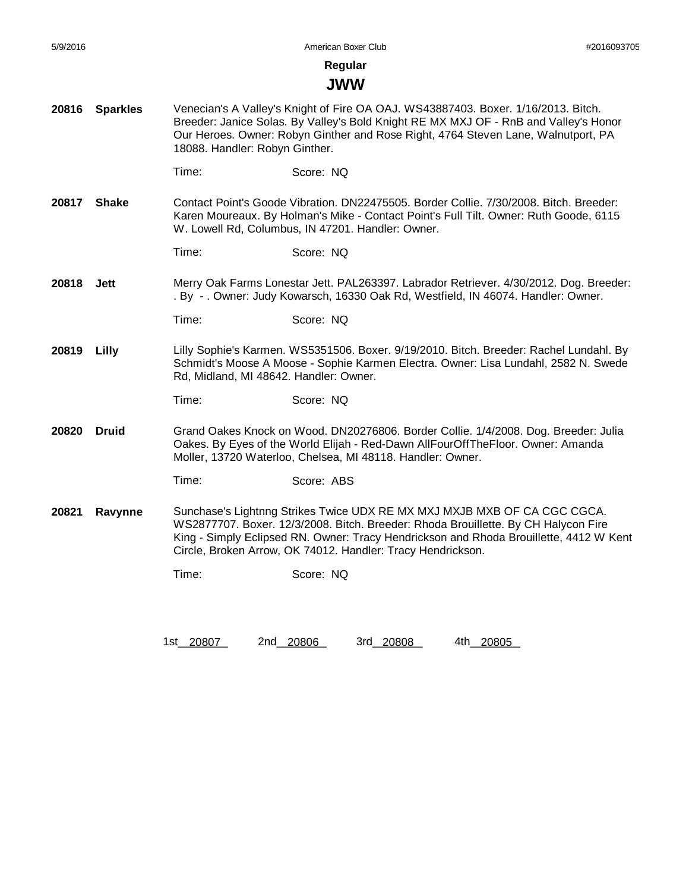**Regular**

## JWW

**20816 Sparkles** Venecian's A Valley's Knight of Fire OA OAJ. WS43887403. Boxer. 1/16/2013. Bitch. Breeder: Janice Solas. By Valley's Bold Knight RE MX MXJ OF - RnB and Valley's Honor Our Heroes. Owner: Robyn Ginther and Rose Right, 4764 Steven Lane, Walnutport, PA 18088. Handler: Robyn Ginther.

Time: Score: NQ

**20817 Shake** Contact Point's Goode Vibration. DN22475505. Border Collie. 7/30/2008. Bitch. Breeder: Karen Moureaux. By Holman's Mike - Contact Point's Full Tilt. Owner: Ruth Goode, 6115 W. Lowell Rd, Columbus, IN 47201. Handler: Owner.

Time: Score: NQ

**20818 Jett** Merry Oak Farms Lonestar Jett. PAL263397. Labrador Retriever. 4/30/2012. Dog. Breeder: . By - . Owner: Judy Kowarsch, 16330 Oak Rd, Westfield, IN 46074. Handler: Owner.

Time: Score: NQ

**20819 Lilly** Lilly Sophie's Karmen. WS5351506. Boxer. 9/19/2010. Bitch. Breeder: Rachel Lundahl. By Schmidt's Moose A Moose - Sophie Karmen Electra. Owner: Lisa Lundahl, 2582 N. Swede Rd, Midland, MI 48642. Handler: Owner.

Time: Score: NQ

**20820 Druid** Grand Oakes Knock on Wood. DN20276806. Border Collie. 1/4/2008. Dog. Breeder: Julia Oakes. By Eyes of the World Elijah - Red-Dawn AllFourOffTheFloor. Owner: Amanda Moller, 13720 Waterloo, Chelsea, MI 48118. Handler: Owner.

Time: Score: ABS

**20821 Ravynne** Sunchase's Lightnng Strikes Twice UDX RE MX MXJ MXJB MXB OF CA CGC CGCA. WS2877707. Boxer. 12/3/2008. Bitch. Breeder: Rhoda Brouillette. By CH Halycon Fire King - Simply Eclipsed RN. Owner: Tracy Hendrickson and Rhoda Brouillette, 4412 W Kent Circle, Broken Arrow, OK 74012. Handler: Tracy Hendrickson.

Time: Score: NQ

1st 20807 2nd 20806 3rd 20808 4th 20805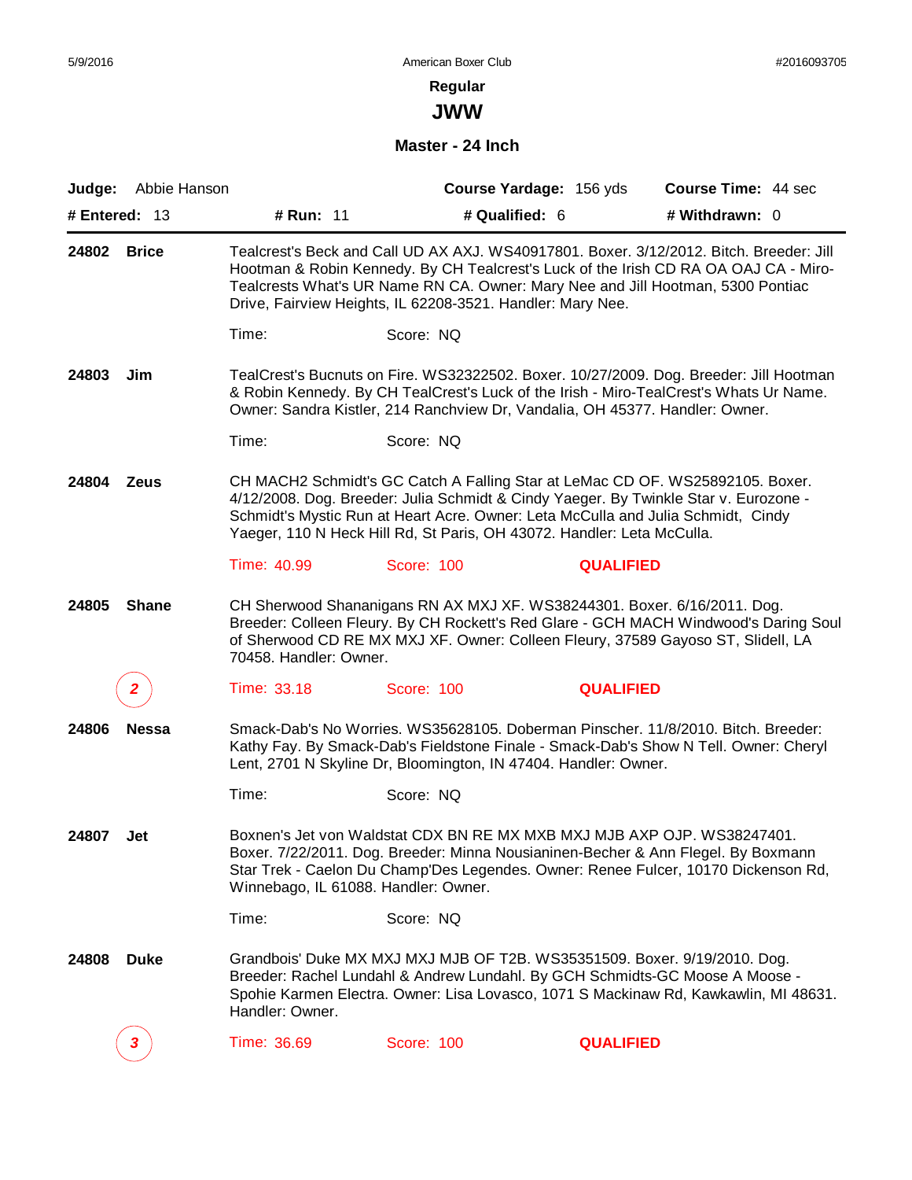American Boxer Club

#2016093705

**Regular**

## JWW

### Master - 24 Inch

**Judge:** Abbie Hanson | **Course Yardage:** 156 yds | **Course Time:** 44 sec

**# Entered:** 13 | **# Run:** 11 | **# Qualified:** 6 | **# Withdrawn:** 0

---

**24802 Brice**

Tealcrest's Beck and Call UD AX AXJ. WS40917801. Boxer. 3/12/2012. Bitch. Breeder: Jill Hootman & Robin Kennedy. By CH Tealcrest's Luck of the Irish CD RA OA OAJ CA - Miro-Tealcrests What's UR Name RN CA. Owner: Mary Nee and Jill Hootman, 5300 Pontiac Drive, Fairview Heights, IL 62208-3521. Handler: Mary Nee.

Time: Score: NQ

**24803 Jim**

TealCrest's Bucnuts on Fire. WS32322502. Boxer. 10/27/2009. Dog. Breeder: Jill Hootman & Robin Kennedy. By CH TealCrest's Luck of the Irish - Miro-TealCrest's Whats Ur Name. Owner: Sandra Kistler, 214 Ranchview Dr, Vandalia, OH 45377. Handler: Owner.

Time: Score: NQ

**24804 Zeus**

CH MACH2 Schmidt's GC Catch A Falling Star at LeMac CD OF. WS25892105. Boxer. 4/12/2008. Dog. Breeder: Julia Schmidt & Cindy Yaeger. By Twinkle Star v. Eurozone - Schmidt's Mystic Run at Heart Acre. Owner: Leta McCulla and Julia Schmidt, Cindy Yaeger, 110 N Heck Hill Rd, St Paris, OH 43072. Handler: Leta McCulla.

Time: 40.99 Score: 100 **QUALIFIED**

**24805 Shane**

CH Sherwood Shananigans RN AX MXJ XF. WS38244301. Boxer. 6/16/2011. Dog. Breeder: Colleen Fleury. By CH Rockett's Red Glare - GCH MACH Windwood's Daring Soul of Sherwood CD RE MX MXJ XF. Owner: Colleen Fleury, 37589 Gayoso ST, Slidell, LA 70458. Handler: Owner.

*2* Time: 33.18 Score: 100 **QUALIFIED**

**24806 Nessa**

Smack-Dab's No Worries. WS35628105. Doberman Pinscher. 11/8/2010. Bitch. Breeder: Kathy Fay. By Smack-Dab's Fieldstone Finale - Smack-Dab's Show N Tell. Owner: Cheryl Lent, 2701 N Skyline Dr, Bloomington, IN 47404. Handler: Owner.

Time: Score: NQ

**24807 Jet**

Boxnen's Jet von Waldstat CDX BN RE MX MXB MXJ MJB AXP OJP. WS38247401. Boxer. 7/22/2011. Dog. Breeder: Minna Nousianinen-Becher & Ann Flegel. By Boxmann Star Trek - Caelon Du Champ'Des Legendes. Owner: Renee Fulcer, 10170 Dickenson Rd, Winnebago, IL 61088. Handler: Owner.

Time: Score: NQ

**24808 Duke**

Grandbois' Duke MX MXJ MXJ MJB OF T2B. WS35351509. Boxer. 9/19/2010. Dog. Breeder: Rachel Lundahl & Andrew Lundahl. By GCH Schmidts-GC Moose A Moose - Spohie Karmen Electra. Owner: Lisa Lovasco, 1071 S Mackinaw Rd, Kawkawlin, MI 48631. Handler: Owner.

*3* Time: 36.69 Score: 100 **QUALIFIED**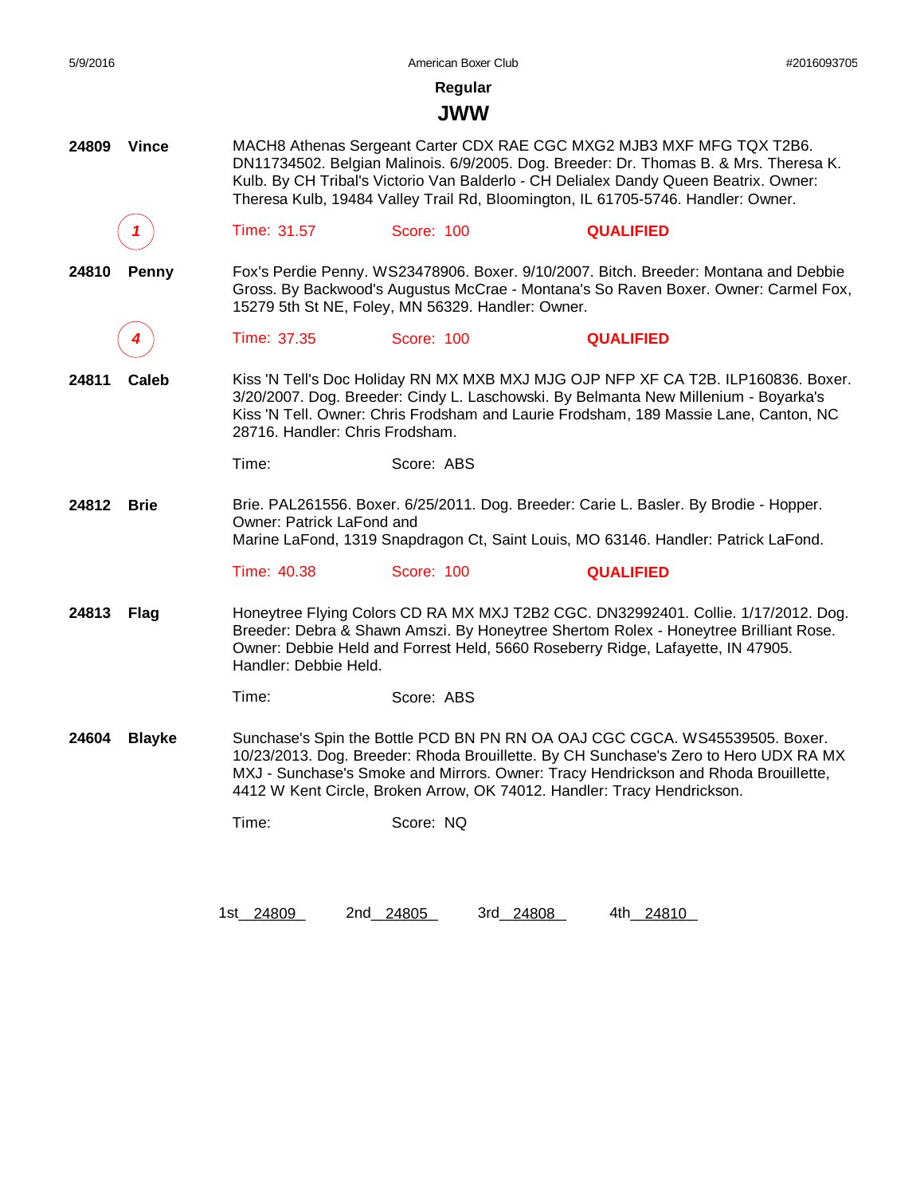## Regular

# JWW

**24809 Vince**

MACH8 Athenas Sergeant Carter CDX RAE CGC MXG2 MJB3 MXF MFG TQX T2B6. DN11734502. Belgian Malinois. 6/9/2005. Dog. Breeder: Dr. Thomas B. & Mrs. Theresa K. Kulb. By CH Tribal's Victorio Van Balderlo - CH Delialex Dandy Queen Beatrix. Owner: Theresa Kulb, 19484 Valley Trail Rd, Bloomington, IL 61705-5746. Handler: Owner.

*1* — Time: 31.57 — Score: 100 — **QUALIFIED**

**24810 Penny**

Fox's Perdie Penny. WS23478906. Boxer. 9/10/2007. Bitch. Breeder: Montana and Debbie Gross. By Backwood's Augustus McCrae - Montana's So Raven Boxer. Owner: Carmel Fox, 15279 5th St NE, Foley, MN 56329. Handler: Owner.

*4* — Time: 37.35 — Score: 100 — **QUALIFIED**

**24811 Caleb**

Kiss 'N Tell's Doc Holiday RN MX MXB MXJ MJG OJP NFP XF CA T2B. ILP160836. Boxer. 3/20/2007. Dog. Breeder: Cindy L. Laschowski. By Belmanta New Millenium - Boyarka's Kiss 'N Tell. Owner: Chris Frodsham and Laurie Frodsham, 189 Massie Lane, Canton, NC 28716. Handler: Chris Frodsham.

Time: — Score: ABS

**24812 Brie**

Brie. PAL261556. Boxer. 6/25/2011. Dog. Breeder: Carie L. Basler. By Brodie - Hopper. Owner: Patrick LaFond and Marine LaFond, 1319 Snapdragon Ct, Saint Louis, MO 63146. Handler: Patrick LaFond.

Time: 40.38 — Score: 100 — **QUALIFIED**

**24813 Flag**

Honeytree Flying Colors CD RA MX MXJ T2B2 CGC. DN32992401. Collie. 1/17/2012. Dog. Breeder: Debra & Shawn Amszi. By Honeytree Shertom Rolex - Honeytree Brilliant Rose. Owner: Debbie Held and Forrest Held, 5660 Roseberry Ridge, Lafayette, IN 47905. Handler: Debbie Held.

Time: — Score: ABS

**24604 Blayke**

Sunchase's Spin the Bottle PCD BN PN RN OA OAJ CGC CGCA. WS45539505. Boxer. 10/23/2013. Dog. Breeder: Rhoda Brouillette. By CH Sunchase's Zero to Hero UDX RA MX MXJ - Sunchase's Smoke and Mirrors. Owner: Tracy Hendrickson and Rhoda Brouillette, 4412 W Kent Circle, Broken Arrow, OK 74012. Handler: Tracy Hendrickson.

Time: — Score: NQ

1st 24809 — 2nd 24805 — 3rd 24808 — 4th 24810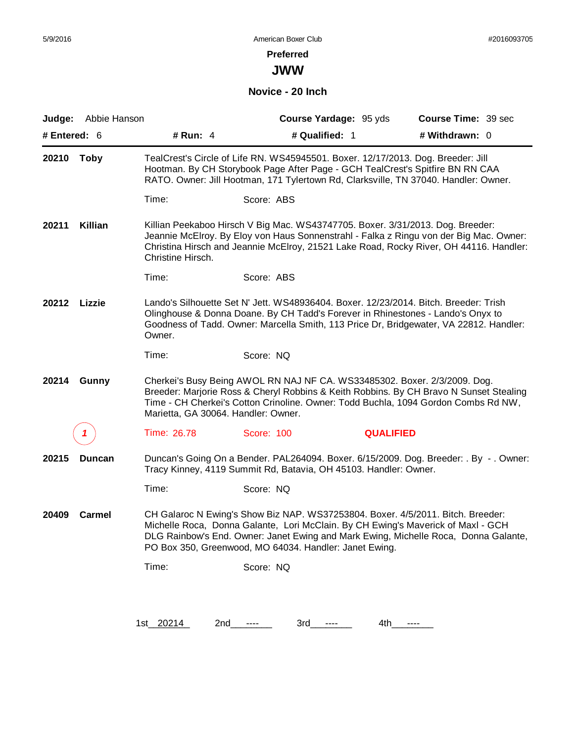5/9/2016 American Boxer Club #2016093705

**Preferred**

# JWW

## Novice - 20 Inch

**Judge:** Abbie Hanson **Course Yardage:** 95 yds **Course Time:** 39 sec

**# Entered:** 6 **# Run:** 4 **# Qualified:** 1 **# Withdrawn:** 0

---

**20210 Toby** TealCrest's Circle of Life RN. WS45945501. Boxer. 12/17/2013. Dog. Breeder: Jill Hootman. By CH Storybook Page After Page - GCH TealCrest's Spitfire BN RN CAA RATO. Owner: Jill Hootman, 171 Tylertown Rd, Clarksville, TN 37040. Handler: Owner.

Time: Score: ABS

**20211 Killian** Killian Peekaboo Hirsch V Big Mac. WS43747705. Boxer. 3/31/2013. Dog. Breeder: Jeannie McElroy. By Eloy von Haus Sonnenstrahl - Falka z Ringu von der Big Mac. Owner: Christina Hirsch and Jeannie McElroy, 21521 Lake Road, Rocky River, OH 44116. Handler: Christine Hirsch.

Time: Score: ABS

**20212 Lizzie** Lando's Silhouette Set N' Jett. WS48936404. Boxer. 12/23/2014. Bitch. Breeder: Trish Olinghouse & Donna Doane. By CH Tadd's Forever in Rhinestones - Lando's Onyx to Goodness of Tadd. Owner: Marcella Smith, 113 Price Dr, Bridgewater, VA 22812. Handler: Owner.

Time: Score: NQ

**20214 Gunny** Cherkei's Busy Being AWOL RN NAJ NF CA. WS33485302. Boxer. 2/3/2009. Dog. Breeder: Marjorie Ross & Cheryl Robbins & Keith Robbins. By CH Bravo N Sunset Stealing Time - CH Cherkei's Cotton Crinoline. Owner: Todd Buchla, 1094 Gordon Combs Rd NW, Marietta, GA 30064. Handler: Owner.

1 Time: 26.78 Score: 100 **QUALIFIED**

**20215 Duncan** Duncan's Going On a Bender. PAL264094. Boxer. 6/15/2009. Dog. Breeder: . By - . Owner: Tracy Kinney, 4119 Summit Rd, Batavia, OH 45103. Handler: Owner.

Time: Score: NQ

**20409 Carmel** CH Galaroc N Ewing's Show Biz NAP. WS37253804. Boxer. 4/5/2011. Bitch. Breeder: Michelle Roca, Donna Galante, Lori McClain. By CH Ewing's Maverick of Maxl - GCH DLG Rainbow's End. Owner: Janet Ewing and Mark Ewing, Michelle Roca, Donna Galante, PO Box 350, Greenwood, MO 64034. Handler: Janet Ewing.

Time: Score: NQ

1st 20214 2nd ---- 3rd ---- 4th ----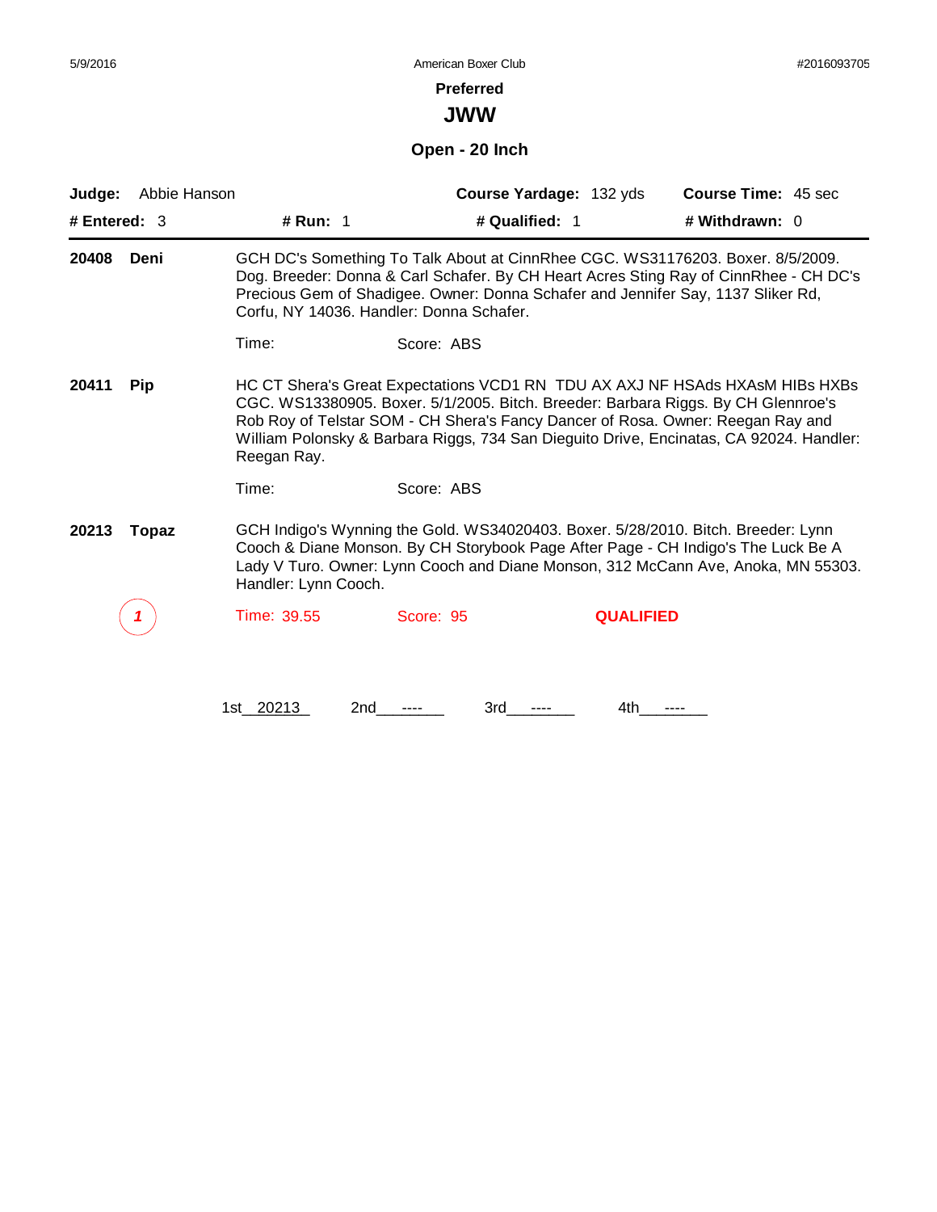5/9/2016 American Boxer Club #2016093705

## Preferred

# JWW

### Open - 20 Inch

**Judge:** Abbie Hanson **Course Yardage:** 132 yds **Course Time:** 45 sec

**# Entered:** 3 **# Run:** 1 **# Qualified:** 1 **# Withdrawn:** 0

---

**20408 Deni** GCH DC's Something To Talk About at CinnRhee CGC. WS31176203. Boxer. 8/5/2009. Dog. Breeder: Donna & Carl Schafer. By CH Heart Acres Sting Ray of CinnRhee - CH DC's Precious Gem of Shadigee. Owner: Donna Schafer and Jennifer Say, 1137 Sliker Rd, Corfu, NY 14036. Handler: Donna Schafer.

Time: Score: ABS

**20411 Pip** HC CT Shera's Great Expectations VCD1 RN TDU AX AXJ NF HSAds HXAsM HIBs HXBs CGC. WS13380905. Boxer. 5/1/2005. Bitch. Breeder: Barbara Riggs. By CH Glennroe's Rob Roy of Telstar SOM - CH Shera's Fancy Dancer of Rosa. Owner: Reegan Ray and William Polonsky & Barbara Riggs, 734 San Dieguito Drive, Encinatas, CA 92024. Handler: Reegan Ray.

Time: Score: ABS

**20213 Topaz** GCH Indigo's Wynning the Gold. WS34020403. Boxer. 5/28/2010. Bitch. Breeder: Lynn Cooch & Diane Monson. By CH Storybook Page After Page - CH Indigo's The Luck Be A Lady V Turo. Owner: Lynn Cooch and Diane Monson, 312 McCann Ave, Anoka, MN 55303. Handler: Lynn Cooch.

1 Time: 39.55 Score: 95 **QUALIFIED**

1st 20213 2nd ---- 3rd ---- 4th ----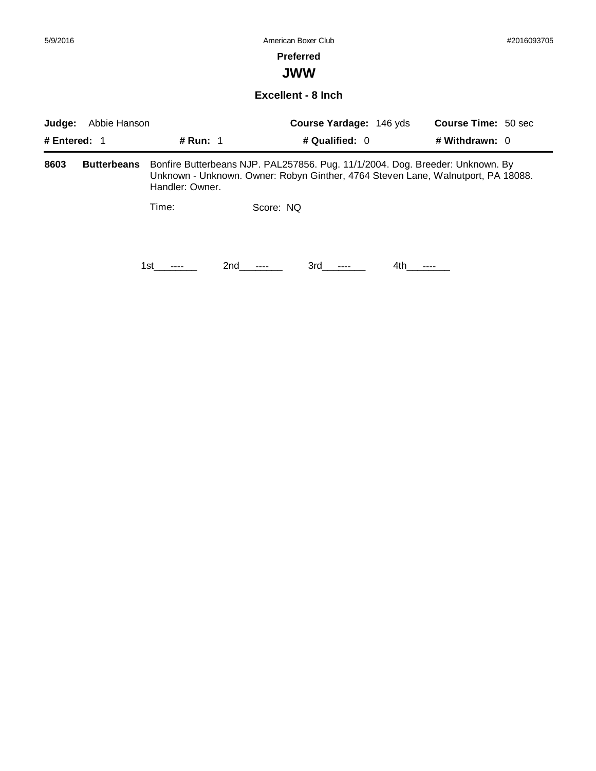**Preferred**

# JWW

### Excellent - 8 Inch

**Judge:** Abbie Hanson **Course Yardage:** 146 yds **Course Time:** 50 sec

**# Entered:** 1 **# Run:** 1 **# Qualified:** 0 **# Withdrawn:** 0

---

**8603** **Butterbeans** Bonfire Butterbeans NJP. PAL257856. Pug. 11/1/2004. Dog. Breeder: Unknown. By Unknown - Unknown. Owner: Robyn Ginther, 4764 Steven Lane, Walnutport, PA 18088. Handler: Owner.

Time: Score: NQ

1st\_\_\_----\_\_\_ 2nd\_\_\_----\_\_\_ 3rd\_\_\_----\_\_\_ 4th\_\_\_----\_\_\_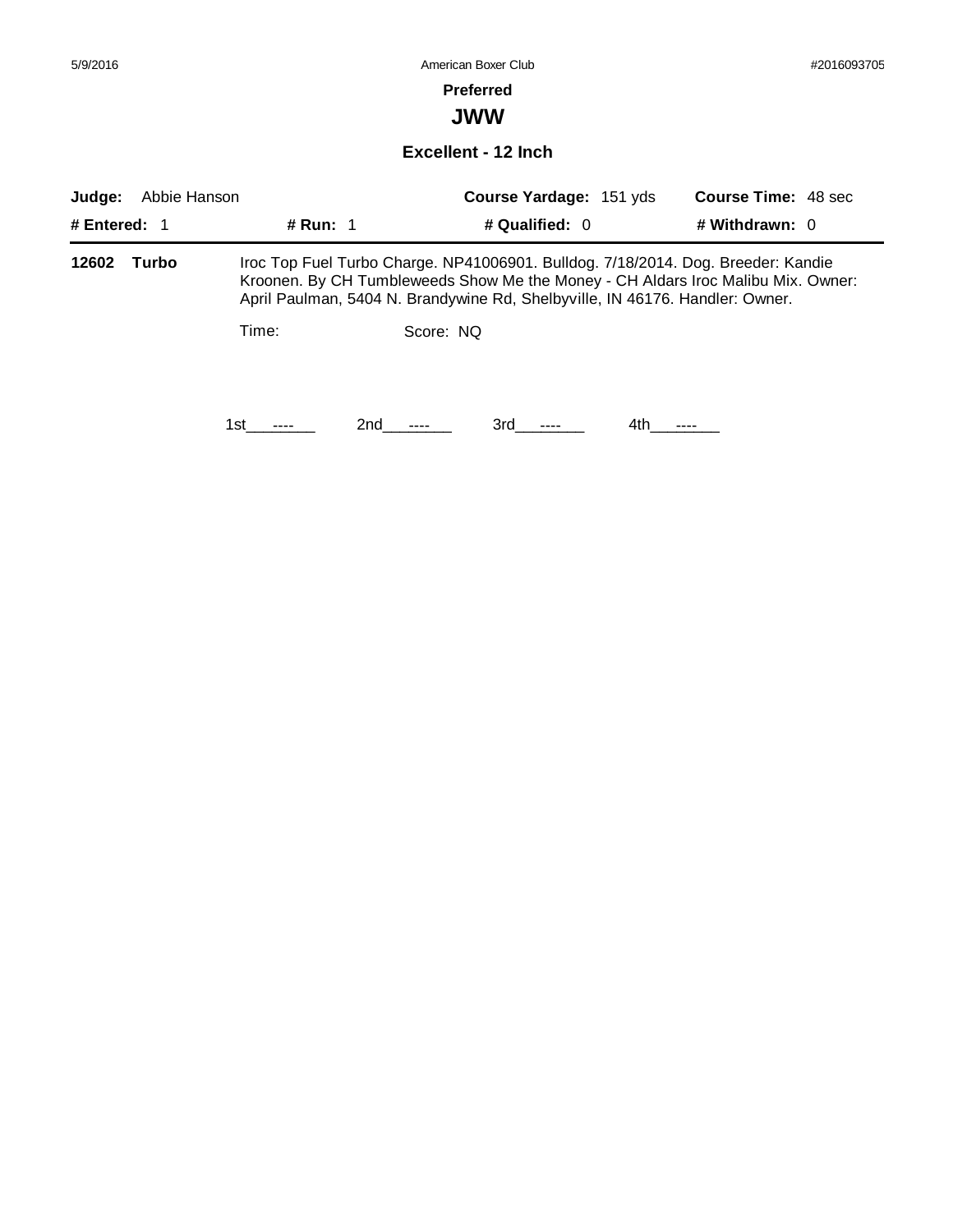# Preferred

## JWW

### Excellent - 12 Inch

**Judge:** Abbie Hanson **Course Yardage:** 151 yds **Course Time:** 48 sec

**# Entered:** 1 **# Run:** 1 **# Qualified:** 0 **# Withdrawn:** 0

---

**12602 Turbo** Iroc Top Fuel Turbo Charge. NP41006901. Bulldog. 7/18/2014. Dog. Breeder: Kandie Kroonen. By CH Tumbleweeds Show Me the Money - CH Aldars Iroc Malibu Mix. Owner: April Paulman, 5404 N. Brandywine Rd, Shelbyville, IN 46176. Handler: Owner.

Time: Score: NQ

1st\_\_\_----\_\_\_ 2nd\_\_\_----\_\_\_ 3rd\_\_\_----\_\_\_ 4th\_\_\_----\_\_\_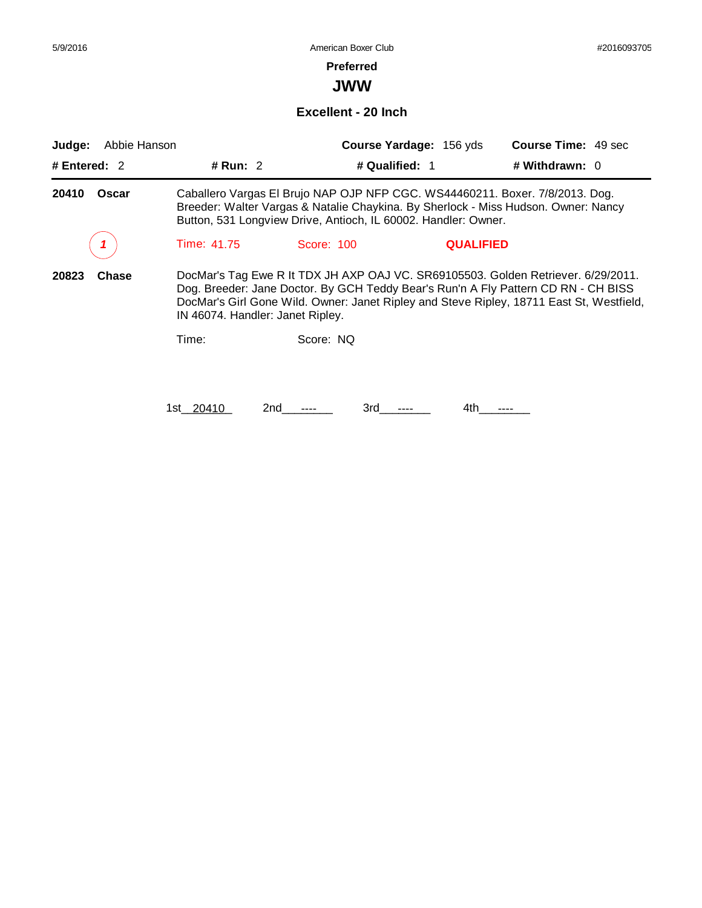5/9/2016 American Boxer Club #2016093705

## Preferred

# JWW

### Excellent - 20 Inch

**Judge:** Abbie Hanson **Course Yardage:** 156 yds **Course Time:** 49 sec

**# Entered:** 2 **# Run:** 2 **# Qualified:** 1 **# Withdrawn:** 0

---

**20410 Oscar** Caballero Vargas El Brujo NAP OJP NFP CGC. WS44460211. Boxer. 7/8/2013. Dog. Breeder: Walter Vargas & Natalie Chaykina. By Sherlock - Miss Hudson. Owner: Nancy Button, 531 Longview Drive, Antioch, IL 60002. Handler: Owner.

*1* Time: 41.75 Score: 100 **QUALIFIED**

**20823 Chase** DocMar's Tag Ewe R It TDX JH AXP OAJ VC. SR69105503. Golden Retriever. 6/29/2011. Dog. Breeder: Jane Doctor. By GCH Teddy Bear's Run'n A Fly Pattern CD RN - CH BISS DocMar's Girl Gone Wild. Owner: Janet Ripley and Steve Ripley, 18711 East St, Westfield, IN 46074. Handler: Janet Ripley.

Time: Score: NQ

1st 20410 2nd ---- 3rd ---- 4th ----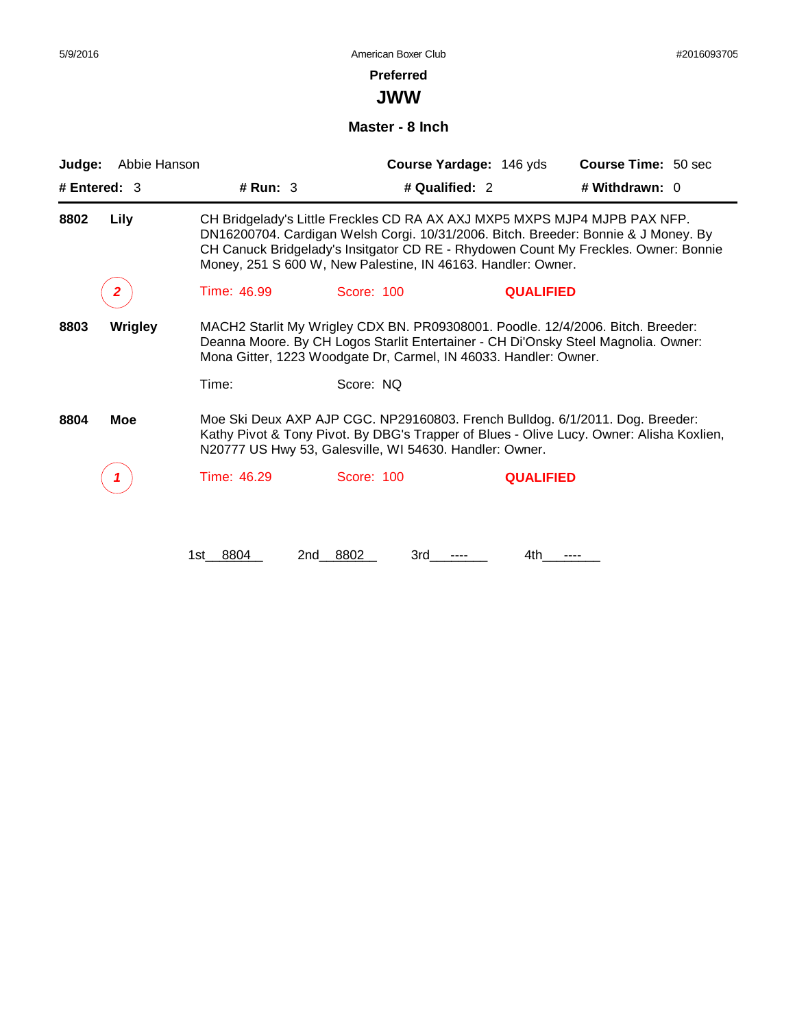5/9/2016 American Boxer Club #2016093705

## Preferred

# JWW

### Master - 8 Inch

**Judge:** Abbie Hanson **Course Yardage:** 146 yds **Course Time:** 50 sec

**# Entered:** 3 **# Run:** 3 **# Qualified:** 2 **# Withdrawn:** 0

---

**8802 Lily** CH Bridgelady's Little Freckles CD RA AX AXJ MXP5 MXPS MJP4 MJPB PAX NFP. DN16200704. Cardigan Welsh Corgi. 10/31/2006. Bitch. Breeder: Bonnie & J Money. By CH Canuck Bridgelady's Insitgator CD RE - Rhydowen Count My Freckles. Owner: Bonnie Money, 251 S 600 W, New Palestine, IN 46163. Handler: Owner.

*2* Time: 46.99 Score: 100 **QUALIFIED**

**8803 Wrigley** MACH2 Starlit My Wrigley CDX BN. PR09308001. Poodle. 12/4/2006. Bitch. Breeder: Deanna Moore. By CH Logos Starlit Entertainer - CH Di'Onsky Steel Magnolia. Owner: Mona Gitter, 1223 Woodgate Dr, Carmel, IN 46033. Handler: Owner.

Time: Score: NQ

**8804 Moe** Moe Ski Deux AXP AJP CGC. NP29160803. French Bulldog. 6/1/2011. Dog. Breeder: Kathy Pivot & Tony Pivot. By DBG's Trapper of Blues - Olive Lucy. Owner: Alisha Koxlien, N20777 US Hwy 53, Galesville, WI 54630. Handler: Owner.

*1* Time: 46.29 Score: 100 **QUALIFIED**

1st 8804 2nd 8802 3rd ---- 4th ----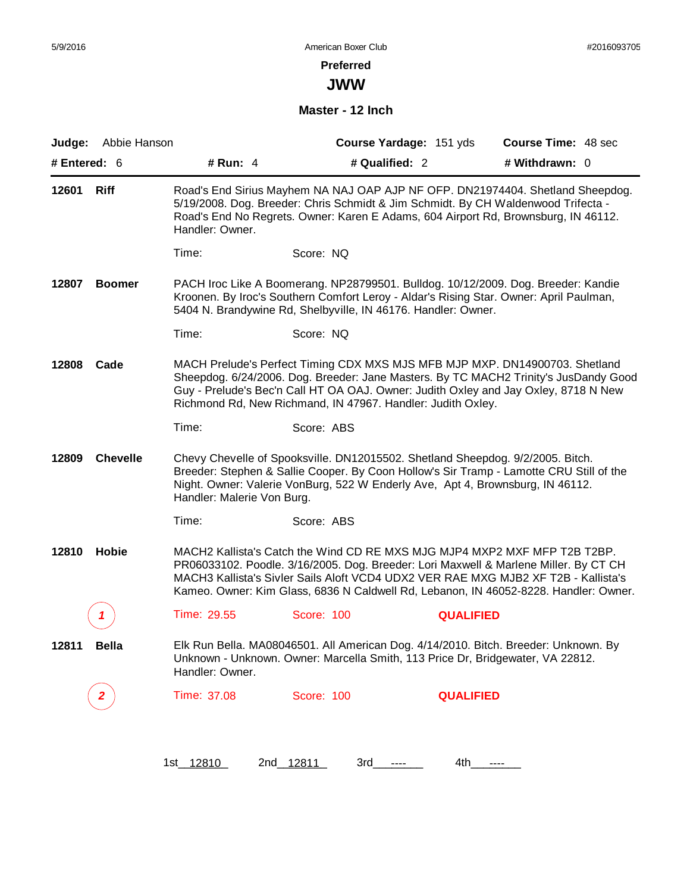# Preferred

## JWW

### Master - 12 Inch

**Judge:** Abbie Hanson | **Course Yardage:** 151 yds | **Course Time:** 48 sec

**# Entered:** 6 | **# Run:** 4 | **# Qualified:** 2 | **# Withdrawn:** 0

---

**12601 Riff**

Road's End Sirius Mayhem NA NAJ OAP AJP NF OFP. DN21974404. Shetland Sheepdog. 5/19/2008. Dog. Breeder: Chris Schmidt & Jim Schmidt. By CH Waldenwood Trifecta - Road's End No Regrets. Owner: Karen E Adams, 604 Airport Rd, Brownsburg, IN 46112. Handler: Owner.

Time: Score: NQ

**12807 Boomer**

PACH Iroc Like A Boomerang. NP28799501. Bulldog. 10/12/2009. Dog. Breeder: Kandie Kroonen. By Iroc's Southern Comfort Leroy - Aldar's Rising Star. Owner: April Paulman, 5404 N. Brandywine Rd, Shelbyville, IN 46176. Handler: Owner.

Time: Score: NQ

**12808 Cade**

MACH Prelude's Perfect Timing CDX MXS MJS MFB MJP MXP. DN14900703. Shetland Sheepdog. 6/24/2006. Dog. Breeder: Jane Masters. By TC MACH2 Trinity's JusDandy Good Guy - Prelude's Bec'n Call HT OA OAJ. Owner: Judith Oxley and Jay Oxley, 8718 N New Richmond Rd, New Richmond, IN 47967. Handler: Judith Oxley.

Time: Score: ABS

**12809 Chevelle**

Chevy Chevelle of Spooksville. DN12015502. Shetland Sheepdog. 9/2/2005. Bitch. Breeder: Stephen & Sallie Cooper. By Coon Hollow's Sir Tramp - Lamotte CRU Still of the Night. Owner: Valerie VonBurg, 522 W Enderly Ave, Apt 4, Brownsburg, IN 46112. Handler: Malerie Von Burg.

Time: Score: ABS

**12810 Hobie**

MACH2 Kallista's Catch the Wind CD RE MXS MJG MJP4 MXP2 MXF MFP T2B T2BP. PR06033102. Poodle. 3/16/2005. Dog. Breeder: Lori Maxwell & Marlene Miller. By CT CH MACH3 Kallista's Sivler Sails Aloft VCD4 UDX2 VER RAE MXG MJB2 XF T2B - Kallista's Kameo. Owner: Kim Glass, 6836 N Caldwell Rd, Lebanon, IN 46052-8228. Handler: Owner.

1 — Time: 29.55 Score: 100 **QUALIFIED**

**12811 Bella**

Elk Run Bella. MA08046501. All American Dog. 4/14/2010. Bitch. Breeder: Unknown. By Unknown - Unknown. Owner: Marcella Smith, 113 Price Dr, Bridgewater, VA 22812. Handler: Owner.

2 — Time: 37.08 Score: 100 **QUALIFIED**

1st 12810 2nd 12811 3rd ---- 4th ----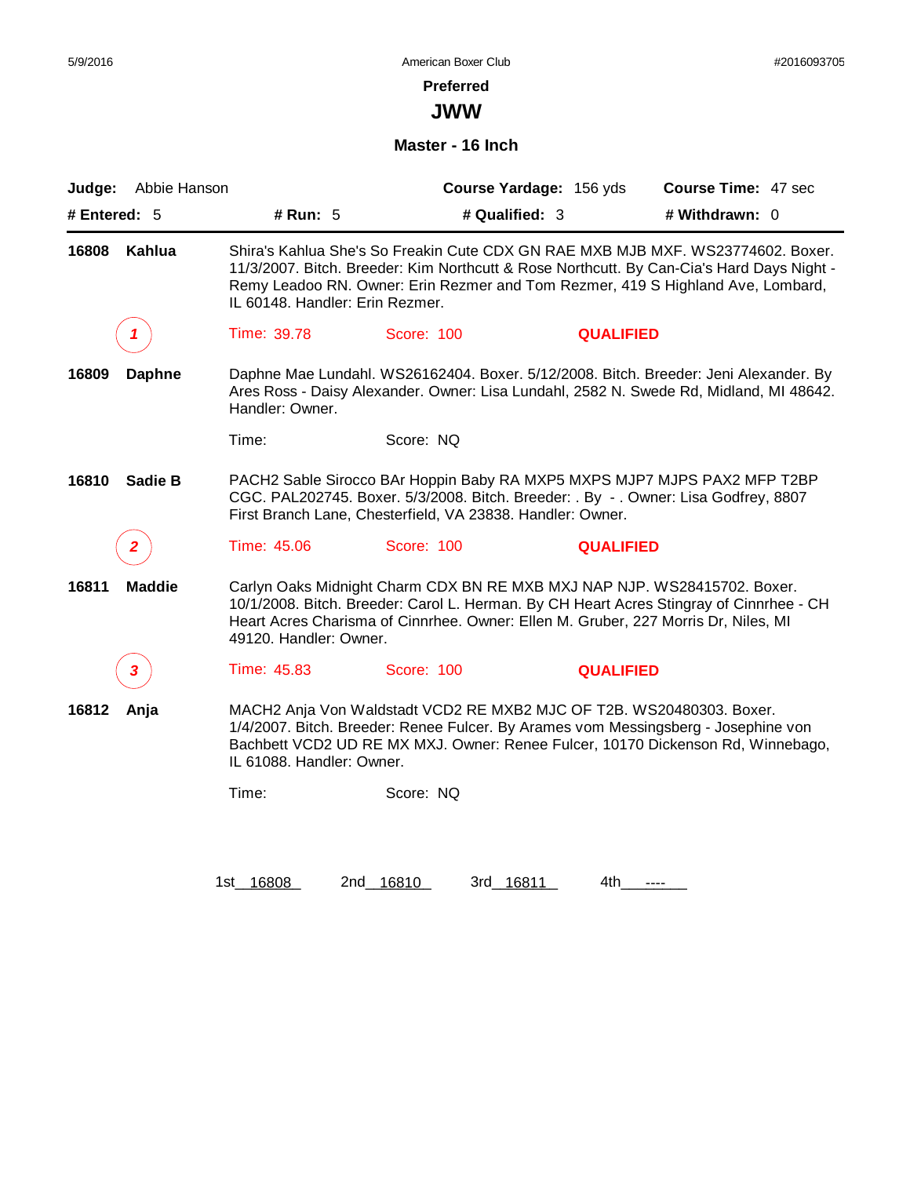American Boxer Club

# Preferred

## JWW

### Master - 16 Inch

**Judge:** Abbie Hanson **Course Yardage:** 156 yds **Course Time:** 47 sec

**# Entered:** 5 **# Run:** 5 **# Qualified:** 3 **# Withdrawn:** 0

---

**16808 Kahlua** Shira's Kahlua She's So Freakin Cute CDX GN RAE MXB MJB MXF. WS23774602. Boxer. 11/3/2007. Bitch. Breeder: Kim Northcutt & Rose Northcutt. By Can-Cia's Hard Days Night - Remy Leadoo RN. Owner: Erin Rezmer and Tom Rezmer, 419 S Highland Ave, Lombard, IL 60148. Handler: Erin Rezmer.

*1* Time: 39.78 Score: 100 **QUALIFIED**

**16809 Daphne** Daphne Mae Lundahl. WS26162404. Boxer. 5/12/2008. Bitch. Breeder: Jeni Alexander. By Ares Ross - Daisy Alexander. Owner: Lisa Lundahl, 2582 N. Swede Rd, Midland, MI 48642. Handler: Owner.

Time: Score: NQ

**16810 Sadie B** PACH2 Sable Sirocco BAr Hoppin Baby RA MXP5 MXPS MJP7 MJPS PAX2 MFP T2BP CGC. PAL202745. Boxer. 5/3/2008. Bitch. Breeder: . By - . Owner: Lisa Godfrey, 8807 First Branch Lane, Chesterfield, VA 23838. Handler: Owner.

*2* Time: 45.06 Score: 100 **QUALIFIED**

**16811 Maddie** Carlyn Oaks Midnight Charm CDX BN RE MXB MXJ NAP NJP. WS28415702. Boxer. 10/1/2008. Bitch. Breeder: Carol L. Herman. By CH Heart Acres Stingray of Cinnrhee - CH Heart Acres Charisma of Cinnrhee. Owner: Ellen M. Gruber, 227 Morris Dr, Niles, MI 49120. Handler: Owner.

*3* Time: 45.83 Score: 100 **QUALIFIED**

**16812 Anja** MACH2 Anja Von Waldstadt VCD2 RE MXB2 MJC OF T2B. WS20480303. Boxer. 1/4/2007. Bitch. Breeder: Renee Fulcer. By Arames vom Messingsberg - Josephine von Bachbett VCD2 UD RE MX MXJ. Owner: Renee Fulcer, 10170 Dickenson Rd, Winnebago, IL 61088. Handler: Owner.

Time: Score: NQ

1st 16808 2nd 16810 3rd 16811 4th ----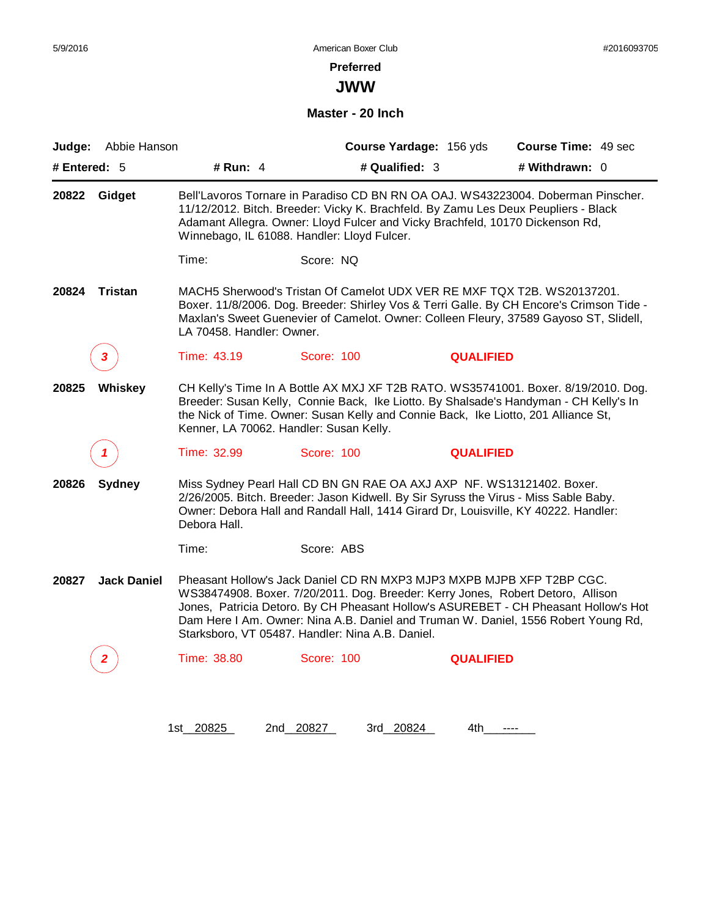**Preferred**

# JWW

## Master - 20 Inch

**Judge:** Abbie Hanson | **Course Yardage:** 156 yds | **Course Time:** 49 sec

**# Entered:** 5 | **# Run:** 4 | **# Qualified:** 3 | **# Withdrawn:** 0

---

**20822 Gidget**

Bell'Lavoros Tornare in Paradiso CD BN RN OA OAJ. WS43223004. Doberman Pinscher. 11/12/2012. Bitch. Breeder: Vicky K. Brachfeld. By Zamu Les Deux Peupliers - Black Adamant Allegra. Owner: Lloyd Fulcer and Vicky Brachfeld, 10170 Dickenson Rd, Winnebago, IL 61088. Handler: Lloyd Fulcer.

Time: Score: NQ

**20824 Tristan**

MACH5 Sherwood's Tristan Of Camelot UDX VER RE MXF TQX T2B. WS20137201. Boxer. 11/8/2006. Dog. Breeder: Shirley Vos & Terri Galle. By CH Encore's Crimson Tide - Maxlan's Sweet Guenevier of Camelot. Owner: Colleen Fleury, 37589 Gayoso ST, Slidell, LA 70458. Handler: Owner.

*3* Time: 43.19 Score: 100 **QUALIFIED**

**20825 Whiskey**

CH Kelly's Time In A Bottle AX MXJ XF T2B RATO. WS35741001. Boxer. 8/19/2010. Dog. Breeder: Susan Kelly, Connie Back, Ike Liotto. By Shalsade's Handyman - CH Kelly's In the Nick of Time. Owner: Susan Kelly and Connie Back, Ike Liotto, 201 Alliance St, Kenner, LA 70062. Handler: Susan Kelly.

*1* Time: 32.99 Score: 100 **QUALIFIED**

**20826 Sydney**

Miss Sydney Pearl Hall CD BN GN RAE OA AXJ AXP NF. WS13121402. Boxer. 2/26/2005. Bitch. Breeder: Jason Kidwell. By Sir Syruss the Virus - Miss Sable Baby. Owner: Debora Hall and Randall Hall, 1414 Girard Dr, Louisville, KY 40222. Handler: Debora Hall.

Time: Score: ABS

**20827 Jack Daniel**

Pheasant Hollow's Jack Daniel CD RN MXP3 MJP3 MXPB MJPB XFP T2BP CGC. WS38474908. Boxer. 7/20/2011. Dog. Breeder: Kerry Jones, Robert Detoro, Allison Jones, Patricia Detoro. By CH Pheasant Hollow's ASUREBET - CH Pheasant Hollow's Hot Dam Here I Am. Owner: Nina A.B. Daniel and Truman W. Daniel, 1556 Robert Young Rd, Starksboro, VT 05487. Handler: Nina A.B. Daniel.

*2* Time: 38.80 Score: 100 **QUALIFIED**

1st 20825 2nd 20827 3rd 20824 4th ----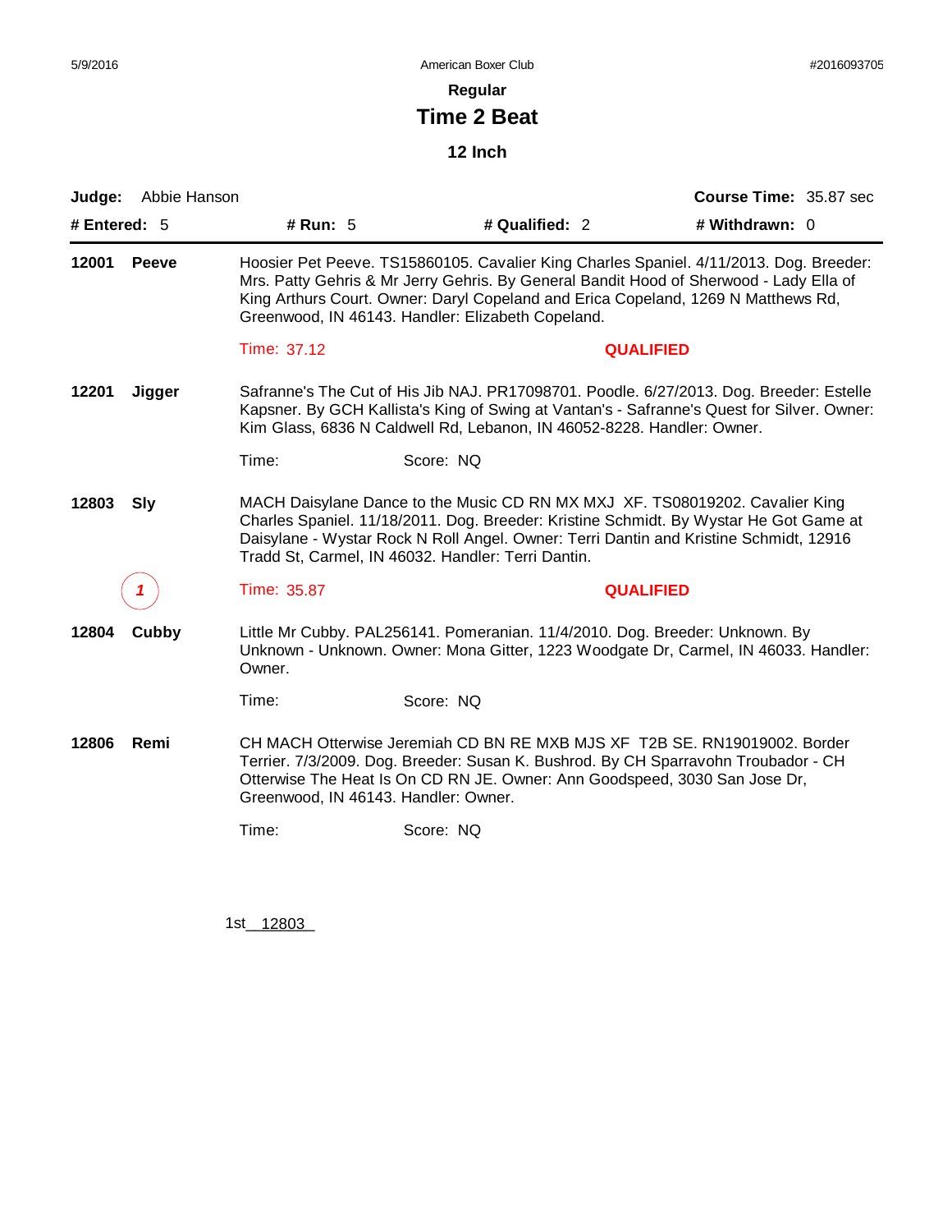American Boxer Club

## Regular

# Time 2 Beat

### 12 Inch

**Judge:** Abbie Hanson **Course Time:** 35.87 sec

**# Entered:** 5 **# Run:** 5 **# Qualified:** 2 **# Withdrawn:** 0

---

**12001 Peeve**

Hoosier Pet Peeve. TS15860105. Cavalier King Charles Spaniel. 4/11/2013. Dog. Breeder: Mrs. Patty Gehris & Mr Jerry Gehris. By General Bandit Hood of Sherwood - Lady Ella of King Arthurs Court. Owner: Daryl Copeland and Erica Copeland, 1269 N Matthews Rd, Greenwood, IN 46143. Handler: Elizabeth Copeland.

Time: 37.12 **QUALIFIED**

**12201 Jigger**

Safranne's The Cut of His Jib NAJ. PR17098701. Poodle. 6/27/2013. Dog. Breeder: Estelle Kapsner. By GCH Kallista's King of Swing at Vantan's - Safranne's Quest for Silver. Owner: Kim Glass, 6836 N Caldwell Rd, Lebanon, IN 46052-8228. Handler: Owner.

Time: Score: NQ

**12803 Sly**

MACH Daisylane Dance to the Music CD RN MX MXJ XF. TS08019202. Cavalier King Charles Spaniel. 11/18/2011. Dog. Breeder: Kristine Schmidt. By Wystar He Got Game at Daisylane - Wystar Rock N Roll Angel. Owner: Terri Dantin and Kristine Schmidt, 12916 Tradd St, Carmel, IN 46032. Handler: Terri Dantin.

*1* Time: 35.87 **QUALIFIED**

**12804 Cubby**

Little Mr Cubby. PAL256141. Pomeranian. 11/4/2010. Dog. Breeder: Unknown. By Unknown - Unknown. Owner: Mona Gitter, 1223 Woodgate Dr, Carmel, IN 46033. Handler: Owner.

Time: Score: NQ

**12806 Remi**

CH MACH Otterwise Jeremiah CD BN RE MXB MJS XF T2B SE. RN19019002. Border Terrier. 7/3/2009. Dog. Breeder: Susan K. Bushrod. By CH Sparravohn Troubador - CH Otterwise The Heat Is On CD RN JE. Owner: Ann Goodspeed, 3030 San Jose Dr, Greenwood, IN 46143. Handler: Owner.

Time: Score: NQ

1st 12803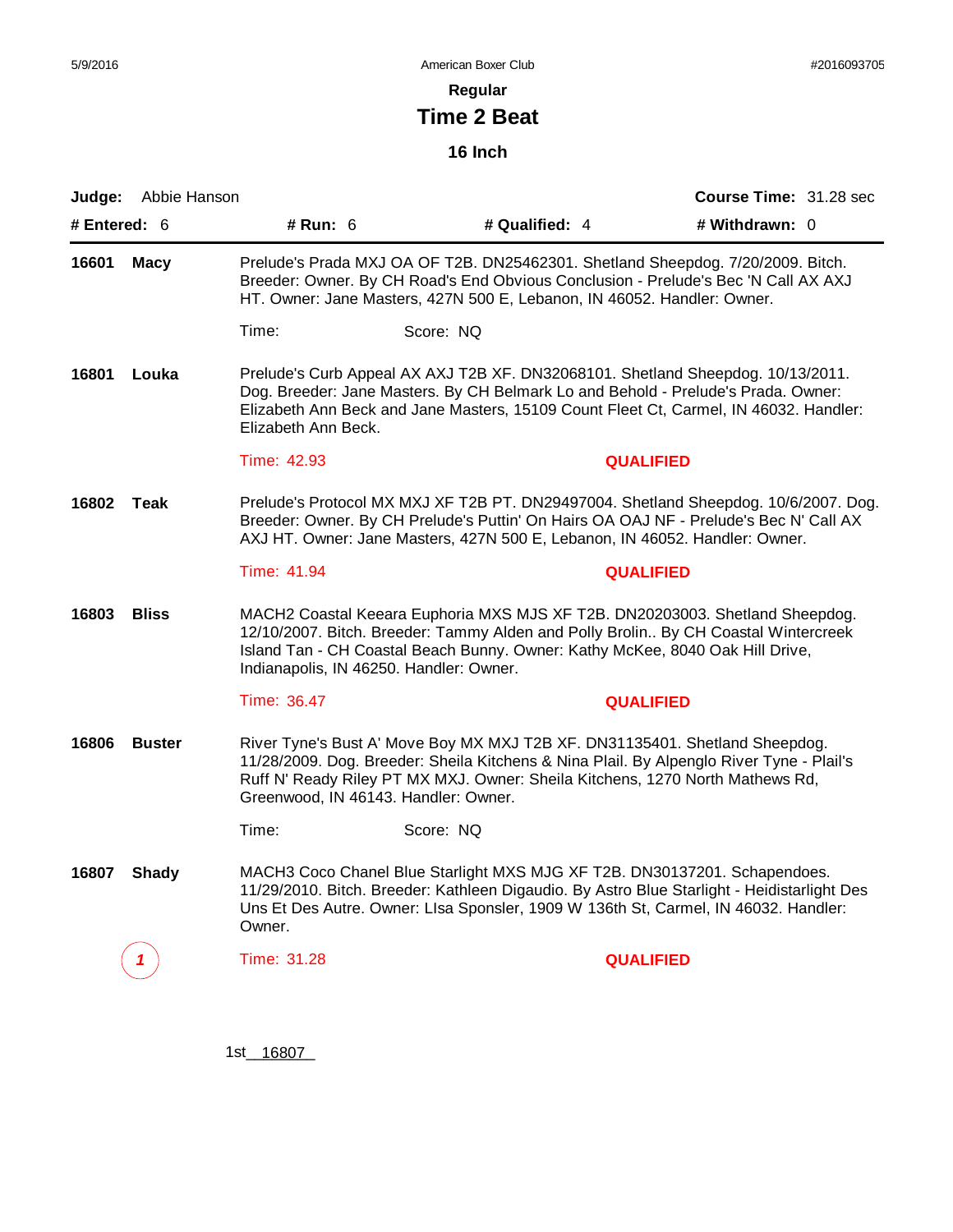5/9/2016 American Boxer Club #2016093705

## Regular

# Time 2 Beat

### 16 Inch

**Judge:** Abbie Hanson **Course Time:** 31.28 sec

**# Entered:** 6 **# Run:** 6 **# Qualified:** 4 **# Withdrawn:** 0

---

**16601 Macy**

Prelude's Prada MXJ OA OF T2B. DN25462301. Shetland Sheepdog. 7/20/2009. Bitch. Breeder: Owner. By CH Road's End Obvious Conclusion - Prelude's Bec 'N Call AX AXJ HT. Owner: Jane Masters, 427N 500 E, Lebanon, IN 46052. Handler: Owner.

Time: Score: NQ

**16801 Louka**

Prelude's Curb Appeal AX AXJ T2B XF. DN32068101. Shetland Sheepdog. 10/13/2011. Dog. Breeder: Jane Masters. By CH Belmark Lo and Behold - Prelude's Prada. Owner: Elizabeth Ann Beck and Jane Masters, 15109 Count Fleet Ct, Carmel, IN 46032. Handler: Elizabeth Ann Beck.

Time: 42.93 **QUALIFIED**

**16802 Teak**

Prelude's Protocol MX MXJ XF T2B PT. DN29497004. Shetland Sheepdog. 10/6/2007. Dog. Breeder: Owner. By CH Prelude's Puttin' On Hairs OA OAJ NF - Prelude's Bec N' Call AX AXJ HT. Owner: Jane Masters, 427N 500 E, Lebanon, IN 46052. Handler: Owner.

Time: 41.94 **QUALIFIED**

**16803 Bliss**

MACH2 Coastal Keeara Euphoria MXS MJS XF T2B. DN20203003. Shetland Sheepdog. 12/10/2007. Bitch. Breeder: Tammy Alden and Polly Brolin.. By CH Coastal Wintercreek Island Tan - CH Coastal Beach Bunny. Owner: Kathy McKee, 8040 Oak Hill Drive, Indianapolis, IN 46250. Handler: Owner.

Time: 36.47 **QUALIFIED**

**16806 Buster**

River Tyne's Bust A' Move Boy MX MXJ T2B XF. DN31135401. Shetland Sheepdog. 11/28/2009. Dog. Breeder: Sheila Kitchens & Nina Plail. By Alpenglo River Tyne - Plail's Ruff N' Ready Riley PT MX MXJ. Owner: Sheila Kitchens, 1270 North Mathews Rd, Greenwood, IN 46143. Handler: Owner.

Time: Score: NQ

**16807 Shady**

MACH3 Coco Chanel Blue Starlight MXS MJG XF T2B. DN30137201. Schapendoes. 11/29/2010. Bitch. Breeder: Kathleen Digaudio. By Astro Blue Starlight - Heidistarlight Des Uns Et Des Autre. Owner: LIsa Sponsler, 1909 W 136th St, Carmel, IN 46032. Handler: Owner.

1 Time: 31.28 **QUALIFIED**

1st 16807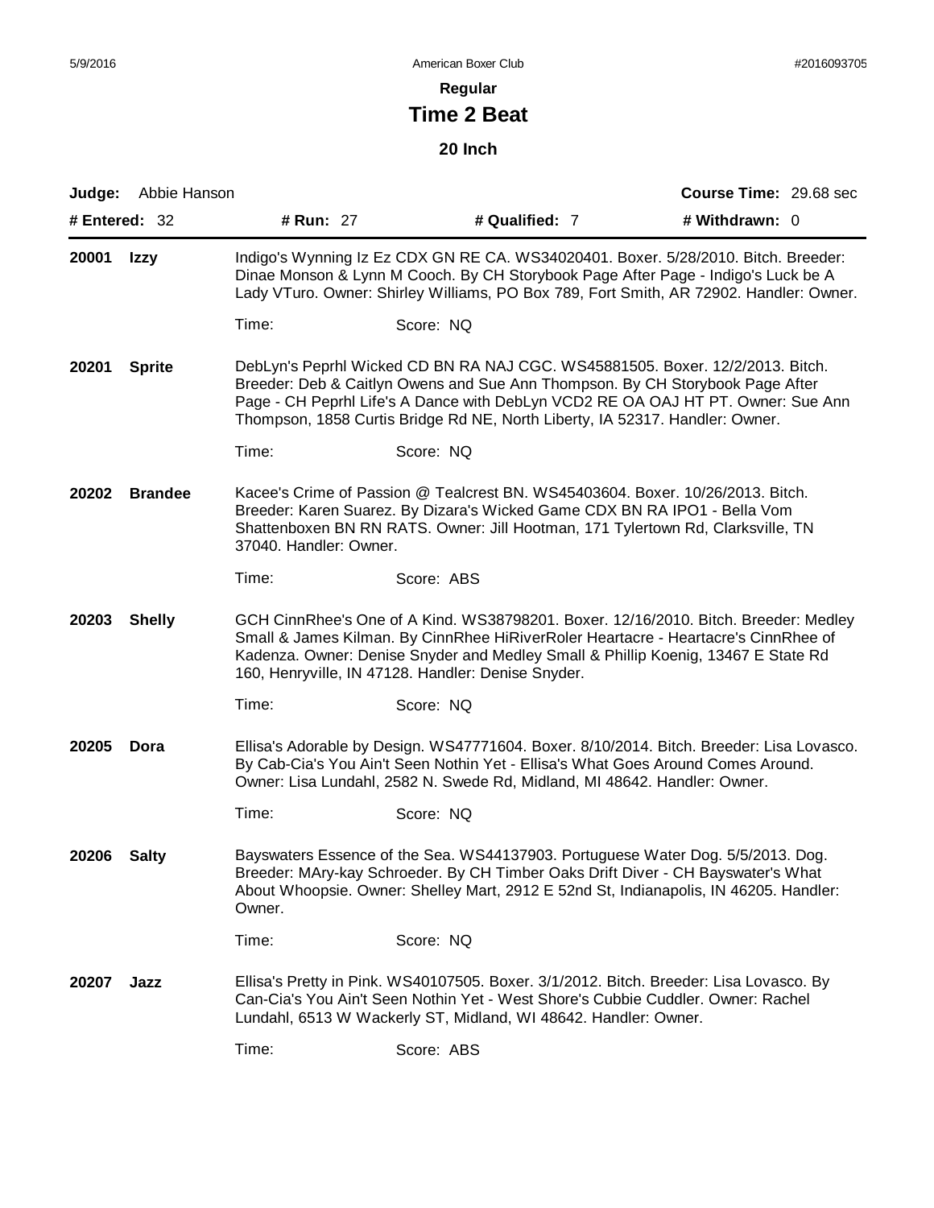**Regular**

# Time 2 Beat

### 20 Inch

**Judge:** Abbie Hanson **Course Time:** 29.68 sec

**# Entered:** 32 **# Run:** 27 **# Qualified:** 7 **# Withdrawn:** 0

---

**20001 Izzy**

Indigo's Wynning Iz Ez CDX GN RE CA. WS34020401. Boxer. 5/28/2010. Bitch. Breeder: Dinae Monson & Lynn M Cooch. By CH Storybook Page After Page - Indigo's Luck be A Lady VTuro. Owner: Shirley Williams, PO Box 789, Fort Smith, AR 72902. Handler: Owner.

Time: Score: NQ

**20201 Sprite**

DebLyn's Peprhl Wicked CD BN RA NAJ CGC. WS45881505. Boxer. 12/2/2013. Bitch. Breeder: Deb & Caitlyn Owens and Sue Ann Thompson. By CH Storybook Page After Page - CH Peprhl Life's A Dance with DebLyn VCD2 RE OA OAJ HT PT. Owner: Sue Ann Thompson, 1858 Curtis Bridge Rd NE, North Liberty, IA 52317. Handler: Owner.

Time: Score: NQ

**20202 Brandee**

Kacee's Crime of Passion @ Tealcrest BN. WS45403604. Boxer. 10/26/2013. Bitch. Breeder: Karen Suarez. By Dizara's Wicked Game CDX BN RA IPO1 - Bella Vom Shattenboxen BN RN RATS. Owner: Jill Hootman, 171 Tylertown Rd, Clarksville, TN 37040. Handler: Owner.

Time: Score: ABS

**20203 Shelly**

GCH CinnRhee's One of A Kind. WS38798201. Boxer. 12/16/2010. Bitch. Breeder: Medley Small & James Kilman. By CinnRhee HiRiverRoler Heartacre - Heartacre's CinnRhee of Kadenza. Owner: Denise Snyder and Medley Small & Phillip Koenig, 13467 E State Rd 160, Henryville, IN 47128. Handler: Denise Snyder.

Time: Score: NQ

**20205 Dora**

Ellisa's Adorable by Design. WS47771604. Boxer. 8/10/2014. Bitch. Breeder: Lisa Lovasco. By Cab-Cia's You Ain't Seen Nothin Yet - Ellisa's What Goes Around Comes Around. Owner: Lisa Lundahl, 2582 N. Swede Rd, Midland, MI 48642. Handler: Owner.

Time: Score: NQ

**20206 Salty**

Bayswaters Essence of the Sea. WS44137903. Portuguese Water Dog. 5/5/2013. Dog. Breeder: MAry-kay Schroeder. By CH Timber Oaks Drift Diver - CH Bayswater's What About Whoopsie. Owner: Shelley Mart, 2912 E 52nd St, Indianapolis, IN 46205. Handler: Owner.

Time: Score: NQ

**20207 Jazz**

Ellisa's Pretty in Pink. WS40107505. Boxer. 3/1/2012. Bitch. Breeder: Lisa Lovasco. By Can-Cia's You Ain't Seen Nothin Yet - West Shore's Cubbie Cuddler. Owner: Rachel Lundahl, 6513 W Wackerly ST, Midland, WI 48642. Handler: Owner.

Time: Score: ABS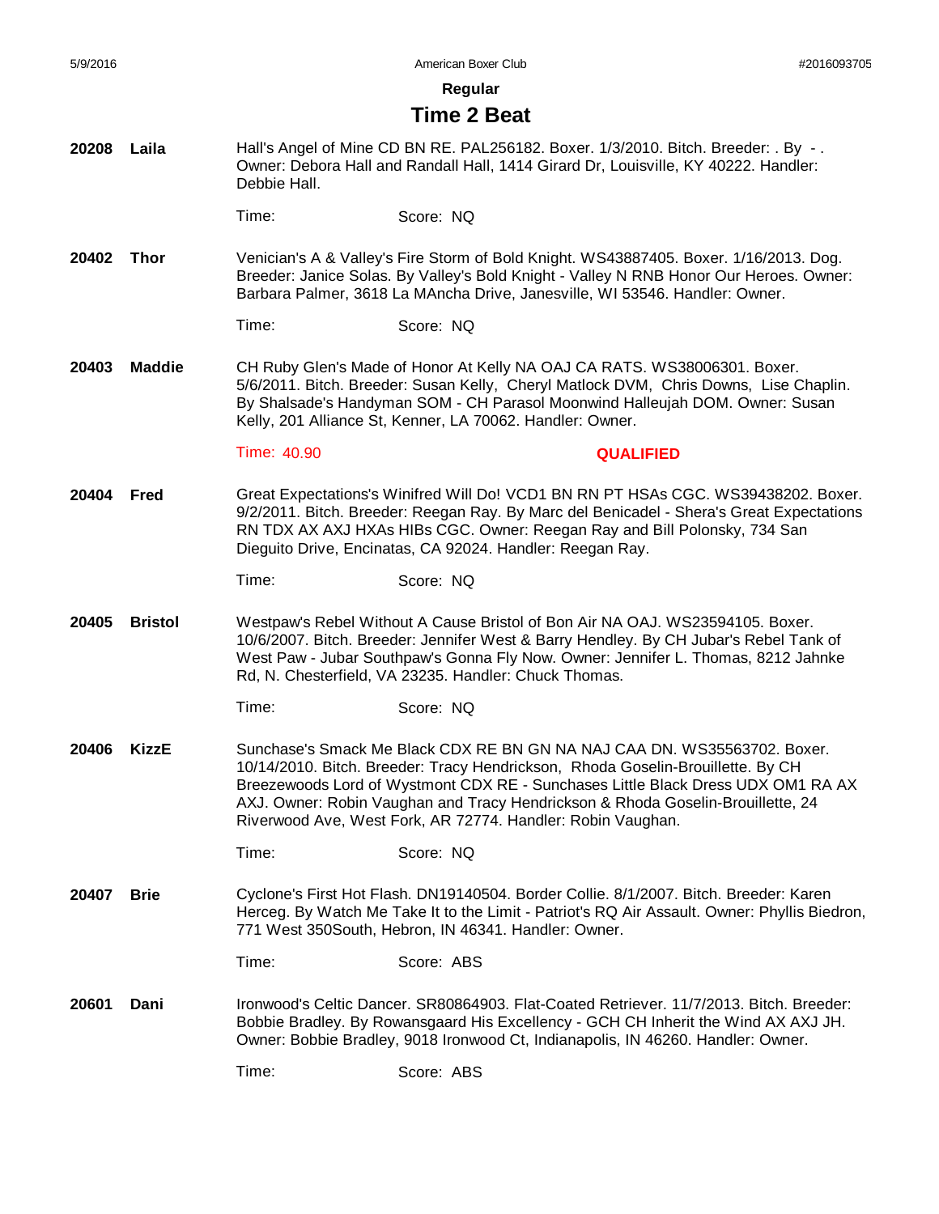**Regular**

## Time 2 Beat

**20208 Laila**

Hall's Angel of Mine CD BN RE. PAL256182. Boxer. 1/3/2010. Bitch. Breeder: . By - . Owner: Debora Hall and Randall Hall, 1414 Girard Dr, Louisville, KY 40222. Handler: Debbie Hall.

Time: Score: NQ

**20402 Thor**

Venician's A & Valley's Fire Storm of Bold Knight. WS43887405. Boxer. 1/16/2013. Dog. Breeder: Janice Solas. By Valley's Bold Knight - Valley N RNB Honor Our Heroes. Owner: Barbara Palmer, 3618 La MAncha Drive, Janesville, WI 53546. Handler: Owner.

Time: Score: NQ

**20403 Maddie**

CH Ruby Glen's Made of Honor At Kelly NA OAJ CA RATS. WS38006301. Boxer. 5/6/2011. Bitch. Breeder: Susan Kelly, Cheryl Matlock DVM, Chris Downs, Lise Chaplin. By Shalsade's Handyman SOM - CH Parasol Moonwind Halleujah DOM. Owner: Susan Kelly, 201 Alliance St, Kenner, LA 70062. Handler: Owner.

Time: 40.90 **QUALIFIED**

**20404 Fred**

Great Expectations's Winifred Will Do! VCD1 BN RN PT HSAs CGC. WS39438202. Boxer. 9/2/2011. Bitch. Breeder: Reegan Ray. By Marc del Benicadel - Shera's Great Expectations RN TDX AX AXJ HXAs HIBs CGC. Owner: Reegan Ray and Bill Polonsky, 734 San Dieguito Drive, Encinatas, CA 92024. Handler: Reegan Ray.

Time: Score: NQ

**20405 Bristol**

Westpaw's Rebel Without A Cause Bristol of Bon Air NA OAJ. WS23594105. Boxer. 10/6/2007. Bitch. Breeder: Jennifer West & Barry Hendley. By CH Jubar's Rebel Tank of West Paw - Jubar Southpaw's Gonna Fly Now. Owner: Jennifer L. Thomas, 8212 Jahnke Rd, N. Chesterfield, VA 23235. Handler: Chuck Thomas.

Time: Score: NQ

**20406 KizzE**

Sunchase's Smack Me Black CDX RE BN GN NA NAJ CAA DN. WS35563702. Boxer. 10/14/2010. Bitch. Breeder: Tracy Hendrickson, Rhoda Goselin-Brouillette. By CH Breezewoods Lord of Wystmont CDX RE - Sunchases Little Black Dress UDX OM1 RA AX AXJ. Owner: Robin Vaughan and Tracy Hendrickson & Rhoda Goselin-Brouillette, 24 Riverwood Ave, West Fork, AR 72774. Handler: Robin Vaughan.

Time: Score: NQ

**20407 Brie**

Cyclone's First Hot Flash. DN19140504. Border Collie. 8/1/2007. Bitch. Breeder: Karen Herceg. By Watch Me Take It to the Limit - Patriot's RQ Air Assault. Owner: Phyllis Biedron, 771 West 350South, Hebron, IN 46341. Handler: Owner.

Time: Score: ABS

**20601 Dani**

Ironwood's Celtic Dancer. SR80864903. Flat-Coated Retriever. 11/7/2013. Bitch. Breeder: Bobbie Bradley. By Rowansgaard His Excellency - GCH CH Inherit the Wind AX AXJ JH. Owner: Bobbie Bradley, 9018 Ironwood Ct, Indianapolis, IN 46260. Handler: Owner.

Time: Score: ABS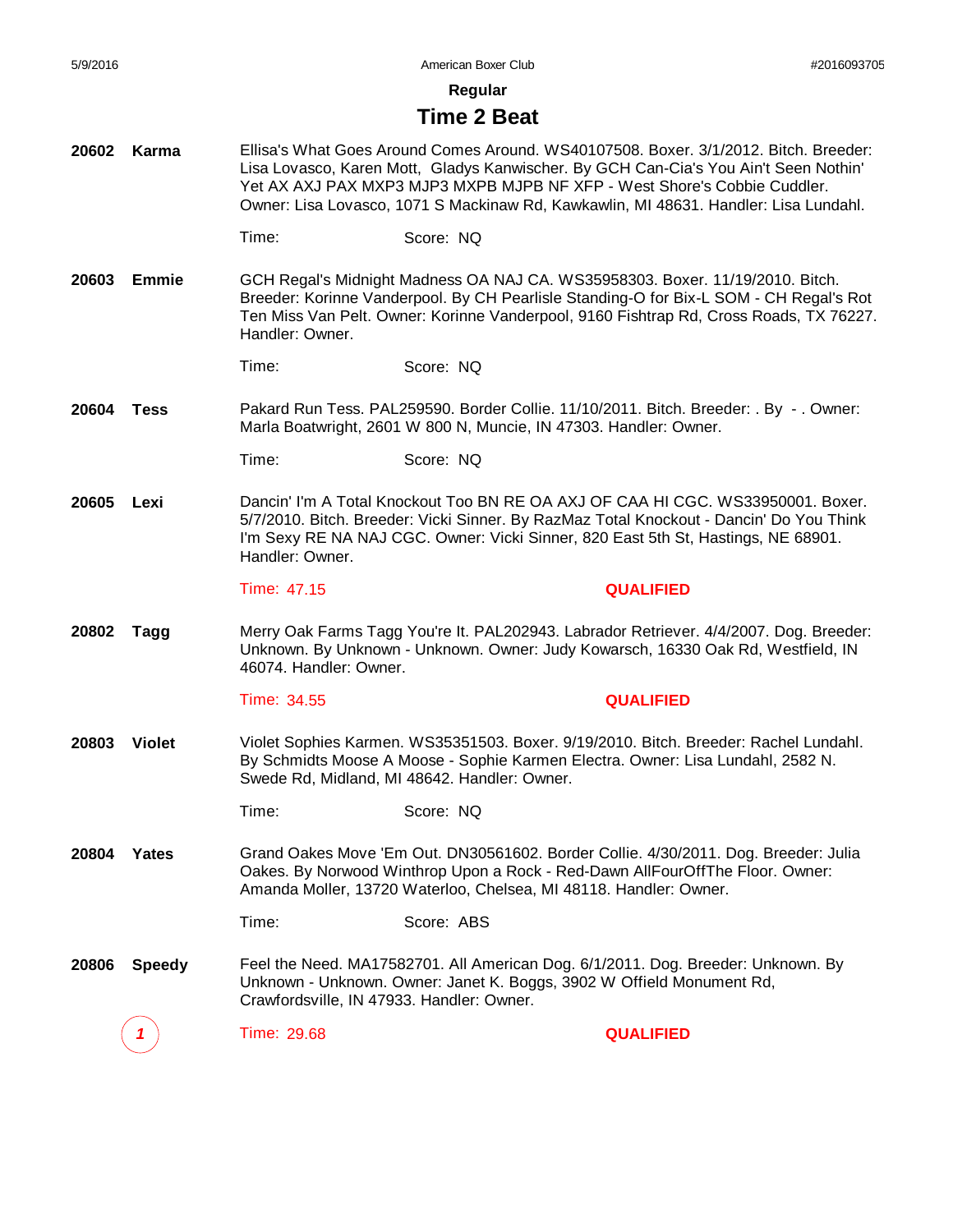## Regular

# Time 2 Beat

**20602 Karma**

Ellisa's What Goes Around Comes Around. WS40107508. Boxer. 3/1/2012. Bitch. Breeder: Lisa Lovasco, Karen Mott, Gladys Kanwischer. By GCH Can-Cia's You Ain't Seen Nothin' Yet AX AXJ PAX MXP3 MJP3 MXPB MJPB NF XFP - West Shore's Cobbie Cuddler. Owner: Lisa Lovasco, 1071 S Mackinaw Rd, Kawkawlin, MI 48631. Handler: Lisa Lundahl.

Time: Score: NQ

**20603 Emmie**

GCH Regal's Midnight Madness OA NAJ CA. WS35958303. Boxer. 11/19/2010. Bitch. Breeder: Korinne Vanderpool. By CH Pearlisle Standing-O for Bix-L SOM - CH Regal's Rot Ten Miss Van Pelt. Owner: Korinne Vanderpool, 9160 Fishtrap Rd, Cross Roads, TX 76227. Handler: Owner.

Time: Score: NQ

**20604 Tess**

Pakard Run Tess. PAL259590. Border Collie. 11/10/2011. Bitch. Breeder: . By - . Owner: Marla Boatwright, 2601 W 800 N, Muncie, IN 47303. Handler: Owner.

Time: Score: NQ

**20605 Lexi**

Dancin' I'm A Total Knockout Too BN RE OA AXJ OF CAA HI CGC. WS33950001. Boxer. 5/7/2010. Bitch. Breeder: Vicki Sinner. By RazMaz Total Knockout - Dancin' Do You Think I'm Sexy RE NA NAJ CGC. Owner: Vicki Sinner, 820 East 5th St, Hastings, NE 68901. Handler: Owner.

Time: 47.15 **QUALIFIED**

**20802 Tagg**

Merry Oak Farms Tagg You're It. PAL202943. Labrador Retriever. 4/4/2007. Dog. Breeder: Unknown. By Unknown - Unknown. Owner: Judy Kowarsch, 16330 Oak Rd, Westfield, IN 46074. Handler: Owner.

Time: 34.55 **QUALIFIED**

**20803 Violet**

Violet Sophies Karmen. WS35351503. Boxer. 9/19/2010. Bitch. Breeder: Rachel Lundahl. By Schmidts Moose A Moose - Sophie Karmen Electra. Owner: Lisa Lundahl, 2582 N. Swede Rd, Midland, MI 48642. Handler: Owner.

Time: Score: NQ

**20804 Yates**

Grand Oakes Move 'Em Out. DN30561602. Border Collie. 4/30/2011. Dog. Breeder: Julia Oakes. By Norwood Winthrop Upon a Rock - Red-Dawn AllFourOffThe Floor. Owner: Amanda Moller, 13720 Waterloo, Chelsea, MI 48118. Handler: Owner.

Time: Score: ABS

**20806 Speedy**

Feel the Need. MA17582701. All American Dog. 6/1/2011. Dog. Breeder: Unknown. By Unknown - Unknown. Owner: Janet K. Boggs, 3902 W Offield Monument Rd, Crawfordsville, IN 47933. Handler: Owner.

*1* Time: 29.68 **QUALIFIED**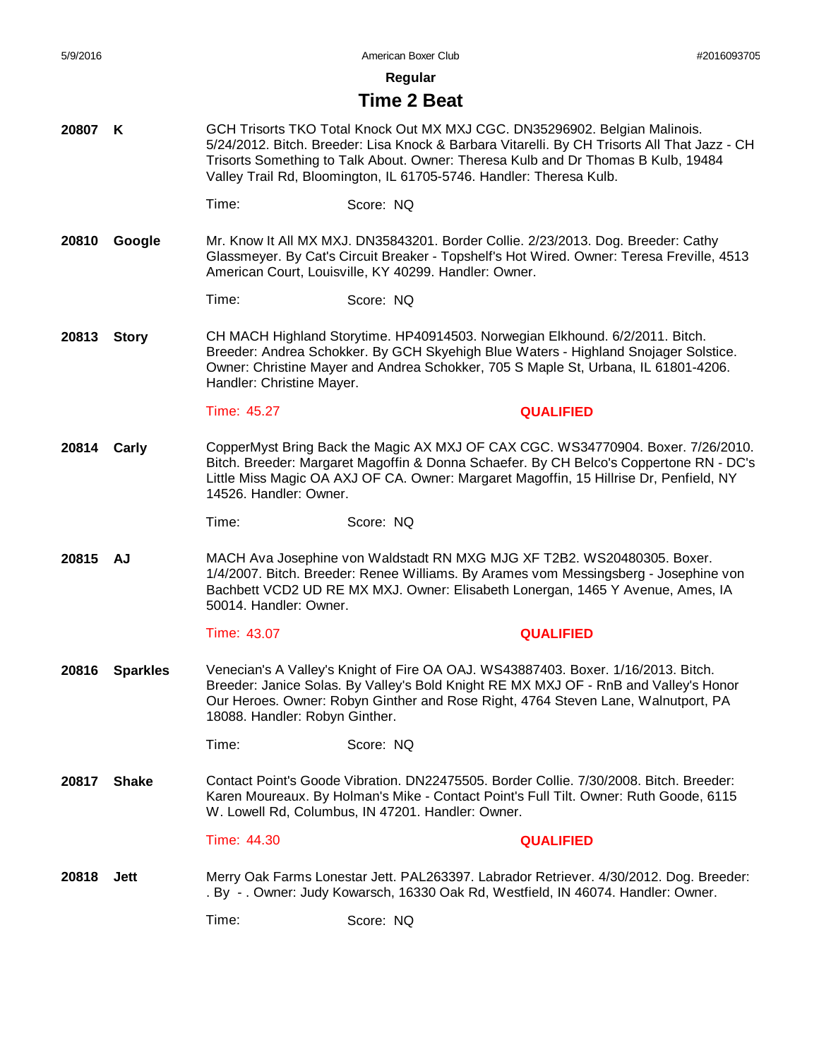**Regular**

## Time 2 Beat

**20807 K**

GCH Trisorts TKO Total Knock Out MX MXJ CGC. DN35296902. Belgian Malinois. 5/24/2012. Bitch. Breeder: Lisa Knock & Barbara Vitarelli. By CH Trisorts All That Jazz - CH Trisorts Something to Talk About. Owner: Theresa Kulb and Dr Thomas B Kulb, 19484 Valley Trail Rd, Bloomington, IL 61705-5746. Handler: Theresa Kulb.

Time: Score: NQ

**20810 Google**

Mr. Know It All MX MXJ. DN35843201. Border Collie. 2/23/2013. Dog. Breeder: Cathy Glassmeyer. By Cat's Circuit Breaker - Topshelf's Hot Wired. Owner: Teresa Freville, 4513 American Court, Louisville, KY 40299. Handler: Owner.

Time: Score: NQ

**20813 Story**

CH MACH Highland Storytime. HP40914503. Norwegian Elkhound. 6/2/2011. Bitch. Breeder: Andrea Schokker. By GCH Skyehigh Blue Waters - Highland Snojager Solstice. Owner: Christine Mayer and Andrea Schokker, 705 S Maple St, Urbana, IL 61801-4206. Handler: Christine Mayer.

Time: 45.27 **QUALIFIED**

**20814 Carly**

CopperMyst Bring Back the Magic AX MXJ OF CAX CGC. WS34770904. Boxer. 7/26/2010. Bitch. Breeder: Margaret Magoffin & Donna Schaefer. By CH Belco's Coppertone RN - DC's Little Miss Magic OA AXJ OF CA. Owner: Margaret Magoffin, 15 Hillrise Dr, Penfield, NY 14526. Handler: Owner.

Time: Score: NQ

**20815 AJ**

MACH Ava Josephine von Waldstadt RN MXG MJG XF T2B2. WS20480305. Boxer. 1/4/2007. Bitch. Breeder: Renee Williams. By Arames vom Messingsberg - Josephine von Bachbett VCD2 UD RE MX MXJ. Owner: Elisabeth Lonergan, 1465 Y Avenue, Ames, IA 50014. Handler: Owner.

Time: 43.07 **QUALIFIED**

**20816 Sparkles**

Venecian's A Valley's Knight of Fire OA OAJ. WS43887403. Boxer. 1/16/2013. Bitch. Breeder: Janice Solas. By Valley's Bold Knight RE MX MXJ OF - RnB and Valley's Honor Our Heroes. Owner: Robyn Ginther and Rose Right, 4764 Steven Lane, Walnutport, PA 18088. Handler: Robyn Ginther.

Time: Score: NQ

**20817 Shake**

Contact Point's Goode Vibration. DN22475505. Border Collie. 7/30/2008. Bitch. Breeder: Karen Moureaux. By Holman's Mike - Contact Point's Full Tilt. Owner: Ruth Goode, 6115 W. Lowell Rd, Columbus, IN 47201. Handler: Owner.

Time: 44.30 **QUALIFIED**

**20818 Jett**

Merry Oak Farms Lonestar Jett. PAL263397. Labrador Retriever. 4/30/2012. Dog. Breeder: . By - . Owner: Judy Kowarsch, 16330 Oak Rd, Westfield, IN 46074. Handler: Owner.

Time: Score: NQ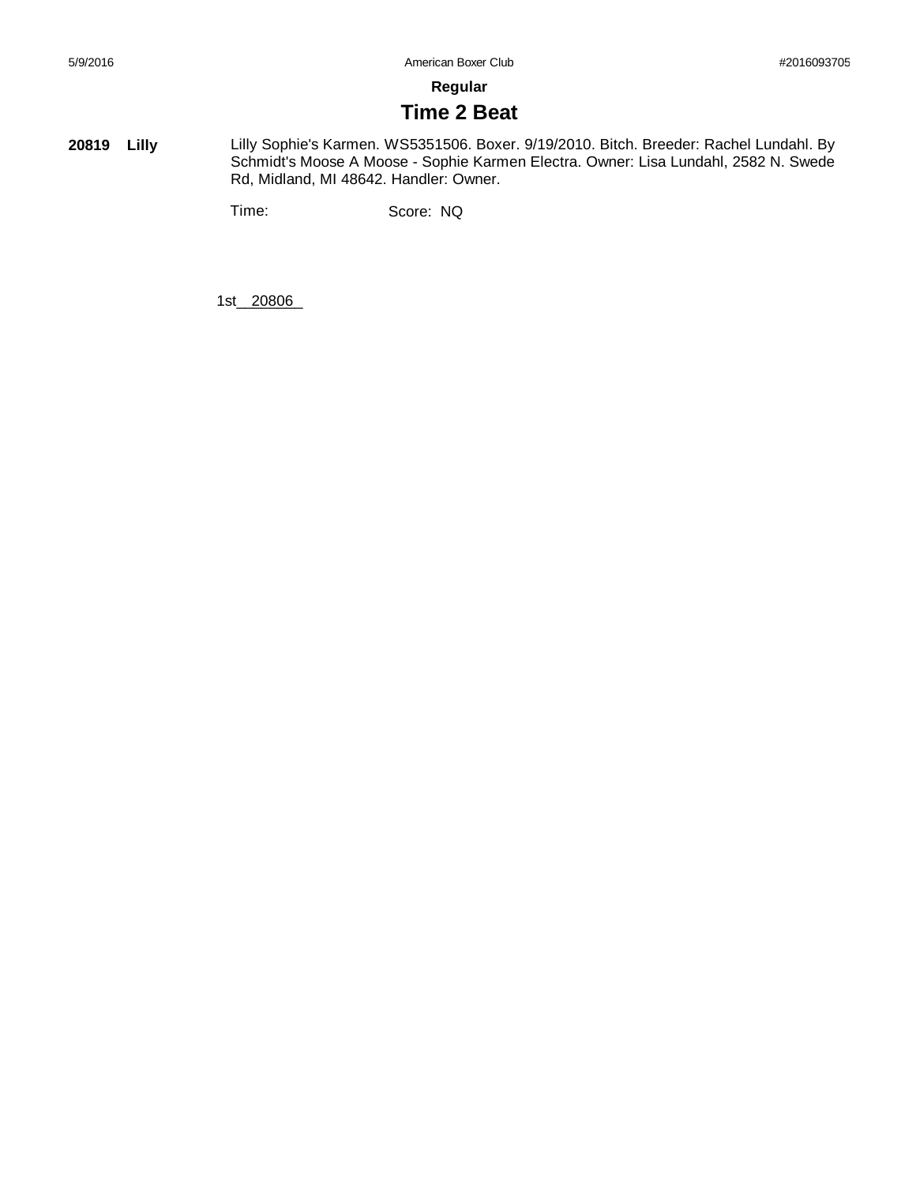**Regular**

## Time 2 Beat

**20819 Lilly** Lilly Sophie's Karmen. WS5351506. Boxer. 9/19/2010. Bitch. Breeder: Rachel Lundahl. By Schmidt's Moose A Moose - Sophie Karmen Electra. Owner: Lisa Lundahl, 2582 N. Swede Rd, Midland, MI 48642. Handler: Owner.

Time: Score: NQ

1st 20806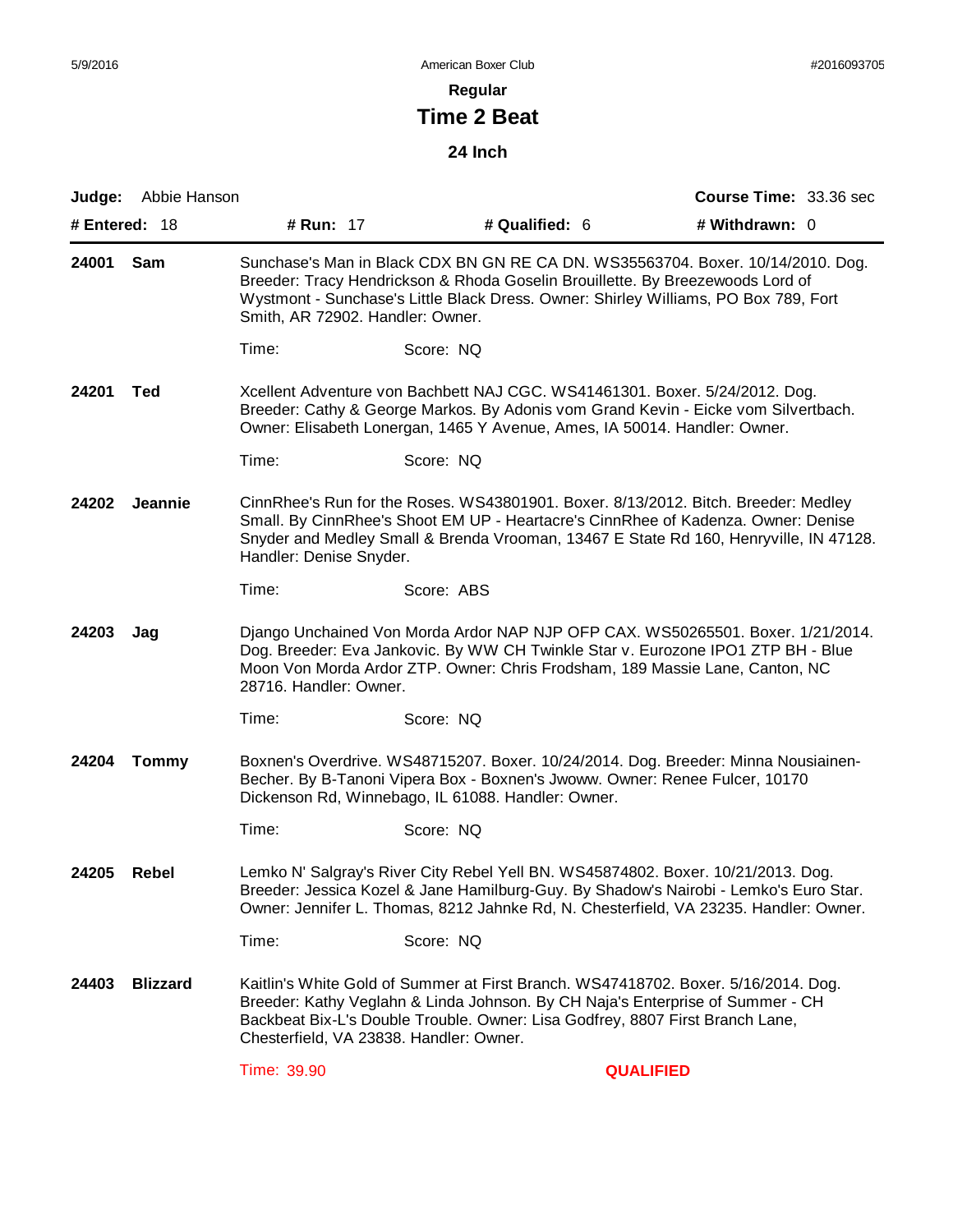# Regular

## Time 2 Beat

### 24 Inch

**Judge:** Abbie Hanson **Course Time:** 33.36 sec

**# Entered:** 18 **# Run:** 17 **# Qualified:** 6 **# Withdrawn:** 0

---

**24001 Sam**

Sunchase's Man in Black CDX BN GN RE CA DN. WS35563704. Boxer. 10/14/2010. Dog. Breeder: Tracy Hendrickson & Rhoda Goselin Brouillette. By Breezewoods Lord of Wystmont - Sunchase's Little Black Dress. Owner: Shirley Williams, PO Box 789, Fort Smith, AR 72902. Handler: Owner.

Time: Score: NQ

**24201 Ted**

Xcellent Adventure von Bachbett NAJ CGC. WS41461301. Boxer. 5/24/2012. Dog. Breeder: Cathy & George Markos. By Adonis vom Grand Kevin - Eicke vom Silvertbach. Owner: Elisabeth Lonergan, 1465 Y Avenue, Ames, IA 50014. Handler: Owner.

Time: Score: NQ

**24202 Jeannie**

CinnRhee's Run for the Roses. WS43801901. Boxer. 8/13/2012. Bitch. Breeder: Medley Small. By CinnRhee's Shoot EM UP - Heartacre's CinnRhee of Kadenza. Owner: Denise Snyder and Medley Small & Brenda Vrooman, 13467 E State Rd 160, Henryville, IN 47128. Handler: Denise Snyder.

Time: Score: ABS

**24203 Jag**

Django Unchained Von Morda Ardor NAP NJP OFP CAX. WS50265501. Boxer. 1/21/2014. Dog. Breeder: Eva Jankovic. By WW CH Twinkle Star v. Eurozone IPO1 ZTP BH - Blue Moon Von Morda Ardor ZTP. Owner: Chris Frodsham, 189 Massie Lane, Canton, NC 28716. Handler: Owner.

Time: Score: NQ

**24204 Tommy**

Boxnen's Overdrive. WS48715207. Boxer. 10/24/2014. Dog. Breeder: Minna Nousiainen-Becher. By B-Tanoni Vipera Box - Boxnen's Jwoww. Owner: Renee Fulcer, 10170 Dickenson Rd, Winnebago, IL 61088. Handler: Owner.

Time: Score: NQ

**24205 Rebel**

Lemko N' Salgray's River City Rebel Yell BN. WS45874802. Boxer. 10/21/2013. Dog. Breeder: Jessica Kozel & Jane Hamilburg-Guy. By Shadow's Nairobi - Lemko's Euro Star. Owner: Jennifer L. Thomas, 8212 Jahnke Rd, N. Chesterfield, VA 23235. Handler: Owner.

Time: Score: NQ

**24403 Blizzard**

Kaitlin's White Gold of Summer at First Branch. WS47418702. Boxer. 5/16/2014. Dog. Breeder: Kathy Veglahn & Linda Johnson. By CH Naja's Enterprise of Summer - CH Backbeat Bix-L's Double Trouble. Owner: Lisa Godfrey, 8807 First Branch Lane, Chesterfield, VA 23838. Handler: Owner.

Time: 39.90 **QUALIFIED**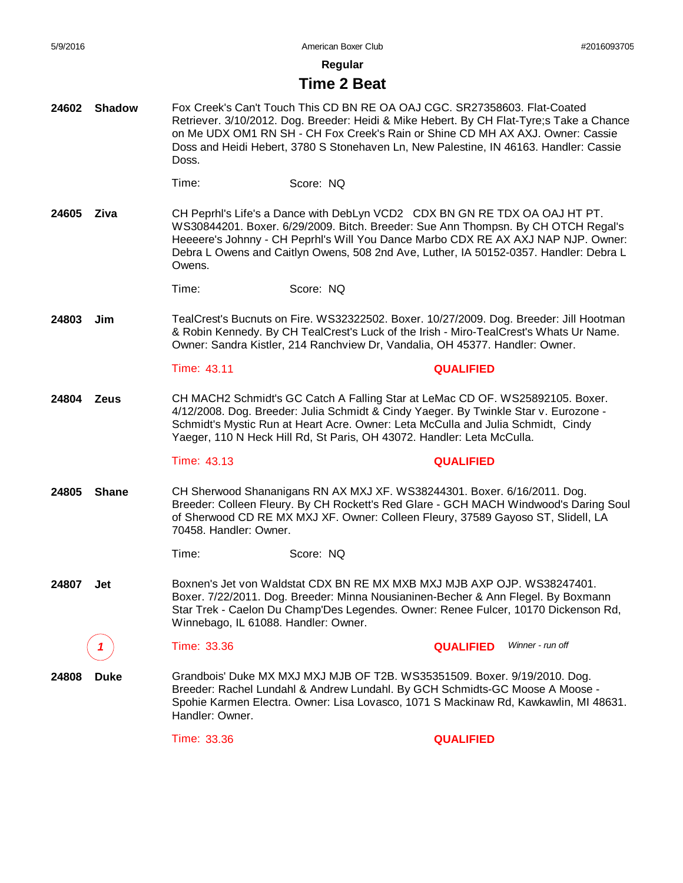**Regular**

## Time 2 Beat

**24602 Shadow**

Fox Creek's Can't Touch This CD BN RE OA OAJ CGC. SR27358603. Flat-Coated Retriever. 3/10/2012. Dog. Breeder: Heidi & Mike Hebert. By CH Flat-Tyre;s Take a Chance on Me UDX OM1 RN SH - CH Fox Creek's Rain or Shine CD MH AX AXJ. Owner: Cassie Doss and Heidi Hebert, 3780 S Stonehaven Ln, New Palestine, IN 46163. Handler: Cassie Doss.

Time: Score: NQ

**24605 Ziva**

CH Peprhl's Life's a Dance with DebLyn VCD2 CDX BN GN RE TDX OA OAJ HT PT. WS30844201. Boxer. 6/29/2009. Bitch. Breeder: Sue Ann Thompsn. By CH OTCH Regal's Heeeere's Johnny - CH Peprhl's Will You Dance Marbo CDX RE AX AXJ NAP NJP. Owner: Debra L Owens and Caitlyn Owens, 508 2nd Ave, Luther, IA 50152-0357. Handler: Debra L Owens.

Time: Score: NQ

**24803 Jim**

TealCrest's Bucnuts on Fire. WS32322502. Boxer. 10/27/2009. Dog. Breeder: Jill Hootman & Robin Kennedy. By CH TealCrest's Luck of the Irish - Miro-TealCrest's Whats Ur Name. Owner: Sandra Kistler, 214 Ranchview Dr, Vandalia, OH 45377. Handler: Owner.

Time: 43.11 **QUALIFIED**

**24804 Zeus**

CH MACH2 Schmidt's GC Catch A Falling Star at LeMac CD OF. WS25892105. Boxer. 4/12/2008. Dog. Breeder: Julia Schmidt & Cindy Yaeger. By Twinkle Star v. Eurozone - Schmidt's Mystic Run at Heart Acre. Owner: Leta McCulla and Julia Schmidt, Cindy Yaeger, 110 N Heck Hill Rd, St Paris, OH 43072. Handler: Leta McCulla.

Time: 43.13 **QUALIFIED**

**24805 Shane**

CH Sherwood Shananigans RN AX MXJ XF. WS38244301. Boxer. 6/16/2011. Dog. Breeder: Colleen Fleury. By CH Rockett's Red Glare - GCH MACH Windwood's Daring Soul of Sherwood CD RE MX MXJ XF. Owner: Colleen Fleury, 37589 Gayoso ST, Slidell, LA 70458. Handler: Owner.

Time: Score: NQ

**24807 Jet**

Boxnen's Jet von Waldstat CDX BN RE MX MXB MXJ MJB AXP OJP. WS38247401. Boxer. 7/22/2011. Dog. Breeder: Minna Nousianinen-Becher & Ann Flegel. By Boxmann Star Trek - Caelon Du Champ'Des Legendes. Owner: Renee Fulcer, 10170 Dickenson Rd, Winnebago, IL 61088. Handler: Owner.

*1* Time: 33.36 **QUALIFIED** *Winner - run off*

**24808 Duke**

Grandbois' Duke MX MXJ MXJ MJB OF T2B. WS35351509. Boxer. 9/19/2010. Dog. Breeder: Rachel Lundahl & Andrew Lundahl. By GCH Schmidts-GC Moose A Moose - Spohie Karmen Electra. Owner: Lisa Lovasco, 1071 S Mackinaw Rd, Kawkawlin, MI 48631. Handler: Owner.

Time: 33.36 **QUALIFIED**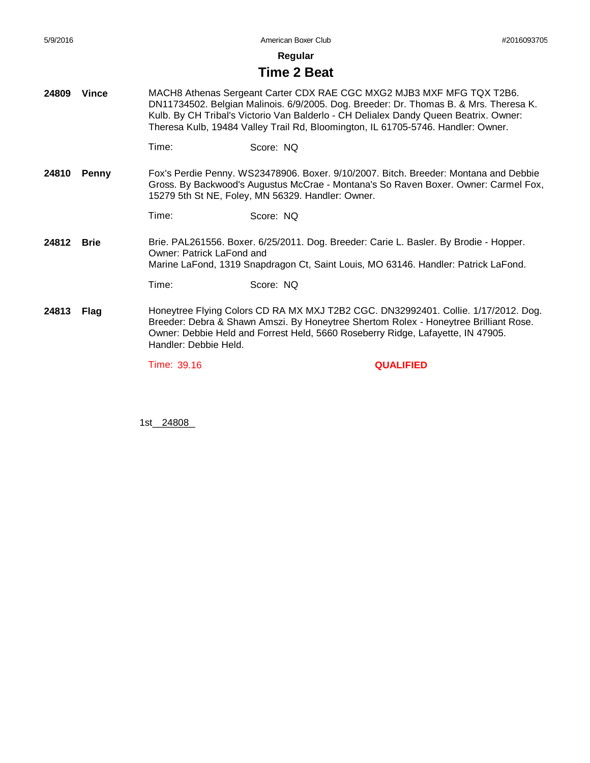## Regular

# Time 2 Beat

**24809** **Vince**

MACH8 Athenas Sergeant Carter CDX RAE CGC MXG2 MJB3 MXF MFG TQX T2B6. DN11734502. Belgian Malinois. 6/9/2005. Dog. Breeder: Dr. Thomas B. & Mrs. Theresa K. Kulb. By CH Tribal's Victorio Van Balderlo - CH Delialex Dandy Queen Beatrix. Owner: Theresa Kulb, 19484 Valley Trail Rd, Bloomington, IL 61705-5746. Handler: Owner.

Time: Score: NQ

**24810** **Penny**

Fox's Perdie Penny. WS23478906. Boxer. 9/10/2007. Bitch. Breeder: Montana and Debbie Gross. By Backwood's Augustus McCrae - Montana's So Raven Boxer. Owner: Carmel Fox, 15279 5th St NE, Foley, MN 56329. Handler: Owner.

Time: Score: NQ

**24812** **Brie**

Brie. PAL261556. Boxer. 6/25/2011. Dog. Breeder: Carie L. Basler. By Brodie - Hopper. Owner: Patrick LaFond and
Marine LaFond, 1319 Snapdragon Ct, Saint Louis, MO 63146. Handler: Patrick LaFond.

Time: Score: NQ

**24813** **Flag**

Honeytree Flying Colors CD RA MX MXJ T2B2 CGC. DN32992401. Collie. 1/17/2012. Dog. Breeder: Debra & Shawn Amszi. By Honeytree Shertom Rolex - Honeytree Brilliant Rose. Owner: Debbie Held and Forrest Held, 5660 Roseberry Ridge, Lafayette, IN 47905. Handler: Debbie Held.

Time: 39.16 **QUALIFIED**

1st 24808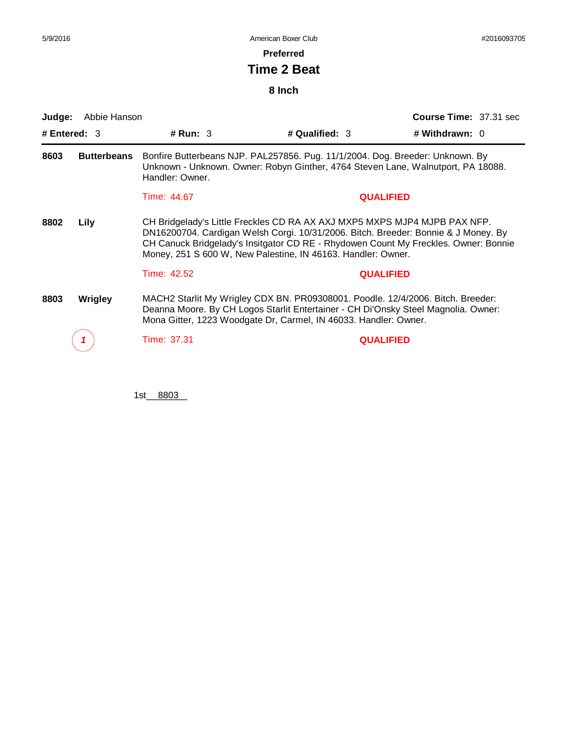5/9/2016 American Boxer Club #2016093705

## Preferred

# Time 2 Beat

### 8 Inch

**Judge:** Abbie Hanson **Course Time:** 37.31 sec

**# Entered:** 3 **# Run:** 3 **# Qualified:** 3 **# Withdrawn:** 0

---

**8603 Butterbeans** Bonfire Butterbeans NJP. PAL257856. Pug. 11/1/2004. Dog. Breeder: Unknown. By Unknown - Unknown. Owner: Robyn Ginther, 4764 Steven Lane, Walnutport, PA 18088. Handler: Owner.

Time: 44.67 **QUALIFIED**

**8802 Lily** CH Bridgelady's Little Freckles CD RA AX AXJ MXP5 MXPS MJP4 MJPB PAX NFP. DN16200704. Cardigan Welsh Corgi. 10/31/2006. Bitch. Breeder: Bonnie & J Money. By CH Canuck Bridgelady's Insitgator CD RE - Rhydowen Count My Freckles. Owner: Bonnie Money, 251 S 600 W, New Palestine, IN 46163. Handler: Owner.

Time: 42.52 **QUALIFIED**

**8803 Wrigley** MACH2 Starlit My Wrigley CDX BN. PR09308001. Poodle. 12/4/2006. Bitch. Breeder: Deanna Moore. By CH Logos Starlit Entertainer - CH Di'Onsky Steel Magnolia. Owner: Mona Gitter, 1223 Woodgate Dr, Carmel, IN 46033. Handler: Owner.

*1* Time: 37.31 **QUALIFIED**

1st 8803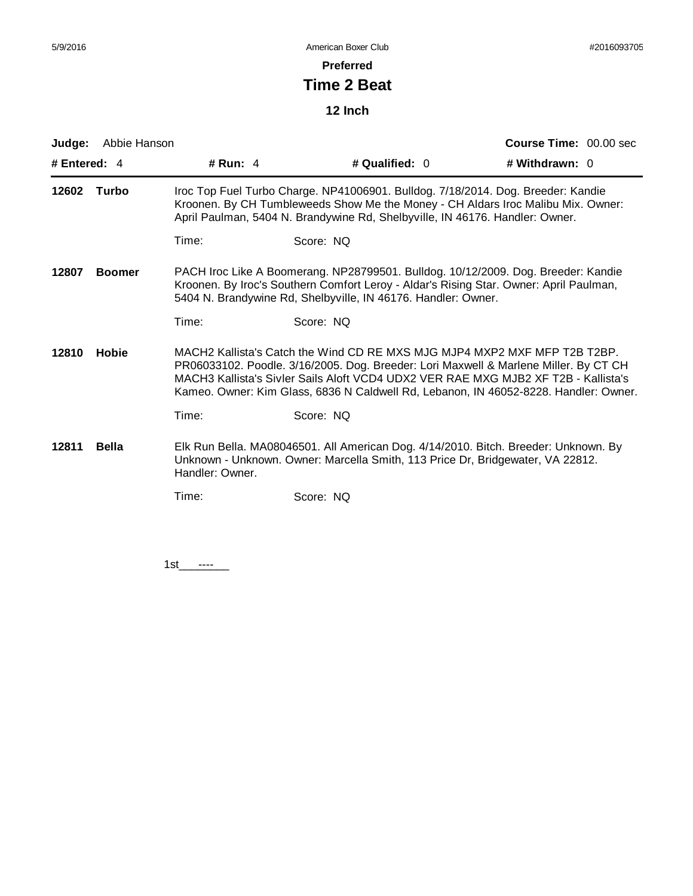**Preferred**

# Time 2 Beat

## 12 Inch

**Judge:** Abbie Hanson | **Course Time:** 00.00 sec

**# Entered:** 4 | **# Run:** 4 | **# Qualified:** 0 | **# Withdrawn:** 0

---

**12602 Turbo**

Iroc Top Fuel Turbo Charge. NP41006901. Bulldog. 7/18/2014. Dog. Breeder: Kandie Kroonen. By CH Tumbleweeds Show Me the Money - CH Aldars Iroc Malibu Mix. Owner: April Paulman, 5404 N. Brandywine Rd, Shelbyville, IN 46176. Handler: Owner.

Time: Score: NQ

**12807 Boomer**

PACH Iroc Like A Boomerang. NP28799501. Bulldog. 10/12/2009. Dog. Breeder: Kandie Kroonen. By Iroc's Southern Comfort Leroy - Aldar's Rising Star. Owner: April Paulman, 5404 N. Brandywine Rd, Shelbyville, IN 46176. Handler: Owner.

Time: Score: NQ

**12810 Hobie**

MACH2 Kallista's Catch the Wind CD RE MXS MJG MJP4 MXP2 MXF MFP T2B T2BP. PR06033102. Poodle. 3/16/2005. Dog. Breeder: Lori Maxwell & Marlene Miller. By CT CH MACH3 Kallista's Sivler Sails Aloft VCD4 UDX2 VER RAE MXG MJB2 XF T2B - Kallista's Kameo. Owner: Kim Glass, 6836 N Caldwell Rd, Lebanon, IN 46052-8228. Handler: Owner.

Time: Score: NQ

**12811 Bella**

Elk Run Bella. MA08046501. All American Dog. 4/14/2010. Bitch. Breeder: Unknown. By Unknown - Unknown. Owner: Marcella Smith, 113 Price Dr, Bridgewater, VA 22812. Handler: Owner.

Time: Score: NQ

1st___----___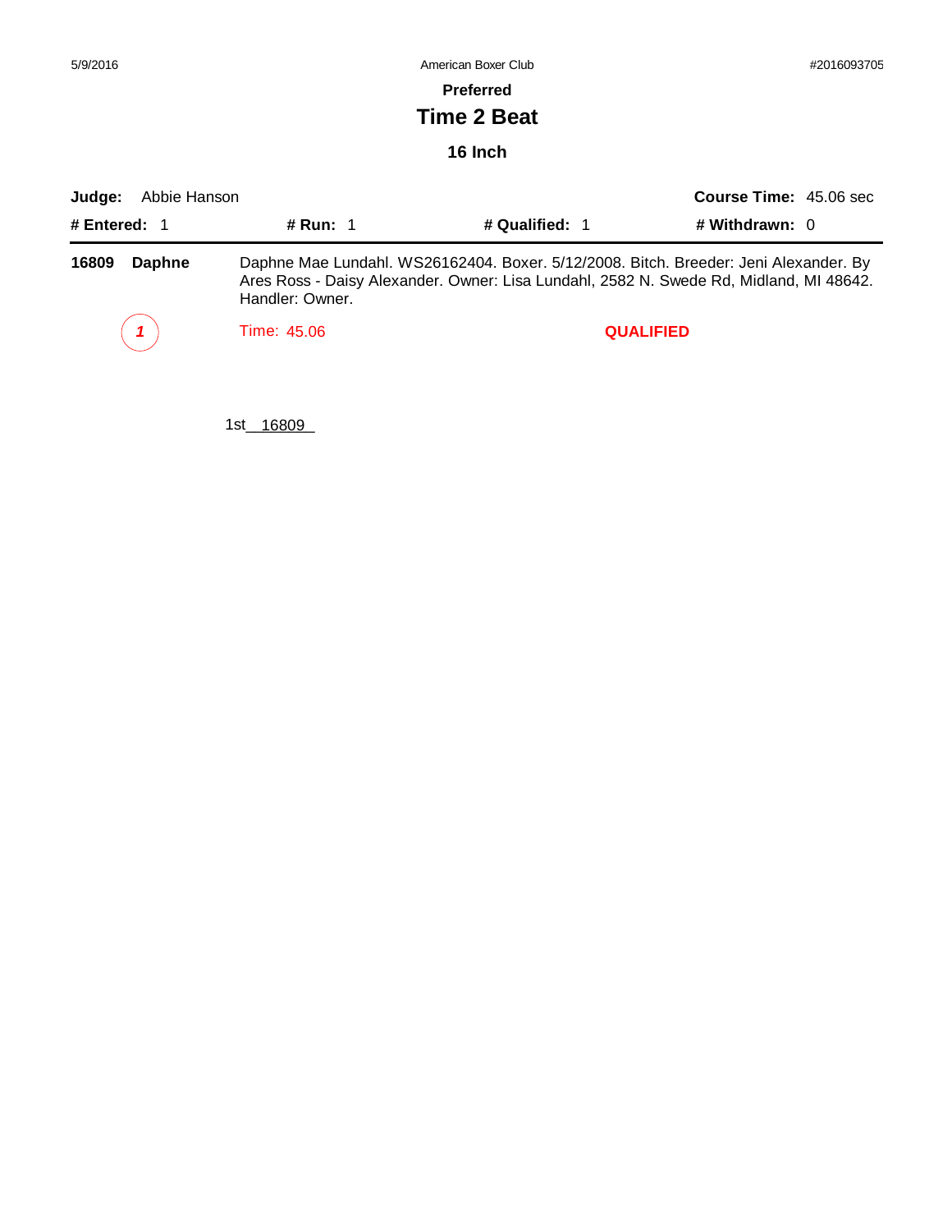# Preferred

## Time 2 Beat

### 16 Inch

**Judge:** Abbie Hanson **Course Time:** 45.06 sec

**# Entered:** 1 **# Run:** 1 **# Qualified:** 1 **# Withdrawn:** 0

---

**16809 Daphne** Daphne Mae Lundahl. WS26162404. Boxer. 5/12/2008. Bitch. Breeder: Jeni Alexander. By Ares Ross - Daisy Alexander. Owner: Lisa Lundahl, 2582 N. Swede Rd, Midland, MI 48642. Handler: Owner.

*1* Time: 45.06 **QUALIFIED**

1st 16809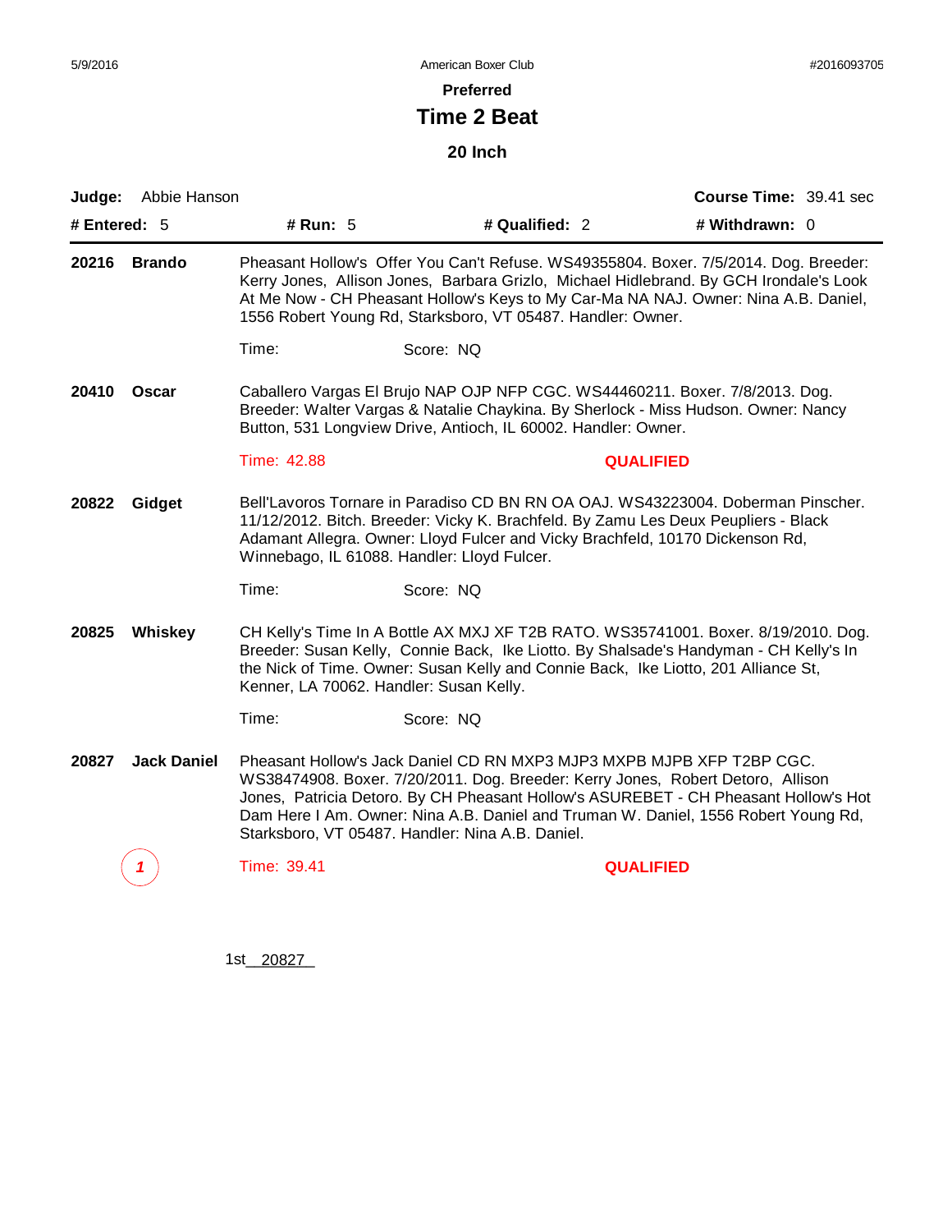**Preferred**

# Time 2 Beat

**20 Inch**

**Judge:** Abbie Hanson **Course Time:** 39.41 sec

**# Entered:** 5 **# Run:** 5 **# Qualified:** 2 **# Withdrawn:** 0

---

**20216 Brando** Pheasant Hollow's Offer You Can't Refuse. WS49355804. Boxer. 7/5/2014. Dog. Breeder: Kerry Jones, Allison Jones, Barbara Grizlo, Michael Hidlebrand. By GCH Irondale's Look At Me Now - CH Pheasant Hollow's Keys to My Car-Ma NA NAJ. Owner: Nina A.B. Daniel, 1556 Robert Young Rd, Starksboro, VT 05487. Handler: Owner.

Time: Score: NQ

**20410 Oscar** Caballero Vargas El Brujo NAP OJP NFP CGC. WS44460211. Boxer. 7/8/2013. Dog. Breeder: Walter Vargas & Natalie Chaykina. By Sherlock - Miss Hudson. Owner: Nancy Button, 531 Longview Drive, Antioch, IL 60002. Handler: Owner.

Time: 42.88 **QUALIFIED**

**20822 Gidget** Bell'Lavoros Tornare in Paradiso CD BN RN OA OAJ. WS43223004. Doberman Pinscher. 11/12/2012. Bitch. Breeder: Vicky K. Brachfeld. By Zamu Les Deux Peupliers - Black Adamant Allegra. Owner: Lloyd Fulcer and Vicky Brachfeld, 10170 Dickenson Rd, Winnebago, IL 61088. Handler: Lloyd Fulcer.

Time: Score: NQ

**20825 Whiskey** CH Kelly's Time In A Bottle AX MXJ XF T2B RATO. WS35741001. Boxer. 8/19/2010. Dog. Breeder: Susan Kelly, Connie Back, Ike Liotto. By Shalsade's Handyman - CH Kelly's In the Nick of Time. Owner: Susan Kelly and Connie Back, Ike Liotto, 201 Alliance St, Kenner, LA 70062. Handler: Susan Kelly.

Time: Score: NQ

**20827 Jack Daniel** Pheasant Hollow's Jack Daniel CD RN MXP3 MJP3 MXPB MJPB XFP T2BP CGC. WS38474908. Boxer. 7/20/2011. Dog. Breeder: Kerry Jones, Robert Detoro, Allison Jones, Patricia Detoro. By CH Pheasant Hollow's ASUREBET - CH Pheasant Hollow's Hot Dam Here I Am. Owner: Nina A.B. Daniel and Truman W. Daniel, 1556 Robert Young Rd, Starksboro, VT 05487. Handler: Nina A.B. Daniel.

*1* Time: 39.41 **QUALIFIED**

1st 20827